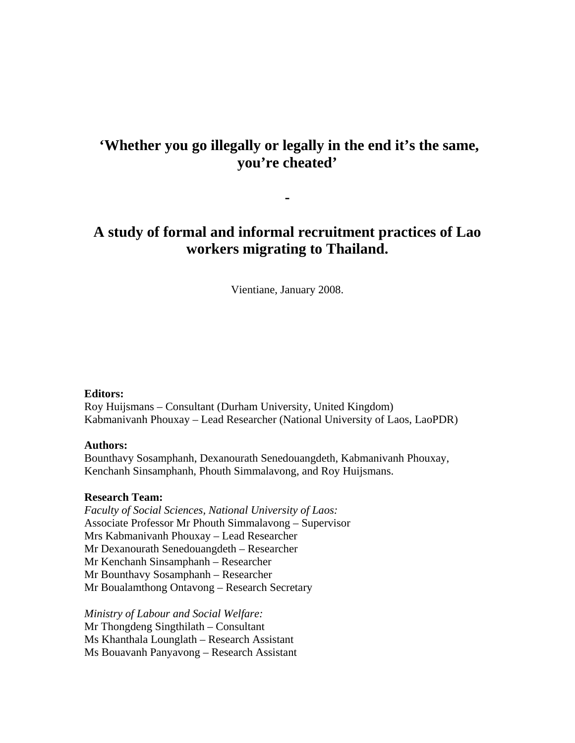# 'Whether you go illegally or legally in the end it's the same, you're cheated'

-

# A study of formal and informal recruitment practices of Lao workers migrating to Thailand.

Vientiane, January 2008.

**Editors:**
Roy Huijsmans – Consultant (Durham University, United Kingdom)
Kabmanivanh Phouxay – Lead Researcher (National University of Laos, LaoPDR)

**Authors:**
Bounthavy Sosamphanh, Dexanourath Senedouangdeth, Kabmanivanh Phouxay, Kenchanh Sinsamphanh, Phouth Simmalavong, and Roy Huijsmans.

**Research Team:**
*Faculty of Social Sciences, National University of Laos:*
Associate Professor Mr Phouth Simmalavong – Supervisor
Mrs Kabmanivanh Phouxay – Lead Researcher
Mr Dexanourath Senedouangdeth – Researcher
Mr Kenchanh Sinsamphanh – Researcher
Mr Bounthavy Sosamphanh – Researcher
Mr Boualamthong Ontavong – Research Secretary

*Ministry of Labour and Social Welfare:*
Mr Thongdeng Singthilath – Consultant
Ms Khanthala Lounglath – Research Assistant
Ms Bouavanh Panyavong – Research Assistant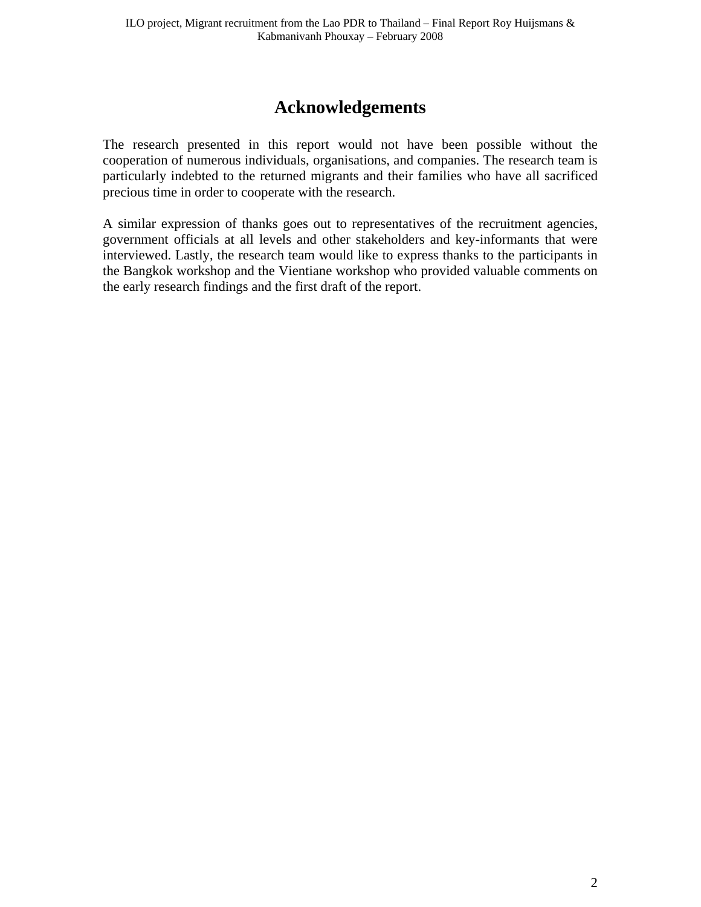# Acknowledgements

The research presented in this report would not have been possible without the cooperation of numerous individuals, organisations, and companies. The research team is particularly indebted to the returned migrants and their families who have all sacrificed precious time in order to cooperate with the research.

A similar expression of thanks goes out to representatives of the recruitment agencies, government officials at all levels and other stakeholders and key-informants that were interviewed. Lastly, the research team would like to express thanks to the participants in the Bangkok workshop and the Vientiane workshop who provided valuable comments on the early research findings and the first draft of the report.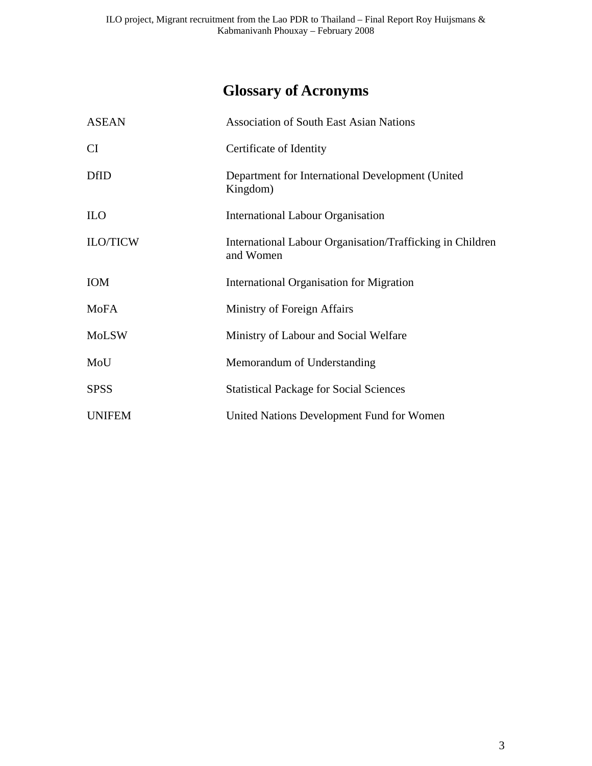# Glossary of Acronyms

| | |
|---|---|
| ASEAN | Association of South East Asian Nations |
| CI | Certificate of Identity |
| DfID | Department for International Development (United Kingdom) |
| ILO | International Labour Organisation |
| ILO/TICW | International Labour Organisation/Trafficking in Children and Women |
| IOM | International Organisation for Migration |
| MoFA | Ministry of Foreign Affairs |
| MoLSW | Ministry of Labour and Social Welfare |
| MoU | Memorandum of Understanding |
| SPSS | Statistical Package for Social Sciences |
| UNIFEM | United Nations Development Fund for Women |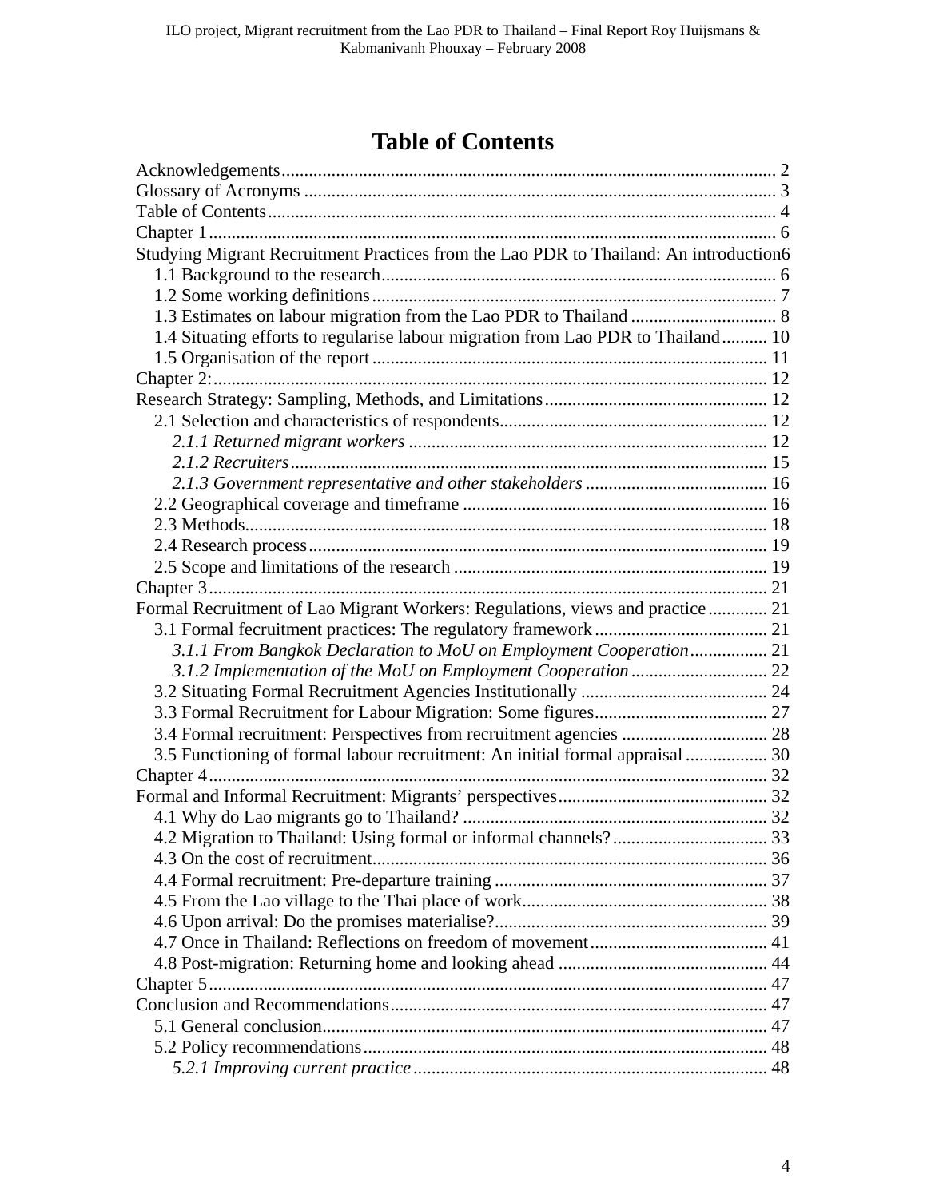# Table of Contents

Acknowledgements ... 2
Glossary of Acronyms ... 3
Table of Contents ... 4
Chapter 1 ... 6
Studying Migrant Recruitment Practices from the Lao PDR to Thailand: An introduction 6
- 1.1 Background to the research ... 6
- 1.2 Some working definitions ... 7
- 1.3 Estimates on labour migration from the Lao PDR to Thailand ... 8
- 1.4 Situating efforts to regularise labour migration from Lao PDR to Thailand ... 10
- 1.5 Organisation of the report ... 11

Chapter 2: ... 12
Research Strategy: Sampling, Methods, and Limitations ... 12
- 2.1 Selection and characteristics of respondents ... 12
  - *2.1.1 Returned migrant workers* ... 12
  - *2.1.2 Recruiters* ... 15
  - *2.1.3 Government representative and other stakeholders* ... 16
- 2.2 Geographical coverage and timeframe ... 16
- 2.3 Methods ... 18
- 2.4 Research process ... 19
- 2.5 Scope and limitations of the research ... 19

Chapter 3 ... 21
Formal Recruitment of Lao Migrant Workers: Regulations, views and practice ... 21
- 3.1 Formal fecruitment practices: The regulatory framework ... 21
  - *3.1.1 From Bangkok Declaration to MoU on Employment Cooperation* ... 21
  - *3.1.2 Implementation of the MoU on Employment Cooperation* ... 22
- 3.2 Situating Formal Recruitment Agencies Institutionally ... 24
- 3.3 Formal Recruitment for Labour Migration: Some figures ... 27
- 3.4 Formal recruitment: Perspectives from recruitment agencies ... 28
- 3.5 Functioning of formal labour recruitment: An initial formal appraisal ... 30

Chapter 4 ... 32
Formal and Informal Recruitment: Migrants' perspectives ... 32
- 4.1 Why do Lao migrants go to Thailand? ... 32
- 4.2 Migration to Thailand: Using formal or informal channels? ... 33
- 4.3 On the cost of recruitment ... 36
- 4.4 Formal recruitment: Pre-departure training ... 37
- 4.5 From the Lao village to the Thai place of work ... 38
- 4.6 Upon arrival: Do the promises materialise? ... 39
- 4.7 Once in Thailand: Reflections on freedom of movement ... 41
- 4.8 Post-migration: Returning home and looking ahead ... 44

Chapter 5 ... 47
Conclusion and Recommendations ... 47
- 5.1 General conclusion ... 47
- 5.2 Policy recommendations ... 48
  - *5.2.1 Improving current practice* ... 48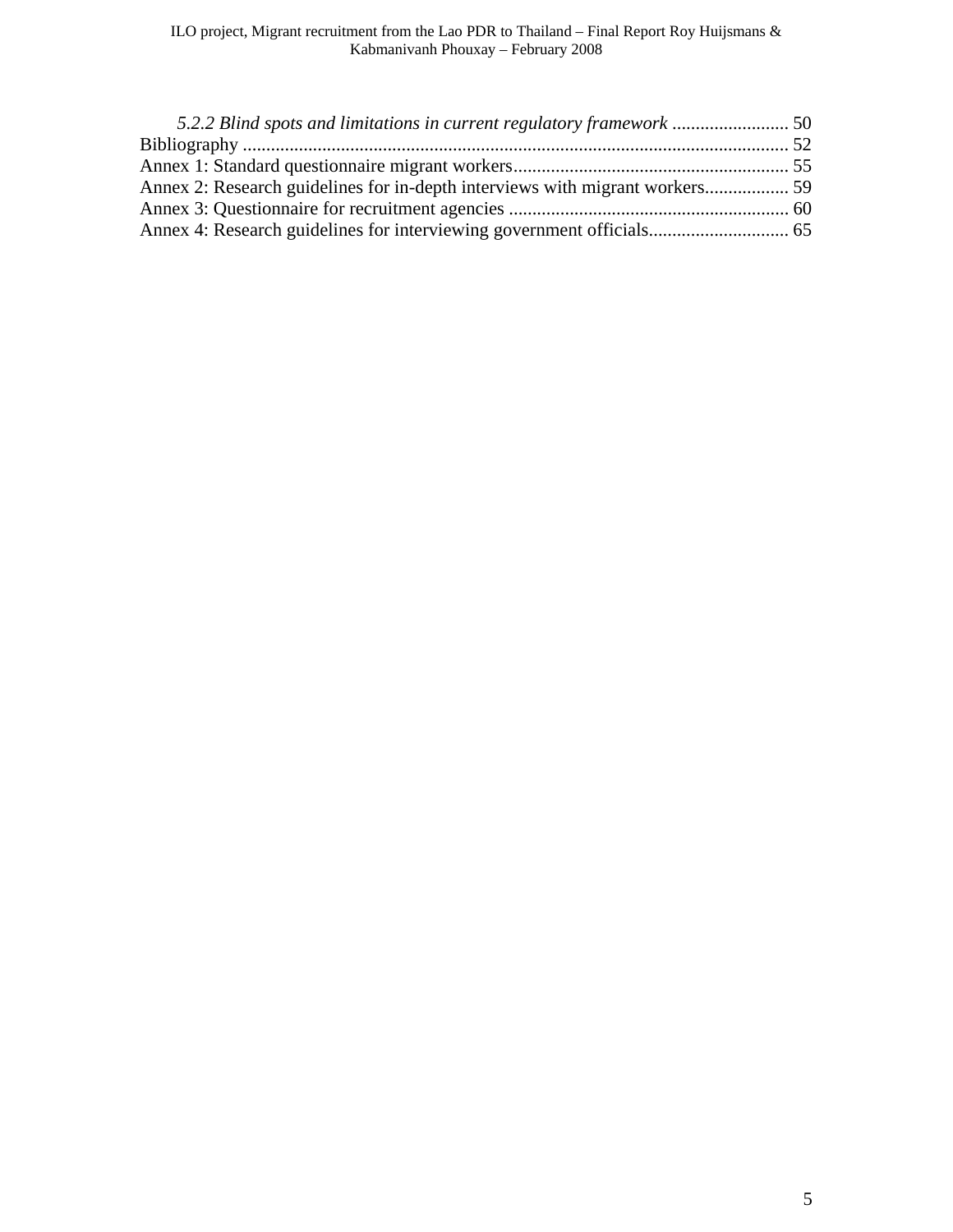*5.2.2 Blind spots and limitations in current regulatory framework* ......................... 50

Bibliography .................................................................................................................... 52

Annex 1: Standard questionnaire migrant workers........................................................... 55

Annex 2: Research guidelines for in-depth interviews with migrant workers.................. 59

Annex 3: Questionnaire for recruitment agencies ............................................................ 60

Annex 4: Research guidelines for interviewing government officials.............................. 65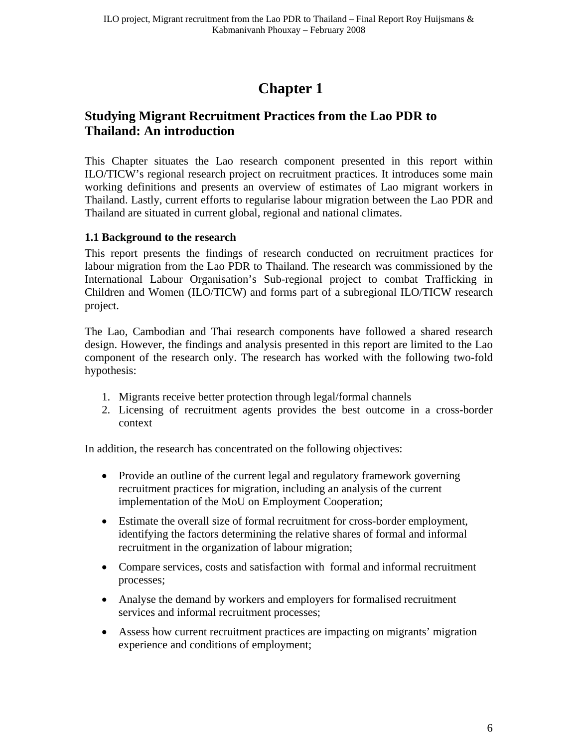# Chapter 1

## Studying Migrant Recruitment Practices from the Lao PDR to Thailand: An introduction

This Chapter situates the Lao research component presented in this report within ILO/TICW's regional research project on recruitment practices. It introduces some main working definitions and presents an overview of estimates of Lao migrant workers in Thailand. Lastly, current efforts to regularise labour migration between the Lao PDR and Thailand are situated in current global, regional and national climates.

### 1.1 Background to the research

This report presents the findings of research conducted on recruitment practices for labour migration from the Lao PDR to Thailand. The research was commissioned by the International Labour Organisation's Sub-regional project to combat Trafficking in Children and Women (ILO/TICW) and forms part of a subregional ILO/TICW research project.

The Lao, Cambodian and Thai research components have followed a shared research design. However, the findings and analysis presented in this report are limited to the Lao component of the research only. The research has worked with the following two-fold hypothesis:

1. Migrants receive better protection through legal/formal channels
2. Licensing of recruitment agents provides the best outcome in a cross-border context

In addition, the research has concentrated on the following objectives:

- Provide an outline of the current legal and regulatory framework governing recruitment practices for migration, including an analysis of the current implementation of the MoU on Employment Cooperation;
- Estimate the overall size of formal recruitment for cross-border employment, identifying the factors determining the relative shares of formal and informal recruitment in the organization of labour migration;
- Compare services, costs and satisfaction with formal and informal recruitment processes;
- Analyse the demand by workers and employers for formalised recruitment services and informal recruitment processes;
- Assess how current recruitment practices are impacting on migrants' migration experience and conditions of employment;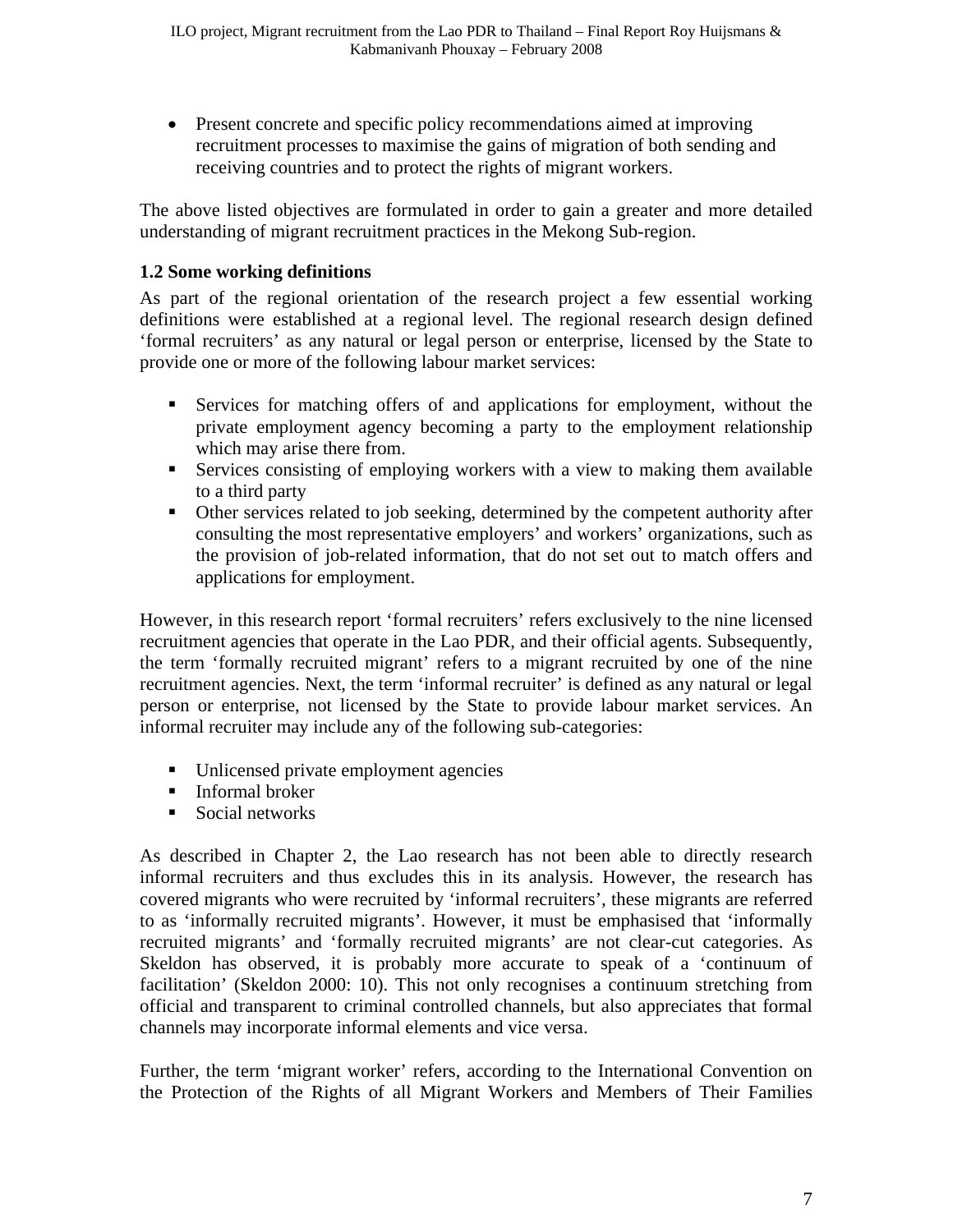- Present concrete and specific policy recommendations aimed at improving recruitment processes to maximise the gains of migration of both sending and receiving countries and to protect the rights of migrant workers.

The above listed objectives are formulated in order to gain a greater and more detailed understanding of migrant recruitment practices in the Mekong Sub-region.

### 1.2 Some working definitions

As part of the regional orientation of the research project a few essential working definitions were established at a regional level. The regional research design defined 'formal recruiters' as any natural or legal person or enterprise, licensed by the State to provide one or more of the following labour market services:

- Services for matching offers of and applications for employment, without the private employment agency becoming a party to the employment relationship which may arise there from.
- Services consisting of employing workers with a view to making them available to a third party
- Other services related to job seeking, determined by the competent authority after consulting the most representative employers' and workers' organizations, such as the provision of job-related information, that do not set out to match offers and applications for employment.

However, in this research report 'formal recruiters' refers exclusively to the nine licensed recruitment agencies that operate in the Lao PDR, and their official agents. Subsequently, the term 'formally recruited migrant' refers to a migrant recruited by one of the nine recruitment agencies. Next, the term 'informal recruiter' is defined as any natural or legal person or enterprise, not licensed by the State to provide labour market services. An informal recruiter may include any of the following sub-categories:

- Unlicensed private employment agencies
- Informal broker
- Social networks

As described in Chapter 2, the Lao research has not been able to directly research informal recruiters and thus excludes this in its analysis. However, the research has covered migrants who were recruited by 'informal recruiters', these migrants are referred to as 'informally recruited migrants'. However, it must be emphasised that 'informally recruited migrants' and 'formally recruited migrants' are not clear-cut categories. As Skeldon has observed, it is probably more accurate to speak of a 'continuum of facilitation' (Skeldon 2000: 10). This not only recognises a continuum stretching from official and transparent to criminal controlled channels, but also appreciates that formal channels may incorporate informal elements and vice versa.

Further, the term 'migrant worker' refers, according to the International Convention on the Protection of the Rights of all Migrant Workers and Members of Their Families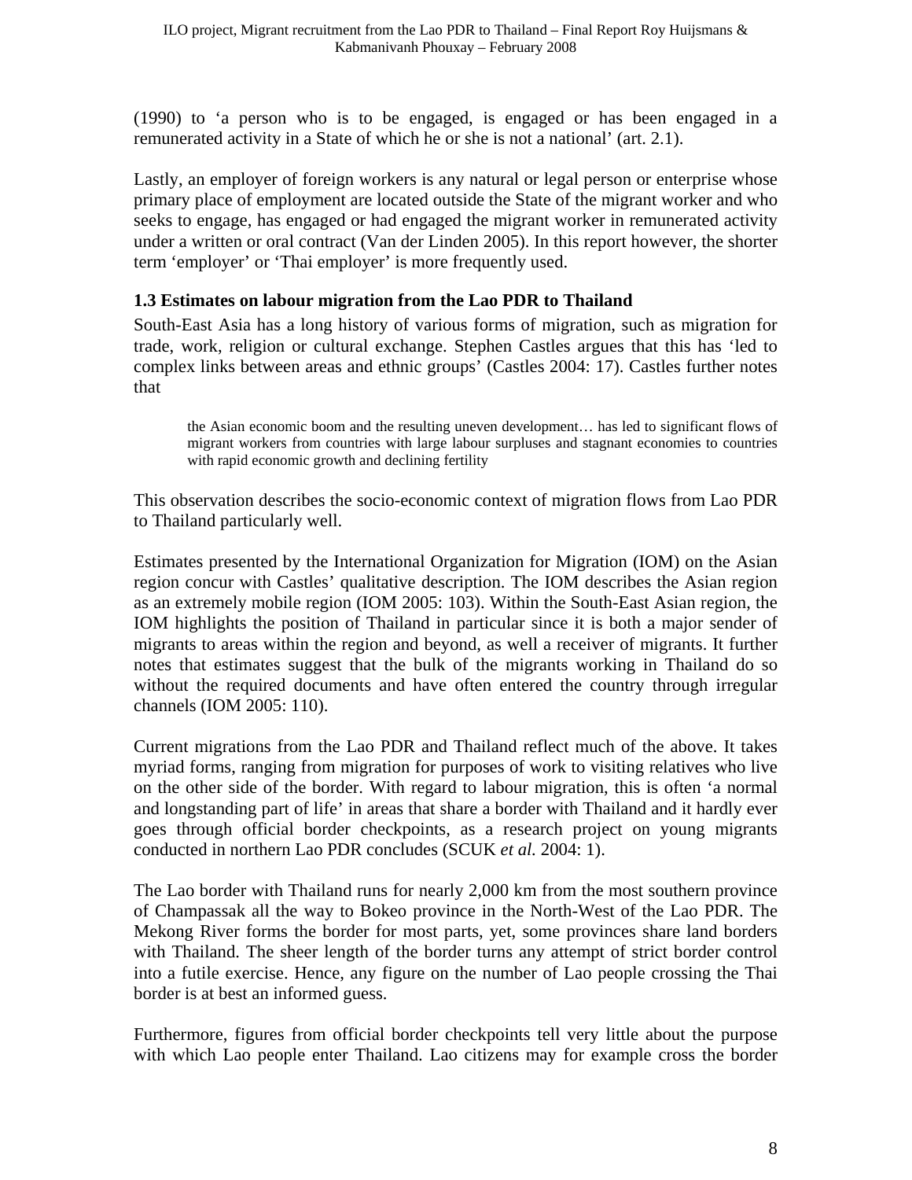(1990) to 'a person who is to be engaged, is engaged or has been engaged in a remunerated activity in a State of which he or she is not a national' (art. 2.1).

Lastly, an employer of foreign workers is any natural or legal person or enterprise whose primary place of employment are located outside the State of the migrant worker and who seeks to engage, has engaged or had engaged the migrant worker in remunerated activity under a written or oral contract (Van der Linden 2005). In this report however, the shorter term 'employer' or 'Thai employer' is more frequently used.

### 1.3 Estimates on labour migration from the Lao PDR to Thailand

South-East Asia has a long history of various forms of migration, such as migration for trade, work, religion or cultural exchange. Stephen Castles argues that this has 'led to complex links between areas and ethnic groups' (Castles 2004: 17). Castles further notes that

> the Asian economic boom and the resulting uneven development… has led to significant flows of migrant workers from countries with large labour surpluses and stagnant economies to countries with rapid economic growth and declining fertility

This observation describes the socio-economic context of migration flows from Lao PDR to Thailand particularly well.

Estimates presented by the International Organization for Migration (IOM) on the Asian region concur with Castles' qualitative description. The IOM describes the Asian region as an extremely mobile region (IOM 2005: 103). Within the South-East Asian region, the IOM highlights the position of Thailand in particular since it is both a major sender of migrants to areas within the region and beyond, as well a receiver of migrants. It further notes that estimates suggest that the bulk of the migrants working in Thailand do so without the required documents and have often entered the country through irregular channels (IOM 2005: 110).

Current migrations from the Lao PDR and Thailand reflect much of the above. It takes myriad forms, ranging from migration for purposes of work to visiting relatives who live on the other side of the border. With regard to labour migration, this is often 'a normal and longstanding part of life' in areas that share a border with Thailand and it hardly ever goes through official border checkpoints, as a research project on young migrants conducted in northern Lao PDR concludes (SCUK *et al.* 2004: 1).

The Lao border with Thailand runs for nearly 2,000 km from the most southern province of Champassak all the way to Bokeo province in the North-West of the Lao PDR. The Mekong River forms the border for most parts, yet, some provinces share land borders with Thailand. The sheer length of the border turns any attempt of strict border control into a futile exercise. Hence, any figure on the number of Lao people crossing the Thai border is at best an informed guess.

Furthermore, figures from official border checkpoints tell very little about the purpose with which Lao people enter Thailand. Lao citizens may for example cross the border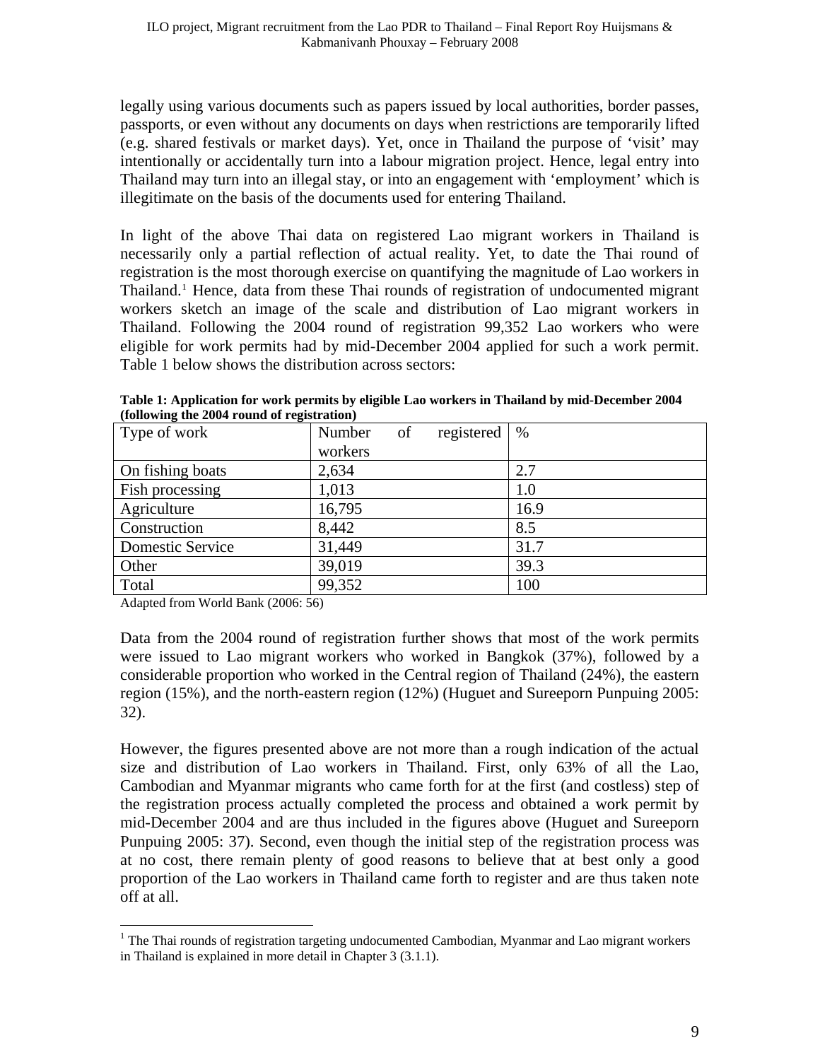legally using various documents such as papers issued by local authorities, border passes, passports, or even without any documents on days when restrictions are temporarily lifted (e.g. shared festivals or market days). Yet, once in Thailand the purpose of 'visit' may intentionally or accidentally turn into a labour migration project. Hence, legal entry into Thailand may turn into an illegal stay, or into an engagement with 'employment' which is illegitimate on the basis of the documents used for entering Thailand.

In light of the above Thai data on registered Lao migrant workers in Thailand is necessarily only a partial reflection of actual reality. Yet, to date the Thai round of registration is the most thorough exercise on quantifying the magnitude of Lao workers in Thailand.[1] Hence, data from these Thai rounds of registration of undocumented migrant workers sketch an image of the scale and distribution of Lao migrant workers in Thailand. Following the 2004 round of registration 99,352 Lao workers who were eligible for work permits had by mid-December 2004 applied for such a work permit. Table 1 below shows the distribution across sectors:

**Table 1: Application for work permits by eligible Lao workers in Thailand by mid-December 2004 (following the 2004 round of registration)**

| Type of work | Number of registered workers | % |
|---|---|---|
| On fishing boats | 2,634 | 2.7 |
| Fish processing | 1,013 | 1.0 |
| Agriculture | 16,795 | 16.9 |
| Construction | 8,442 | 8.5 |
| Domestic Service | 31,449 | 31.7 |
| Other | 39,019 | 39.3 |
| Total | 99,352 | 100 |

Adapted from World Bank (2006: 56)

Data from the 2004 round of registration further shows that most of the work permits were issued to Lao migrant workers who worked in Bangkok (37%), followed by a considerable proportion who worked in the Central region of Thailand (24%), the eastern region (15%), and the north-eastern region (12%) (Huguet and Sureeporn Punpuing 2005: 32).

However, the figures presented above are not more than a rough indication of the actual size and distribution of Lao workers in Thailand. First, only 63% of all the Lao, Cambodian and Myanmar migrants who came forth for at the first (and costless) step of the registration process actually completed the process and obtained a work permit by mid-December 2004 and are thus included in the figures above (Huguet and Sureeporn Punpuing 2005: 37). Second, even though the initial step of the registration process was at no cost, there remain plenty of good reasons to believe that at best only a good proportion of the Lao workers in Thailand came forth to register and are thus taken note off at all.

---

[1] The Thai rounds of registration targeting undocumented Cambodian, Myanmar and Lao migrant workers in Thailand is explained in more detail in Chapter 3 (3.1.1).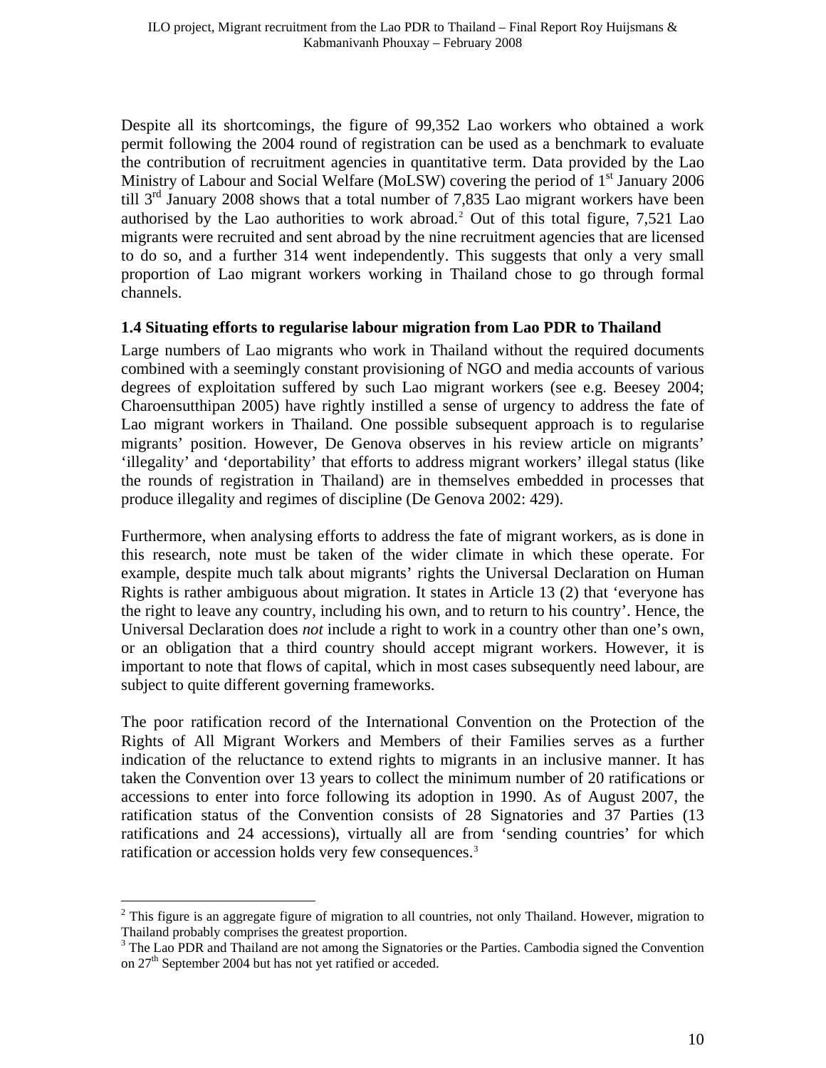Despite all its shortcomings, the figure of 99,352 Lao workers who obtained a work permit following the 2004 round of registration can be used as a benchmark to evaluate the contribution of recruitment agencies in quantitative term. Data provided by the Lao Ministry of Labour and Social Welfare (MoLSW) covering the period of 1st January 2006 till 3rd January 2008 shows that a total number of 7,835 Lao migrant workers have been authorised by the Lao authorities to work abroad.[2] Out of this total figure, 7,521 Lao migrants were recruited and sent abroad by the nine recruitment agencies that are licensed to do so, and a further 314 went independently. This suggests that only a very small proportion of Lao migrant workers working in Thailand chose to go through formal channels.

### 1.4 Situating efforts to regularise labour migration from Lao PDR to Thailand

Large numbers of Lao migrants who work in Thailand without the required documents combined with a seemingly constant provisioning of NGO and media accounts of various degrees of exploitation suffered by such Lao migrant workers (see e.g. Beesey 2004; Charoensutthipan 2005) have rightly instilled a sense of urgency to address the fate of Lao migrant workers in Thailand. One possible subsequent approach is to regularise migrants' position. However, De Genova observes in his review article on migrants' 'illegality' and 'deportability' that efforts to address migrant workers' illegal status (like the rounds of registration in Thailand) are in themselves embedded in processes that produce illegality and regimes of discipline (De Genova 2002: 429).

Furthermore, when analysing efforts to address the fate of migrant workers, as is done in this research, note must be taken of the wider climate in which these operate. For example, despite much talk about migrants' rights the Universal Declaration on Human Rights is rather ambiguous about migration. It states in Article 13 (2) that 'everyone has the right to leave any country, including his own, and to return to his country'. Hence, the Universal Declaration does *not* include a right to work in a country other than one's own, or an obligation that a third country should accept migrant workers. However, it is important to note that flows of capital, which in most cases subsequently need labour, are subject to quite different governing frameworks.

The poor ratification record of the International Convention on the Protection of the Rights of All Migrant Workers and Members of their Families serves as a further indication of the reluctance to extend rights to migrants in an inclusive manner. It has taken the Convention over 13 years to collect the minimum number of 20 ratifications or accessions to enter into force following its adoption in 1990. As of August 2007, the ratification status of the Convention consists of 28 Signatories and 37 Parties (13 ratifications and 24 accessions), virtually all are from 'sending countries' for which ratification or accession holds very few consequences.[3]

---

[2] This figure is an aggregate figure of migration to all countries, not only Thailand. However, migration to Thailand probably comprises the greatest proportion.

[3] The Lao PDR and Thailand are not among the Signatories or the Parties. Cambodia signed the Convention on 27th September 2004 but has not yet ratified or acceded.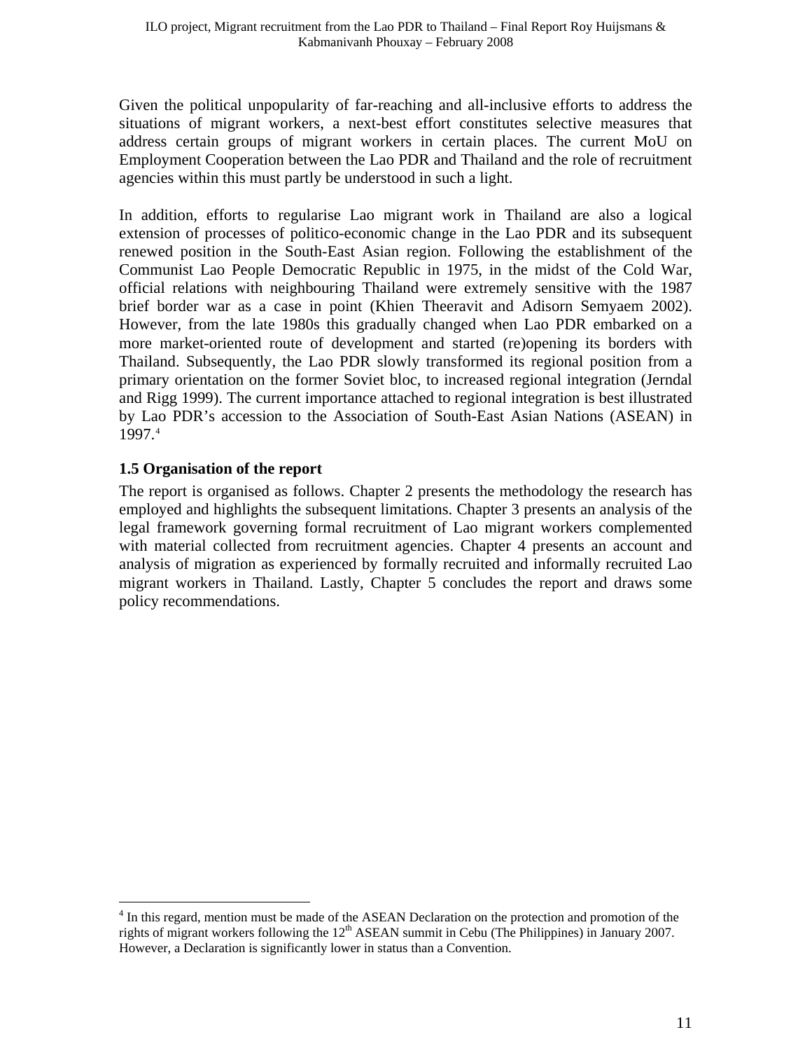Given the political unpopularity of far-reaching and all-inclusive efforts to address the situations of migrant workers, a next-best effort constitutes selective measures that address certain groups of migrant workers in certain places. The current MoU on Employment Cooperation between the Lao PDR and Thailand and the role of recruitment agencies within this must partly be understood in such a light.

In addition, efforts to regularise Lao migrant work in Thailand are also a logical extension of processes of politico-economic change in the Lao PDR and its subsequent renewed position in the South-East Asian region. Following the establishment of the Communist Lao People Democratic Republic in 1975, in the midst of the Cold War, official relations with neighbouring Thailand were extremely sensitive with the 1987 brief border war as a case in point (Khien Theeravit and Adisorn Semyaem 2002). However, from the late 1980s this gradually changed when Lao PDR embarked on a more market-oriented route of development and started (re)opening its borders with Thailand. Subsequently, the Lao PDR slowly transformed its regional position from a primary orientation on the former Soviet bloc, to increased regional integration (Jerndal and Rigg 1999). The current importance attached to regional integration is best illustrated by Lao PDR's accession to the Association of South-East Asian Nations (ASEAN) in 1997.[4]

### 1.5 Organisation of the report

The report is organised as follows. Chapter 2 presents the methodology the research has employed and highlights the subsequent limitations. Chapter 3 presents an analysis of the legal framework governing formal recruitment of Lao migrant workers complemented with material collected from recruitment agencies. Chapter 4 presents an account and analysis of migration as experienced by formally recruited and informally recruited Lao migrant workers in Thailand. Lastly, Chapter 5 concludes the report and draws some policy recommendations.

---

[4] In this regard, mention must be made of the ASEAN Declaration on the protection and promotion of the rights of migrant workers following the 12th ASEAN summit in Cebu (The Philippines) in January 2007. However, a Declaration is significantly lower in status than a Convention.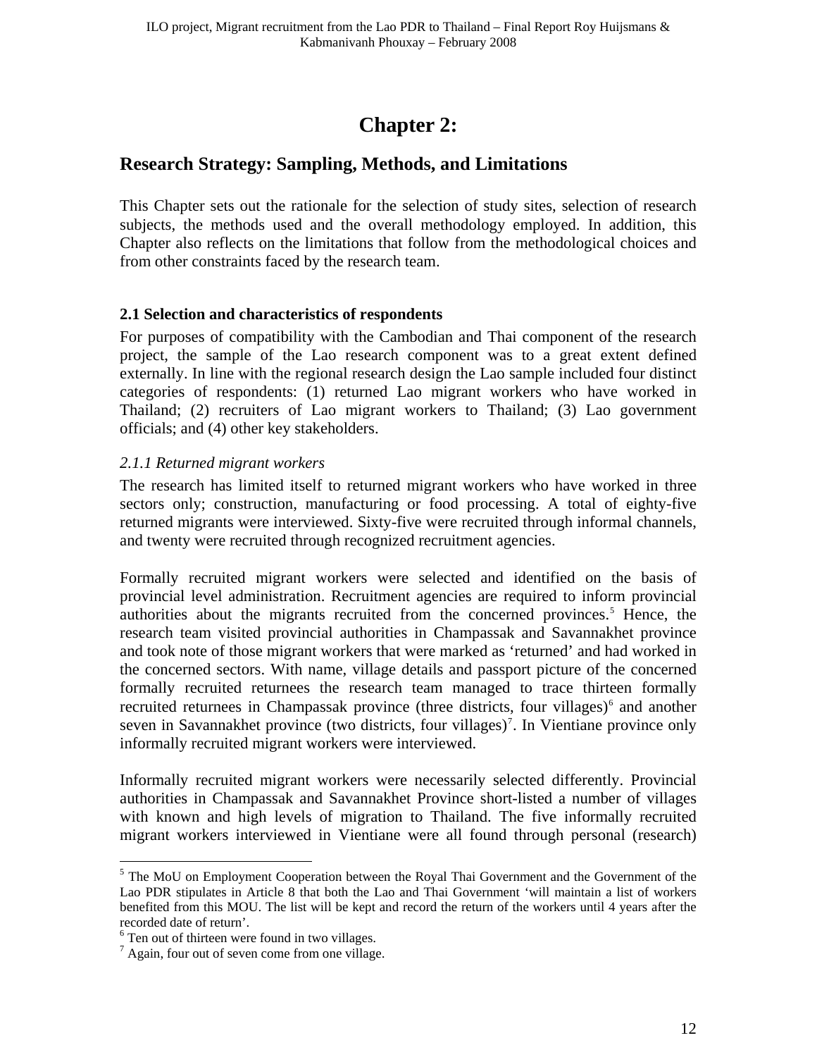# Chapter 2:

## Research Strategy: Sampling, Methods, and Limitations

This Chapter sets out the rationale for the selection of study sites, selection of research subjects, the methods used and the overall methodology employed. In addition, this Chapter also reflects on the limitations that follow from the methodological choices and from other constraints faced by the research team.

### 2.1 Selection and characteristics of respondents

For purposes of compatibility with the Cambodian and Thai component of the research project, the sample of the Lao research component was to a great extent defined externally. In line with the regional research design the Lao sample included four distinct categories of respondents: (1) returned Lao migrant workers who have worked in Thailand; (2) recruiters of Lao migrant workers to Thailand; (3) Lao government officials; and (4) other key stakeholders.

#### *2.1.1 Returned migrant workers*

The research has limited itself to returned migrant workers who have worked in three sectors only; construction, manufacturing or food processing. A total of eighty-five returned migrants were interviewed. Sixty-five were recruited through informal channels, and twenty were recruited through recognized recruitment agencies.

Formally recruited migrant workers were selected and identified on the basis of provincial level administration. Recruitment agencies are required to inform provincial authorities about the migrants recruited from the concerned provinces.[5] Hence, the research team visited provincial authorities in Champassak and Savannakhet province and took note of those migrant workers that were marked as 'returned' and had worked in the concerned sectors. With name, village details and passport picture of the concerned formally recruited returnees the research team managed to trace thirteen formally recruited returnees in Champassak province (three districts, four villages)[6] and another seven in Savannakhet province (two districts, four villages)[7]. In Vientiane province only informally recruited migrant workers were interviewed.

Informally recruited migrant workers were necessarily selected differently. Provincial authorities in Champassak and Savannakhet Province short-listed a number of villages with known and high levels of migration to Thailand. The five informally recruited migrant workers interviewed in Vientiane were all found through personal (research)

---

[5] The MoU on Employment Cooperation between the Royal Thai Government and the Government of the Lao PDR stipulates in Article 8 that both the Lao and Thai Government 'will maintain a list of workers benefited from this MOU. The list will be kept and record the return of the workers until 4 years after the recorded date of return'.

[6] Ten out of thirteen were found in two villages.

[7] Again, four out of seven come from one village.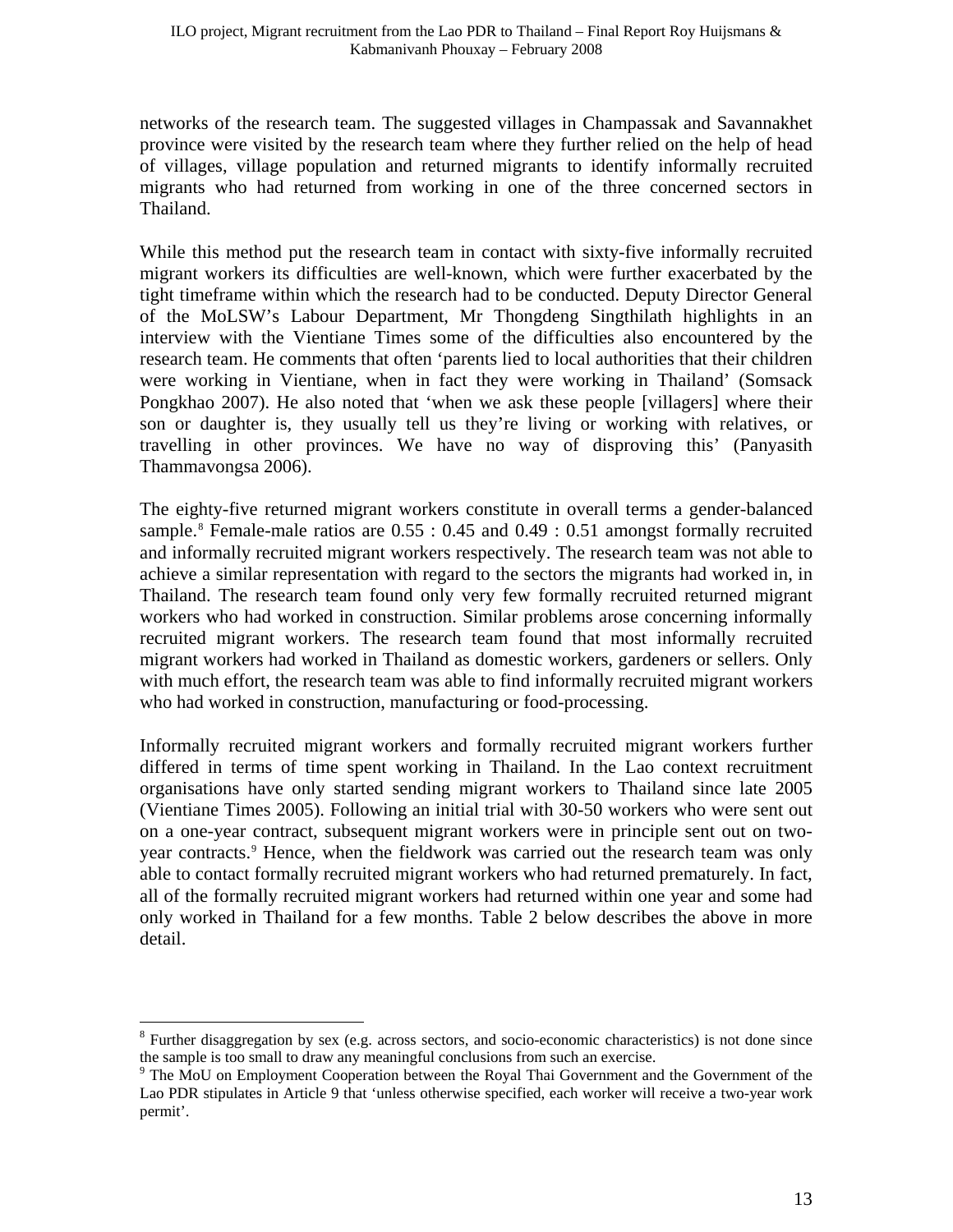networks of the research team. The suggested villages in Champassak and Savannakhet province were visited by the research team where they further relied on the help of head of villages, village population and returned migrants to identify informally recruited migrants who had returned from working in one of the three concerned sectors in Thailand.

While this method put the research team in contact with sixty-five informally recruited migrant workers its difficulties are well-known, which were further exacerbated by the tight timeframe within which the research had to be conducted. Deputy Director General of the MoLSW's Labour Department, Mr Thongdeng Singthilath highlights in an interview with the Vientiane Times some of the difficulties also encountered by the research team. He comments that often 'parents lied to local authorities that their children were working in Vientiane, when in fact they were working in Thailand' (Somsack Pongkhao 2007). He also noted that 'when we ask these people [villagers] where their son or daughter is, they usually tell us they're living or working with relatives, or travelling in other provinces. We have no way of disproving this' (Panyasith Thammavongsa 2006).

The eighty-five returned migrant workers constitute in overall terms a gender-balanced sample.[8] Female-male ratios are 0.55 : 0.45 and 0.49 : 0.51 amongst formally recruited and informally recruited migrant workers respectively. The research team was not able to achieve a similar representation with regard to the sectors the migrants had worked in, in Thailand. The research team found only very few formally recruited returned migrant workers who had worked in construction. Similar problems arose concerning informally recruited migrant workers. The research team found that most informally recruited migrant workers had worked in Thailand as domestic workers, gardeners or sellers. Only with much effort, the research team was able to find informally recruited migrant workers who had worked in construction, manufacturing or food-processing.

Informally recruited migrant workers and formally recruited migrant workers further differed in terms of time spent working in Thailand. In the Lao context recruitment organisations have only started sending migrant workers to Thailand since late 2005 (Vientiane Times 2005). Following an initial trial with 30-50 workers who were sent out on a one-year contract, subsequent migrant workers were in principle sent out on two-year contracts.[9] Hence, when the fieldwork was carried out the research team was only able to contact formally recruited migrant workers who had returned prematurely. In fact, all of the formally recruited migrant workers had returned within one year and some had only worked in Thailand for a few months. Table 2 below describes the above in more detail.

---

[8] Further disaggregation by sex (e.g. across sectors, and socio-economic characteristics) is not done since the sample is too small to draw any meaningful conclusions from such an exercise.

[9] The MoU on Employment Cooperation between the Royal Thai Government and the Government of the Lao PDR stipulates in Article 9 that 'unless otherwise specified, each worker will receive a two-year work permit'.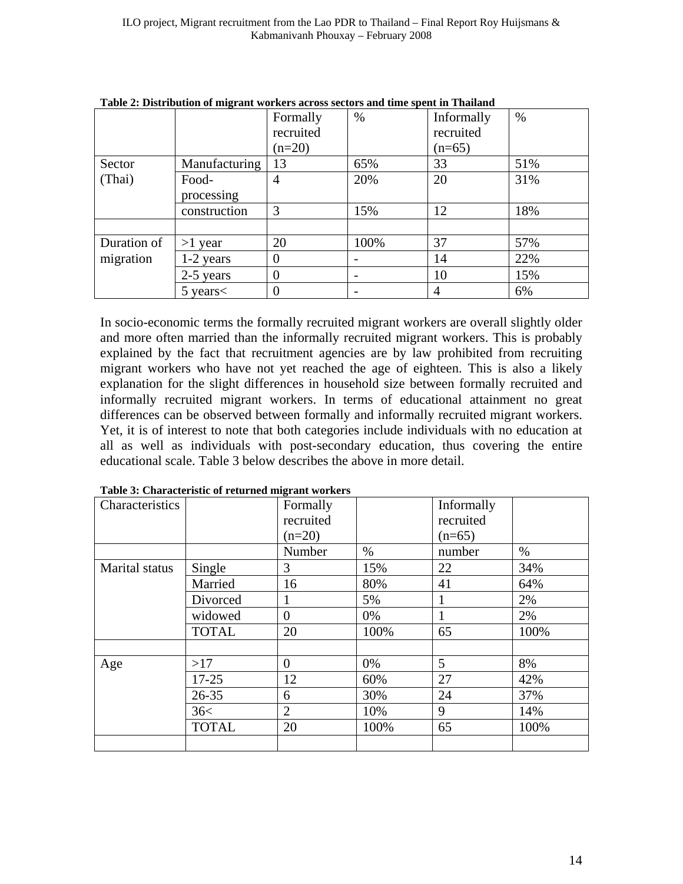**Table 2: Distribution of migrant workers across sectors and time spent in Thailand**

| | | Formally recruited (n=20) | % | Informally recruited (n=65) | % |
|---|---|---|---|---|---|
| Sector (Thai) | Manufacturing | 13 | 65% | 33 | 51% |
| | Food-processing | 4 | 20% | 20 | 31% |
| | construction | 3 | 15% | 12 | 18% |
| | | | | | |
| Duration of migration | >1 year | 20 | 100% | 37 | 57% |
| | 1-2 years | 0 | - | 14 | 22% |
| | 2-5 years | 0 | - | 10 | 15% |
| | 5 years< | 0 | - | 4 | 6% |

In socio-economic terms the formally recruited migrant workers are overall slightly older and more often married than the informally recruited migrant workers. This is probably explained by the fact that recruitment agencies are by law prohibited from recruiting migrant workers who have not yet reached the age of eighteen. This is also a likely explanation for the slight differences in household size between formally recruited and informally recruited migrant workers. In terms of educational attainment no great differences can be observed between formally and informally recruited migrant workers. Yet, it is of interest to note that both categories include individuals with no education at all as well as individuals with post-secondary education, thus covering the entire educational scale. Table 3 below describes the above in more detail.

**Table 3: Characteristic of returned migrant workers**

| Characteristics | | Formally recruited (n=20) | | Informally recruited (n=65) | |
|---|---|---|---|---|---|
| | | Number | % | number | % |
| Marital status | Single | 3 | 15% | 22 | 34% |
| | Married | 16 | 80% | 41 | 64% |
| | Divorced | 1 | 5% | 1 | 2% |
| | widowed | 0 | 0% | 1 | 2% |
| | TOTAL | 20 | 100% | 65 | 100% |
| | | | | | |
| Age | >17 | 0 | 0% | 5 | 8% |
| | 17-25 | 12 | 60% | 27 | 42% |
| | 26-35 | 6 | 30% | 24 | 37% |
| | 36< | 2 | 10% | 9 | 14% |
| | TOTAL | 20 | 100% | 65 | 100% |
| | | | | | |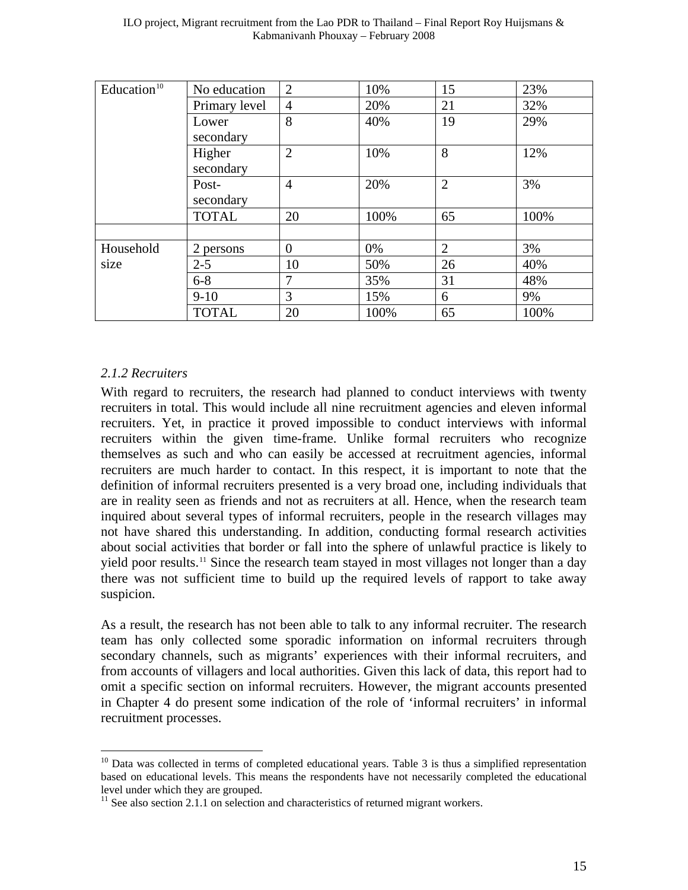| Education[10] | No education | 2 | 10% | 15 | 23% |
|---|---|---|---|---|---|
| | Primary level | 4 | 20% | 21 | 32% |
| | Lower secondary | 8 | 40% | 19 | 29% |
| | Higher secondary | 2 | 10% | 8 | 12% |
| | Post-secondary | 4 | 20% | 2 | 3% |
| | TOTAL | 20 | 100% | 65 | 100% |
| | | | | | |
| Household size | 2 persons | 0 | 0% | 2 | 3% |
| | 2-5 | 10 | 50% | 26 | 40% |
| | 6-8 | 7 | 35% | 31 | 48% |
| | 9-10 | 3 | 15% | 6 | 9% |
| | TOTAL | 20 | 100% | 65 | 100% |

### *2.1.2 Recruiters*

With regard to recruiters, the research had planned to conduct interviews with twenty recruiters in total. This would include all nine recruitment agencies and eleven informal recruiters. Yet, in practice it proved impossible to conduct interviews with informal recruiters within the given time-frame. Unlike formal recruiters who recognize themselves as such and who can easily be accessed at recruitment agencies, informal recruiters are much harder to contact. In this respect, it is important to note that the definition of informal recruiters presented is a very broad one, including individuals that are in reality seen as friends and not as recruiters at all. Hence, when the research team inquired about several types of informal recruiters, people in the research villages may not have shared this understanding. In addition, conducting formal research activities about social activities that border or fall into the sphere of unlawful practice is likely to yield poor results.[11] Since the research team stayed in most villages not longer than a day there was not sufficient time to build up the required levels of rapport to take away suspicion.

As a result, the research has not been able to talk to any informal recruiter. The research team has only collected some sporadic information on informal recruiters through secondary channels, such as migrants' experiences with their informal recruiters, and from accounts of villagers and local authorities. Given this lack of data, this report had to omit a specific section on informal recruiters. However, the migrant accounts presented in Chapter 4 do present some indication of the role of 'informal recruiters' in informal recruitment processes.

---

[10] Data was collected in terms of completed educational years. Table 3 is thus a simplified representation based on educational levels. This means the respondents have not necessarily completed the educational level under which they are grouped.

[11] See also section 2.1.1 on selection and characteristics of returned migrant workers.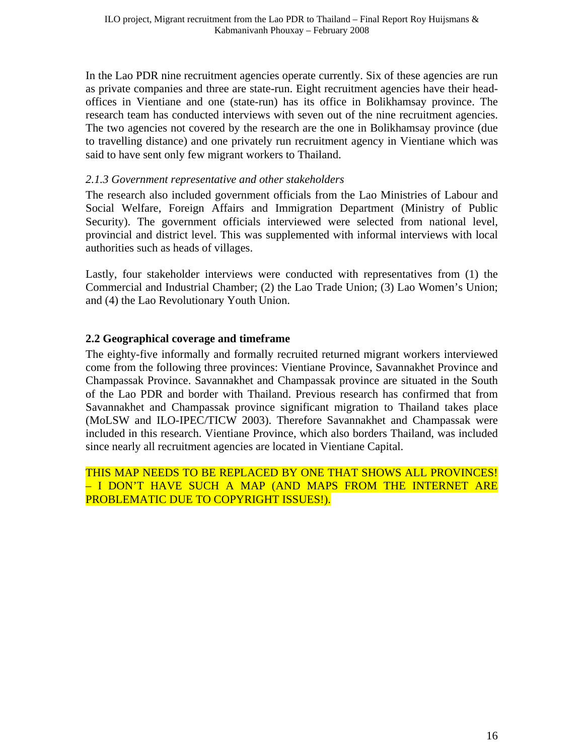In the Lao PDR nine recruitment agencies operate currently. Six of these agencies are run as private companies and three are state-run. Eight recruitment agencies have their head-offices in Vientiane and one (state-run) has its office in Bolikhamsay province. The research team has conducted interviews with seven out of the nine recruitment agencies. The two agencies not covered by the research are the one in Bolikhamsay province (due to travelling distance) and one privately run recruitment agency in Vientiane which was said to have sent only few migrant workers to Thailand.

#### *2.1.3 Government representative and other stakeholders*

The research also included government officials from the Lao Ministries of Labour and Social Welfare, Foreign Affairs and Immigration Department (Ministry of Public Security). The government officials interviewed were selected from national level, provincial and district level. This was supplemented with informal interviews with local authorities such as heads of villages.

Lastly, four stakeholder interviews were conducted with representatives from (1) the Commercial and Industrial Chamber; (2) the Lao Trade Union; (3) Lao Women's Union; and (4) the Lao Revolutionary Youth Union.

### 2.2 Geographical coverage and timeframe

The eighty-five informally and formally recruited returned migrant workers interviewed come from the following three provinces: Vientiane Province, Savannakhet Province and Champassak Province. Savannakhet and Champassak province are situated in the South of the Lao PDR and border with Thailand. Previous research has confirmed that from Savannakhet and Champassak province significant migration to Thailand takes place (MoLSW and ILO-IPEC/TICW 2003). Therefore Savannakhet and Champassak were included in this research. Vientiane Province, which also borders Thailand, was included since nearly all recruitment agencies are located in Vientiane Capital.

THIS MAP NEEDS TO BE REPLACED BY ONE THAT SHOWS ALL PROVINCES! – I DON'T HAVE SUCH A MAP (AND MAPS FROM THE INTERNET ARE PROBLEMATIC DUE TO COPYRIGHT ISSUES!).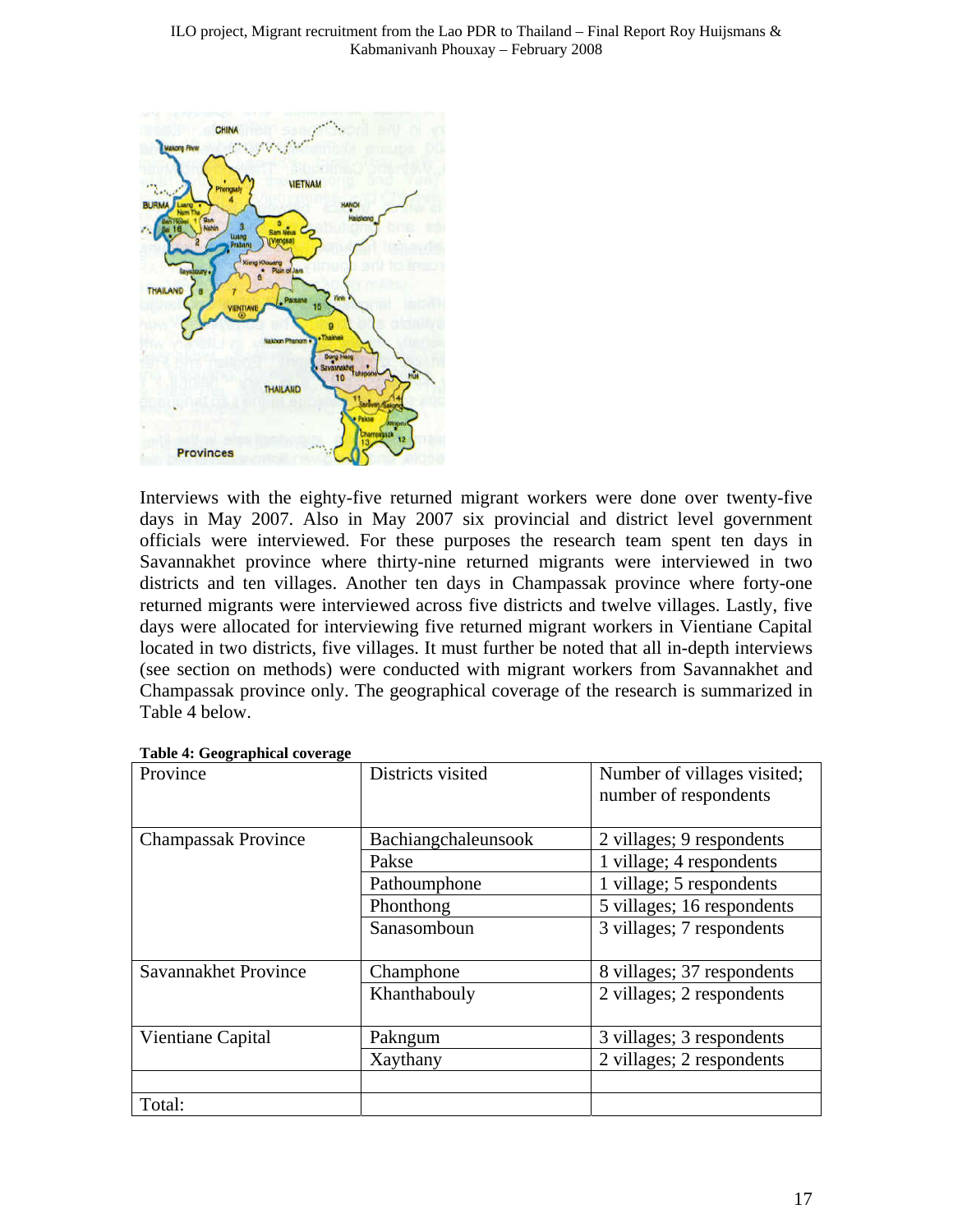Interviews with the eighty-five returned migrant workers were done over twenty-five days in May 2007. Also in May 2007 six provincial and district level government officials were interviewed. For these purposes the research team spent ten days in Savannakhet province where thirty-nine returned migrants were interviewed in two districts and ten villages. Another ten days in Champassak province where forty-one returned migrants were interviewed across five districts and twelve villages. Lastly, five days were allocated for interviewing five returned migrant workers in Vientiane Capital located in two districts, five villages. It must further be noted that all in-depth interviews (see section on methods) were conducted with migrant workers from Savannakhet and Champassak province only. The geographical coverage of the research is summarized in Table 4 below.

**Table 4: Geographical coverage**

| Province | Districts visited | Number of villages visited; number of respondents |
|---|---|---|
| Champassak Province | Bachiangchaleunsook | 2 villages; 9 respondents |
| | Pakse | 1 village; 4 respondents |
| | Pathoumphone | 1 village; 5 respondents |
| | Phonthong | 5 villages; 16 respondents |
| | Sanasomboun | 3 villages; 7 respondents |
| Savannakhet Province | Champhone | 8 villages; 37 respondents |
| | Khanthabouly | 2 villages; 2 respondents |
| Vientiane Capital | Pakngum | 3 villages; 3 respondents |
| | Xaythany | 2 villages; 2 respondents |
| | | |
| Total: | | |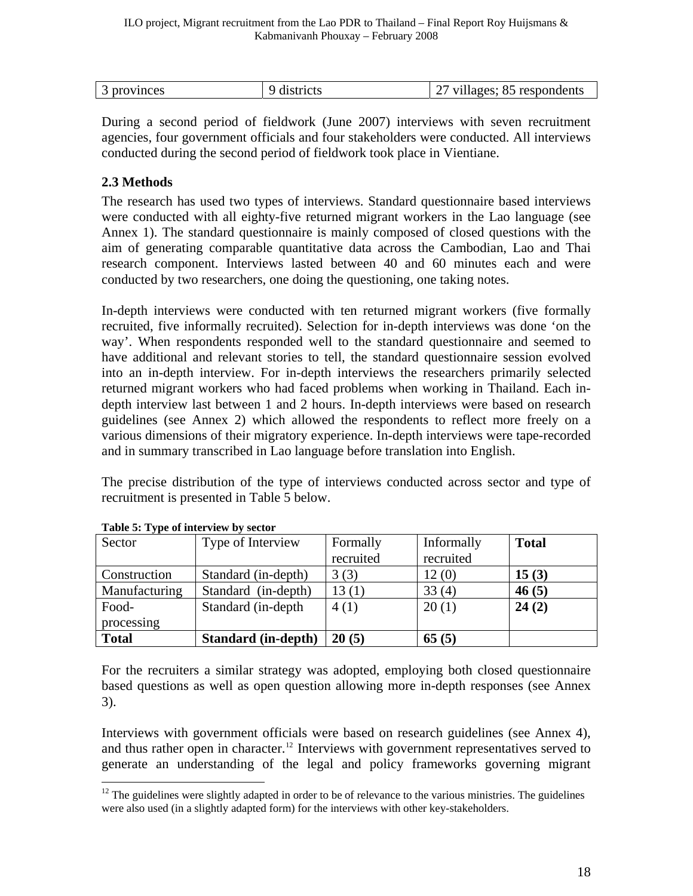| 3 provinces | 9 districts | 27 villages; 85 respondents |
|---|---|---|

During a second period of fieldwork (June 2007) interviews with seven recruitment agencies, four government officials and four stakeholders were conducted. All interviews conducted during the second period of fieldwork took place in Vientiane.

### 2.3 Methods

The research has used two types of interviews. Standard questionnaire based interviews were conducted with all eighty-five returned migrant workers in the Lao language (see Annex 1). The standard questionnaire is mainly composed of closed questions with the aim of generating comparable quantitative data across the Cambodian, Lao and Thai research component. Interviews lasted between 40 and 60 minutes each and were conducted by two researchers, one doing the questioning, one taking notes.

In-depth interviews were conducted with ten returned migrant workers (five formally recruited, five informally recruited). Selection for in-depth interviews was done 'on the way'. When respondents responded well to the standard questionnaire and seemed to have additional and relevant stories to tell, the standard questionnaire session evolved into an in-depth interview. For in-depth interviews the researchers primarily selected returned migrant workers who had faced problems when working in Thailand. Each in-depth interview last between 1 and 2 hours. In-depth interviews were based on research guidelines (see Annex 2) which allowed the respondents to reflect more freely on a various dimensions of their migratory experience. In-depth interviews were tape-recorded and in summary transcribed in Lao language before translation into English.

The precise distribution of the type of interviews conducted across sector and type of recruitment is presented in Table 5 below.

**Table 5: Type of interview by sector**

| Sector | Type of Interview | Formally recruited | Informally recruited | **Total** |
|---|---|---|---|---|
| Construction | Standard (in-depth) | 3 (3) | 12 (0) | **15 (3)** |
| Manufacturing | Standard (in-depth) | 13 (1) | 33 (4) | **46 (5)** |
| Food-processing | Standard (in-depth | 4 (1) | 20 (1) | **24 (2)** |
| **Total** | **Standard (in-depth)** | **20 (5)** | **65 (5)** | |

For the recruiters a similar strategy was adopted, employing both closed questionnaire based questions as well as open question allowing more in-depth responses (see Annex 3).

Interviews with government officials were based on research guidelines (see Annex 4), and thus rather open in character.[12] Interviews with government representatives served to generate an understanding of the legal and policy frameworks governing migrant

[12] The guidelines were slightly adapted in order to be of relevance to the various ministries. The guidelines were also used (in a slightly adapted form) for the interviews with other key-stakeholders.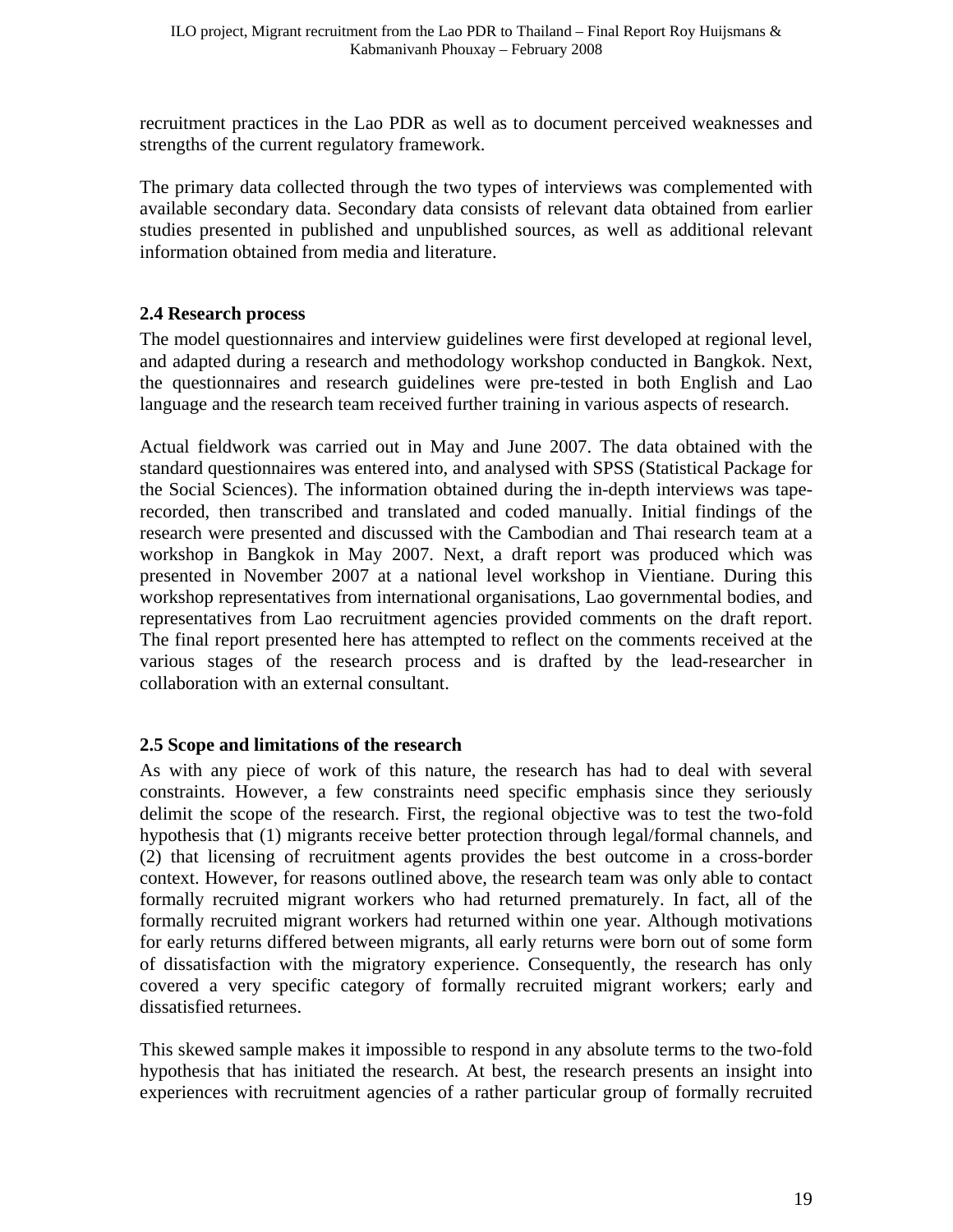recruitment practices in the Lao PDR as well as to document perceived weaknesses and strengths of the current regulatory framework.

The primary data collected through the two types of interviews was complemented with available secondary data. Secondary data consists of relevant data obtained from earlier studies presented in published and unpublished sources, as well as additional relevant information obtained from media and literature.

### 2.4 Research process

The model questionnaires and interview guidelines were first developed at regional level, and adapted during a research and methodology workshop conducted in Bangkok. Next, the questionnaires and research guidelines were pre-tested in both English and Lao language and the research team received further training in various aspects of research.

Actual fieldwork was carried out in May and June 2007. The data obtained with the standard questionnaires was entered into, and analysed with SPSS (Statistical Package for the Social Sciences). The information obtained during the in-depth interviews was tape-recorded, then transcribed and translated and coded manually. Initial findings of the research were presented and discussed with the Cambodian and Thai research team at a workshop in Bangkok in May 2007. Next, a draft report was produced which was presented in November 2007 at a national level workshop in Vientiane. During this workshop representatives from international organisations, Lao governmental bodies, and representatives from Lao recruitment agencies provided comments on the draft report. The final report presented here has attempted to reflect on the comments received at the various stages of the research process and is drafted by the lead-researcher in collaboration with an external consultant.

### 2.5 Scope and limitations of the research

As with any piece of work of this nature, the research has had to deal with several constraints. However, a few constraints need specific emphasis since they seriously delimit the scope of the research. First, the regional objective was to test the two-fold hypothesis that (1) migrants receive better protection through legal/formal channels, and (2) that licensing of recruitment agents provides the best outcome in a cross-border context. However, for reasons outlined above, the research team was only able to contact formally recruited migrant workers who had returned prematurely. In fact, all of the formally recruited migrant workers had returned within one year. Although motivations for early returns differed between migrants, all early returns were born out of some form of dissatisfaction with the migratory experience. Consequently, the research has only covered a very specific category of formally recruited migrant workers; early and dissatisfied returnees.

This skewed sample makes it impossible to respond in any absolute terms to the two-fold hypothesis that has initiated the research. At best, the research presents an insight into experiences with recruitment agencies of a rather particular group of formally recruited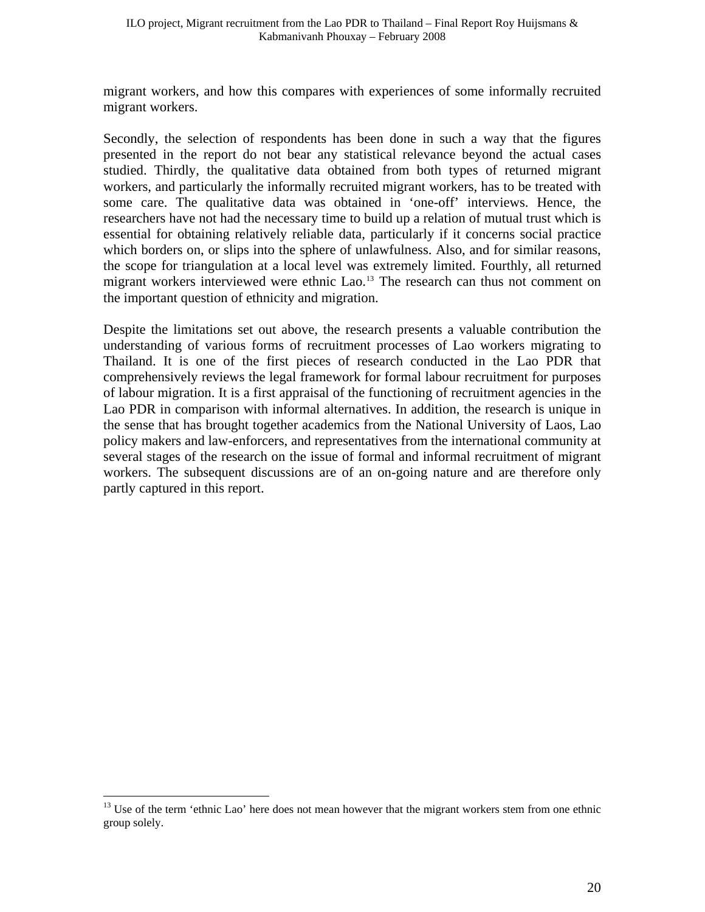migrant workers, and how this compares with experiences of some informally recruited migrant workers.

Secondly, the selection of respondents has been done in such a way that the figures presented in the report do not bear any statistical relevance beyond the actual cases studied. Thirdly, the qualitative data obtained from both types of returned migrant workers, and particularly the informally recruited migrant workers, has to be treated with some care. The qualitative data was obtained in 'one-off' interviews. Hence, the researchers have not had the necessary time to build up a relation of mutual trust which is essential for obtaining relatively reliable data, particularly if it concerns social practice which borders on, or slips into the sphere of unlawfulness. Also, and for similar reasons, the scope for triangulation at a local level was extremely limited. Fourthly, all returned migrant workers interviewed were ethnic Lao.[13] The research can thus not comment on the important question of ethnicity and migration.

Despite the limitations set out above, the research presents a valuable contribution the understanding of various forms of recruitment processes of Lao workers migrating to Thailand. It is one of the first pieces of research conducted in the Lao PDR that comprehensively reviews the legal framework for formal labour recruitment for purposes of labour migration. It is a first appraisal of the functioning of recruitment agencies in the Lao PDR in comparison with informal alternatives. In addition, the research is unique in the sense that has brought together academics from the National University of Laos, Lao policy makers and law-enforcers, and representatives from the international community at several stages of the research on the issue of formal and informal recruitment of migrant workers. The subsequent discussions are of an on-going nature and are therefore only partly captured in this report.

[13] Use of the term 'ethnic Lao' here does not mean however that the migrant workers stem from one ethnic group solely.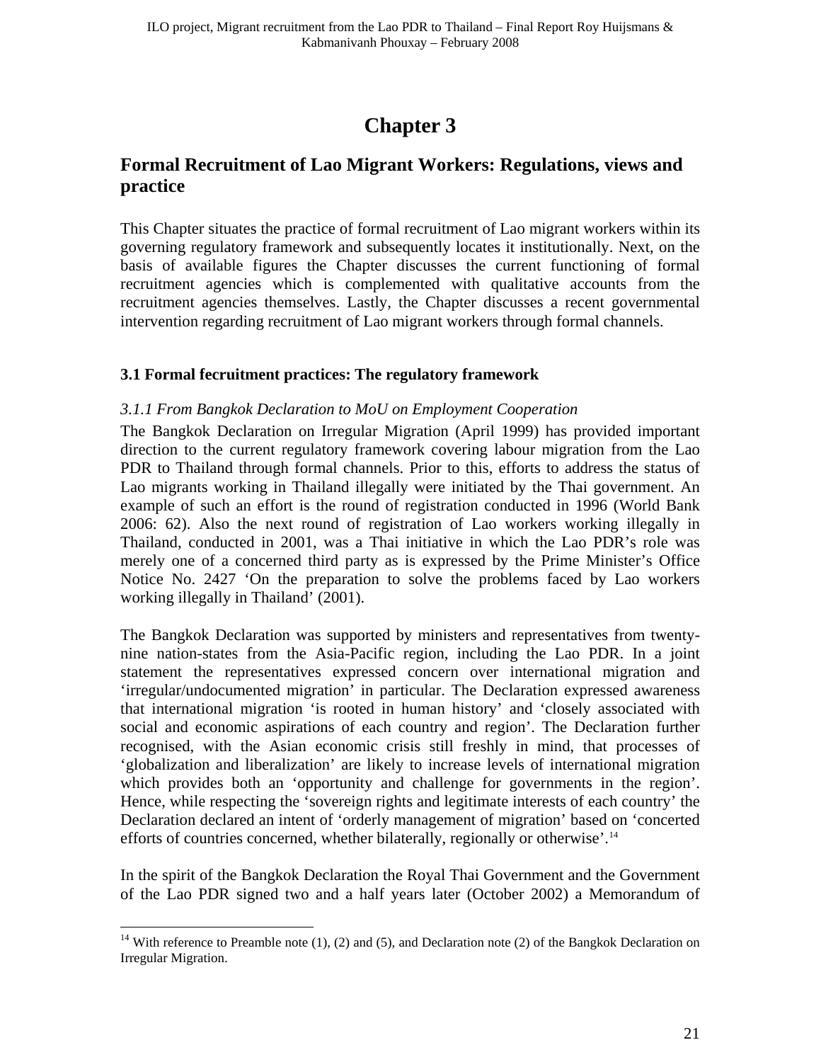// Chapter 3

## Formal Recruitment of Lao Migrant Workers: Regulations, views and practice

This Chapter situates the practice of formal recruitment of Lao migrant workers within its governing regulatory framework and subsequently locates it institutionally. Next, on the basis of available figures the Chapter discusses the current functioning of formal recruitment agencies which is complemented with qualitative accounts from the recruitment agencies themselves. Lastly, the Chapter discusses a recent governmental intervention regarding recruitment of Lao migrant workers through formal channels.

### 3.1 Formal fecruitment practices: The regulatory framework

#### *3.1.1 From Bangkok Declaration to MoU on Employment Cooperation*

The Bangkok Declaration on Irregular Migration (April 1999) has provided important direction to the current regulatory framework covering labour migration from the Lao PDR to Thailand through formal channels. Prior to this, efforts to address the status of Lao migrants working in Thailand illegally were initiated by the Thai government. An example of such an effort is the round of registration conducted in 1996 (World Bank 2006: 62). Also the next round of registration of Lao workers working illegally in Thailand, conducted in 2001, was a Thai initiative in which the Lao PDR's role was merely one of a concerned third party as is expressed by the Prime Minister's Office Notice No. 2427 'On the preparation to solve the problems faced by Lao workers working illegally in Thailand' (2001).

The Bangkok Declaration was supported by ministers and representatives from twenty-nine nation-states from the Asia-Pacific region, including the Lao PDR. In a joint statement the representatives expressed concern over international migration and 'irregular/undocumented migration' in particular. The Declaration expressed awareness that international migration 'is rooted in human history' and 'closely associated with social and economic aspirations of each country and region'. The Declaration further recognised, with the Asian economic crisis still freshly in mind, that processes of 'globalization and liberalization' are likely to increase levels of international migration which provides both an 'opportunity and challenge for governments in the region'. Hence, while respecting the 'sovereign rights and legitimate interests of each country' the Declaration declared an intent of 'orderly management of migration' based on 'concerted efforts of countries concerned, whether bilaterally, regionally or otherwise'.[14]

In the spirit of the Bangkok Declaration the Royal Thai Government and the Government of the Lao PDR signed two and a half years later (October 2002) a Memorandum of

---

[14] With reference to Preamble note (1), (2) and (5), and Declaration note (2) of the Bangkok Declaration on Irregular Migration.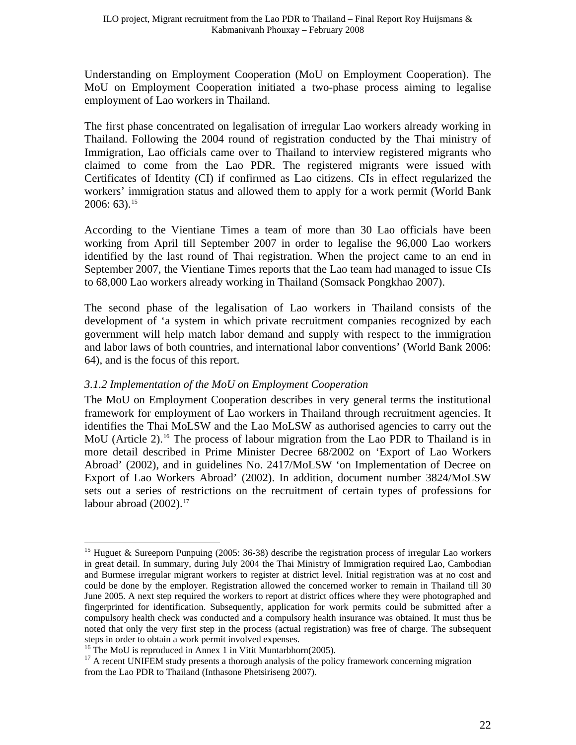Understanding on Employment Cooperation (MoU on Employment Cooperation). The MoU on Employment Cooperation initiated a two-phase process aiming to legalise employment of Lao workers in Thailand.

The first phase concentrated on legalisation of irregular Lao workers already working in Thailand. Following the 2004 round of registration conducted by the Thai ministry of Immigration, Lao officials came over to Thailand to interview registered migrants who claimed to come from the Lao PDR. The registered migrants were issued with Certificates of Identity (CI) if confirmed as Lao citizens. CIs in effect regularized the workers' immigration status and allowed them to apply for a work permit (World Bank 2006: 63).[15]

According to the Vientiane Times a team of more than 30 Lao officials have been working from April till September 2007 in order to legalise the 96,000 Lao workers identified by the last round of Thai registration. When the project came to an end in September 2007, the Vientiane Times reports that the Lao team had managed to issue CIs to 68,000 Lao workers already working in Thailand (Somsack Pongkhao 2007).

The second phase of the legalisation of Lao workers in Thailand consists of the development of 'a system in which private recruitment companies recognized by each government will help match labor demand and supply with respect to the immigration and labor laws of both countries, and international labor conventions' (World Bank 2006: 64), and is the focus of this report.

### *3.1.2 Implementation of the MoU on Employment Cooperation*

The MoU on Employment Cooperation describes in very general terms the institutional framework for employment of Lao workers in Thailand through recruitment agencies. It identifies the Thai MoLSW and the Lao MoLSW as authorised agencies to carry out the MoU (Article 2).[16] The process of labour migration from the Lao PDR to Thailand is in more detail described in Prime Minister Decree 68/2002 on 'Export of Lao Workers Abroad' (2002), and in guidelines No. 2417/MoLSW 'on Implementation of Decree on Export of Lao Workers Abroad' (2002). In addition, document number 3824/MoLSW sets out a series of restrictions on the recruitment of certain types of professions for labour abroad (2002).[17]

---

[15] Huguet & Sureeporn Punpuing (2005: 36-38) describe the registration process of irregular Lao workers in great detail. In summary, during July 2004 the Thai Ministry of Immigration required Lao, Cambodian and Burmese irregular migrant workers to register at district level. Initial registration was at no cost and could be done by the employer. Registration allowed the concerned worker to remain in Thailand till 30 June 2005. A next step required the workers to report at district offices where they were photographed and fingerprinted for identification. Subsequently, application for work permits could be submitted after a compulsory health check was conducted and a compulsory health insurance was obtained. It must thus be noted that only the very first step in the process (actual registration) was free of charge. The subsequent steps in order to obtain a work permit involved expenses.

[16] The MoU is reproduced in Annex 1 in Vitit Muntarbhorn(2005).

[17] A recent UNIFEM study presents a thorough analysis of the policy framework concerning migration from the Lao PDR to Thailand (Inthasone Phetsiriseng 2007).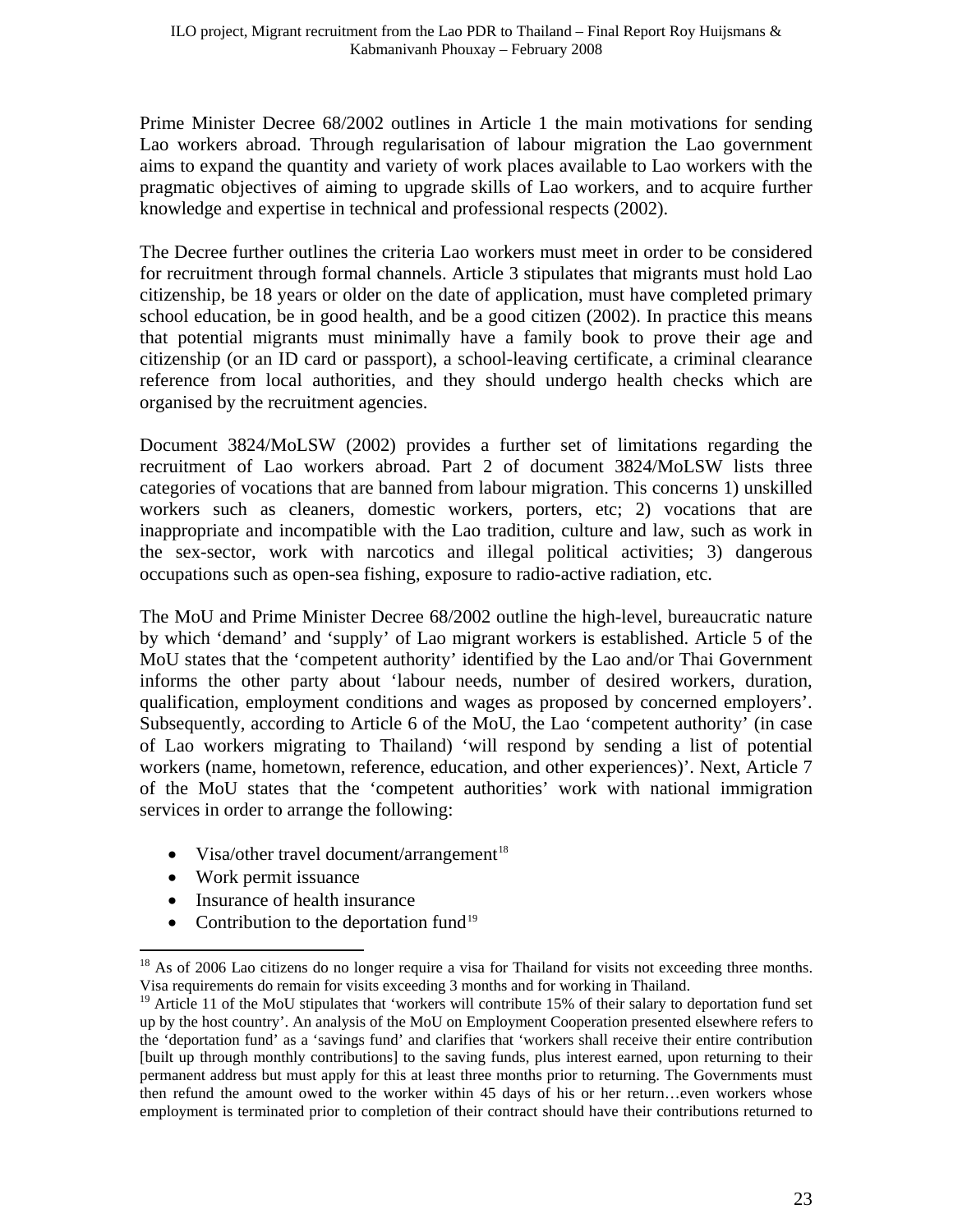Prime Minister Decree 68/2002 outlines in Article 1 the main motivations for sending Lao workers abroad. Through regularisation of labour migration the Lao government aims to expand the quantity and variety of work places available to Lao workers with the pragmatic objectives of aiming to upgrade skills of Lao workers, and to acquire further knowledge and expertise in technical and professional respects (2002).

The Decree further outlines the criteria Lao workers must meet in order to be considered for recruitment through formal channels. Article 3 stipulates that migrants must hold Lao citizenship, be 18 years or older on the date of application, must have completed primary school education, be in good health, and be a good citizen (2002). In practice this means that potential migrants must minimally have a family book to prove their age and citizenship (or an ID card or passport), a school-leaving certificate, a criminal clearance reference from local authorities, and they should undergo health checks which are organised by the recruitment agencies.

Document 3824/MoLSW (2002) provides a further set of limitations regarding the recruitment of Lao workers abroad. Part 2 of document 3824/MoLSW lists three categories of vocations that are banned from labour migration. This concerns 1) unskilled workers such as cleaners, domestic workers, porters, etc; 2) vocations that are inappropriate and incompatible with the Lao tradition, culture and law, such as work in the sex-sector, work with narcotics and illegal political activities; 3) dangerous occupations such as open-sea fishing, exposure to radio-active radiation, etc.

The MoU and Prime Minister Decree 68/2002 outline the high-level, bureaucratic nature by which 'demand' and 'supply' of Lao migrant workers is established. Article 5 of the MoU states that the 'competent authority' identified by the Lao and/or Thai Government informs the other party about 'labour needs, number of desired workers, duration, qualification, employment conditions and wages as proposed by concerned employers'. Subsequently, according to Article 6 of the MoU, the Lao 'competent authority' (in case of Lao workers migrating to Thailand) 'will respond by sending a list of potential workers (name, hometown, reference, education, and other experiences)'. Next, Article 7 of the MoU states that the 'competent authorities' work with national immigration services in order to arrange the following:

- Visa/other travel document/arrangement[18]
- Work permit issuance
- Insurance of health insurance
- Contribution to the deportation fund[19]

[18] As of 2006 Lao citizens do no longer require a visa for Thailand for visits not exceeding three months. Visa requirements do remain for visits exceeding 3 months and for working in Thailand.

[19] Article 11 of the MoU stipulates that 'workers will contribute 15% of their salary to deportation fund set up by the host country'. An analysis of the MoU on Employment Cooperation presented elsewhere refers to the 'deportation fund' as a 'savings fund' and clarifies that 'workers shall receive their entire contribution [built up through monthly contributions] to the saving funds, plus interest earned, upon returning to their permanent address but must apply for this at least three months prior to returning. The Governments must then refund the amount owed to the worker within 45 days of his or her return…even workers whose employment is terminated prior to completion of their contract should have their contributions returned to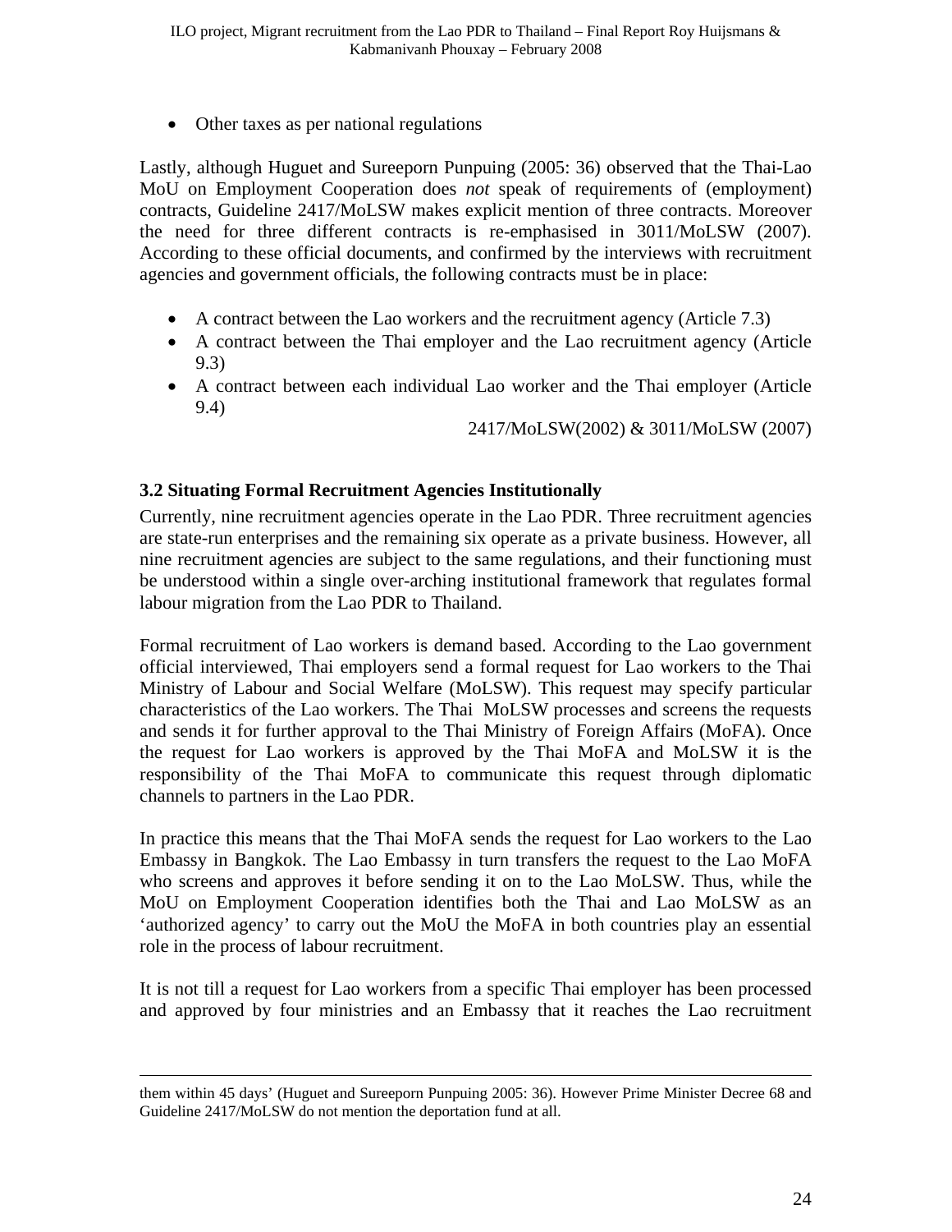- Other taxes as per national regulations

Lastly, although Huguet and Sureeporn Punpuing (2005: 36) observed that the Thai-Lao MoU on Employment Cooperation does *not* speak of requirements of (employment) contracts, Guideline 2417/MoLSW makes explicit mention of three contracts. Moreover the need for three different contracts is re-emphasised in 3011/MoLSW (2007). According to these official documents, and confirmed by the interviews with recruitment agencies and government officials, the following contracts must be in place:

- A contract between the Lao workers and the recruitment agency (Article 7.3)
- A contract between the Thai employer and the Lao recruitment agency (Article 9.3)
- A contract between each individual Lao worker and the Thai employer (Article 9.4)

2417/MoLSW(2002) & 3011/MoLSW (2007)

### 3.2 Situating Formal Recruitment Agencies Institutionally

Currently, nine recruitment agencies operate in the Lao PDR. Three recruitment agencies are state-run enterprises and the remaining six operate as a private business. However, all nine recruitment agencies are subject to the same regulations, and their functioning must be understood within a single over-arching institutional framework that regulates formal labour migration from the Lao PDR to Thailand.

Formal recruitment of Lao workers is demand based. According to the Lao government official interviewed, Thai employers send a formal request for Lao workers to the Thai Ministry of Labour and Social Welfare (MoLSW). This request may specify particular characteristics of the Lao workers. The Thai MoLSW processes and screens the requests and sends it for further approval to the Thai Ministry of Foreign Affairs (MoFA). Once the request for Lao workers is approved by the Thai MoFA and MoLSW it is the responsibility of the Thai MoFA to communicate this request through diplomatic channels to partners in the Lao PDR.

In practice this means that the Thai MoFA sends the request for Lao workers to the Lao Embassy in Bangkok. The Lao Embassy in turn transfers the request to the Lao MoFA who screens and approves it before sending it on to the Lao MoLSW. Thus, while the MoU on Employment Cooperation identifies both the Thai and Lao MoLSW as an 'authorized agency' to carry out the MoU the MoFA in both countries play an essential role in the process of labour recruitment.

It is not till a request for Lao workers from a specific Thai employer has been processed and approved by four ministries and an Embassy that it reaches the Lao recruitment

---

them within 45 days' (Huguet and Sureeporn Punpuing 2005: 36). However Prime Minister Decree 68 and Guideline 2417/MoLSW do not mention the deportation fund at all.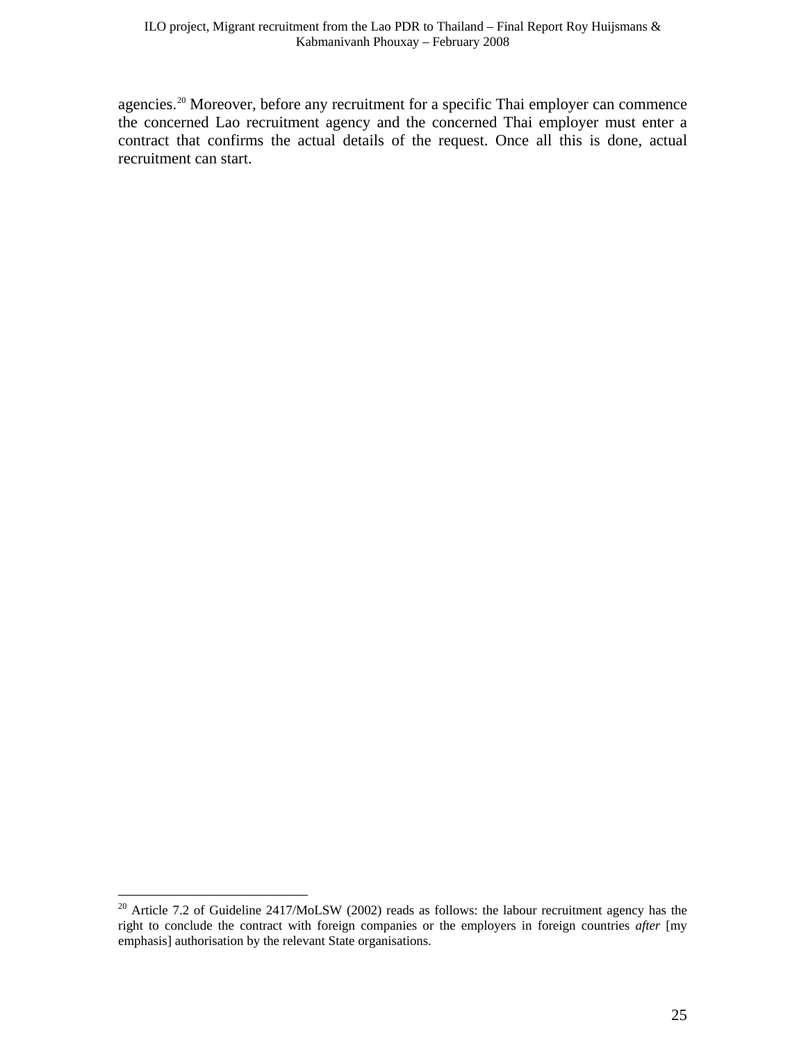agencies.[20] Moreover, before any recruitment for a specific Thai employer can commence the concerned Lao recruitment agency and the concerned Thai employer must enter a contract that confirms the actual details of the request. Once all this is done, actual recruitment can start.

---

[20] Article 7.2 of Guideline 2417/MoLSW (2002) reads as follows: the labour recruitment agency has the right to conclude the contract with foreign companies or the employers in foreign countries *after* [my emphasis] authorisation by the relevant State organisations.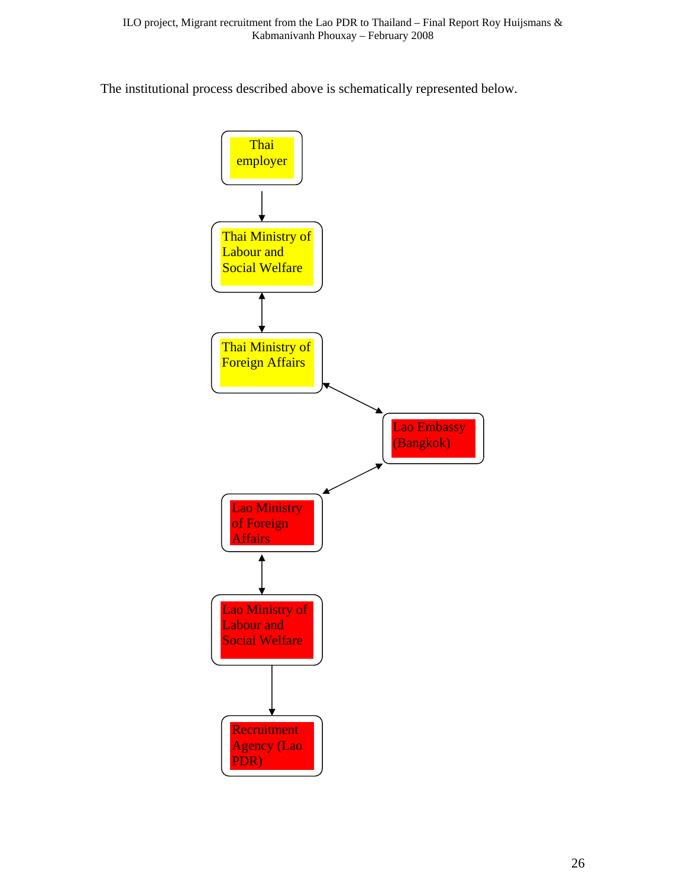The institutional process described above is schematically represented below.

Thai employer

↓

Thai Ministry of Labour and Social Welfare

↕

Thai Ministry of Foreign Affairs

↕

Lao Embassy (Bangkok)

↕

Lao Ministry of Foreign Affairs

↕

Lao Ministry of Labour and Social Welfare

↓

Recruitment Agency (Lao PDR)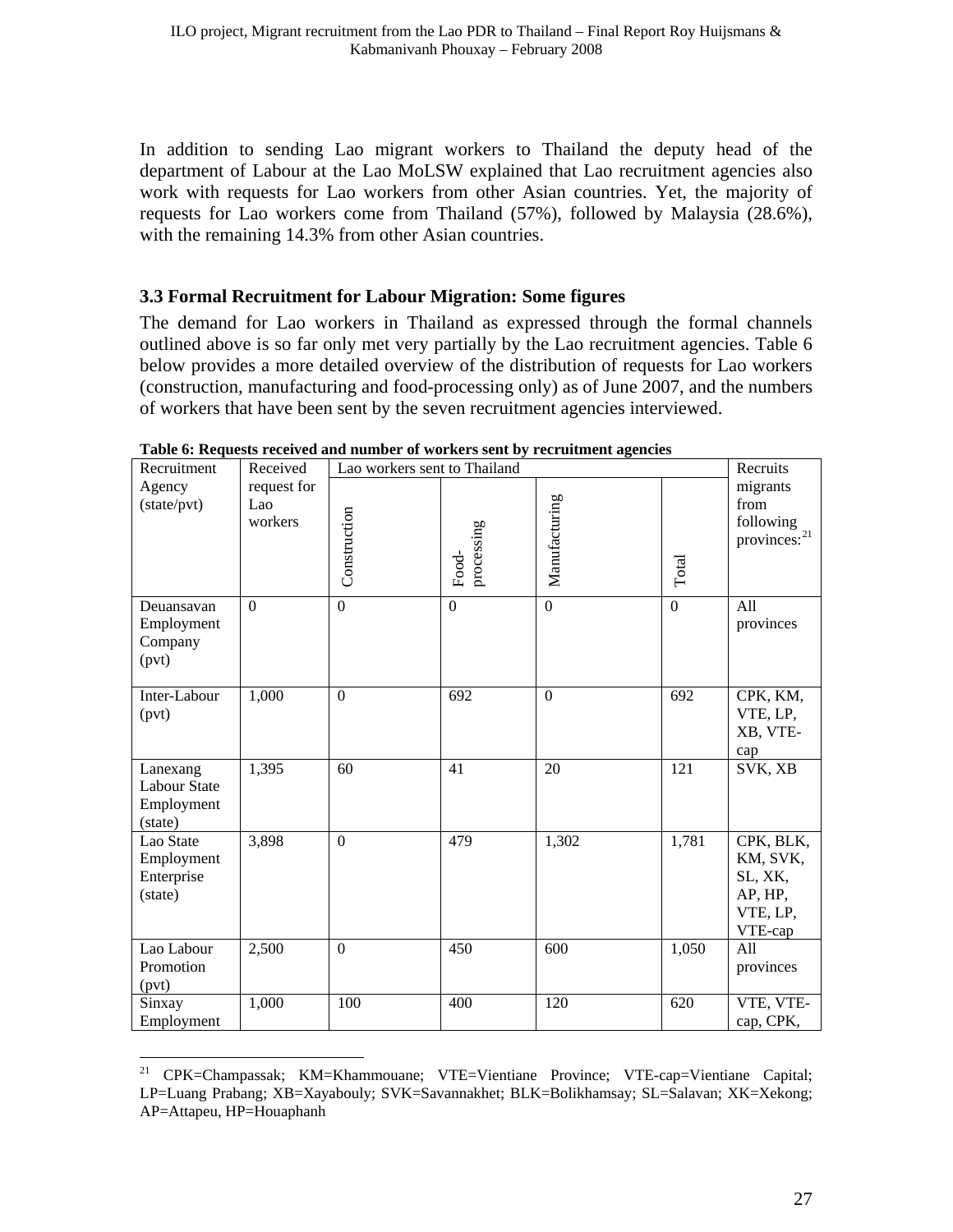In addition to sending Lao migrant workers to Thailand the deputy head of the department of Labour at the Lao MoLSW explained that Lao recruitment agencies also work with requests for Lao workers from other Asian countries. Yet, the majority of requests for Lao workers come from Thailand (57%), followed by Malaysia (28.6%), with the remaining 14.3% from other Asian countries.

### 3.3 Formal Recruitment for Labour Migration: Some figures

The demand for Lao workers in Thailand as expressed through the formal channels outlined above is so far only met very partially by the Lao recruitment agencies. Table 6 below provides a more detailed overview of the distribution of requests for Lao workers (construction, manufacturing and food-processing only) as of June 2007, and the numbers of workers that have been sent by the seven recruitment agencies interviewed.

**Table 6: Requests received and number of workers sent by recruitment agencies**

| Recruitment Agency (state/pvt) | Received request for Lao workers | Lao workers sent to Thailand | | | | Recruits migrants from following provinces:[21] |
|---|---|---|---|---|---|---|
| | | Construction | Food-processing | Manufacturing | Total | |
| Deuansavan Employment Company (pvt) | 0 | 0 | 0 | 0 | 0 | All provinces |
| Inter-Labour (pvt) | 1,000 | 0 | 692 | 0 | 692 | CPK, KM, VTE, LP, XB, VTE-cap |
| Lanexang Labour State Employment (state) | 1,395 | 60 | 41 | 20 | 121 | SVK, XB |
| Lao State Employment Enterprise (state) | 3,898 | 0 | 479 | 1,302 | 1,781 | CPK, BLK, KM, SVK, SL, XK, AP, HP, VTE, LP, VTE-cap |
| Lao Labour Promotion (pvt) | 2,500 | 0 | 450 | 600 | 1,050 | All provinces |
| Sinxay Employment | 1,000 | 100 | 400 | 120 | 620 | VTE, VTE-cap, CPK, |

[21] CPK=Champassak; KM=Khammouane; VTE=Vientiane Province; VTE-cap=Vientiane Capital; LP=Luang Prabang; XB=Xayabouly; SVK=Savannakhet; BLK=Bolikhamsay; SL=Salavan; XK=Xekong; AP=Attapeu, HP=Houaphanh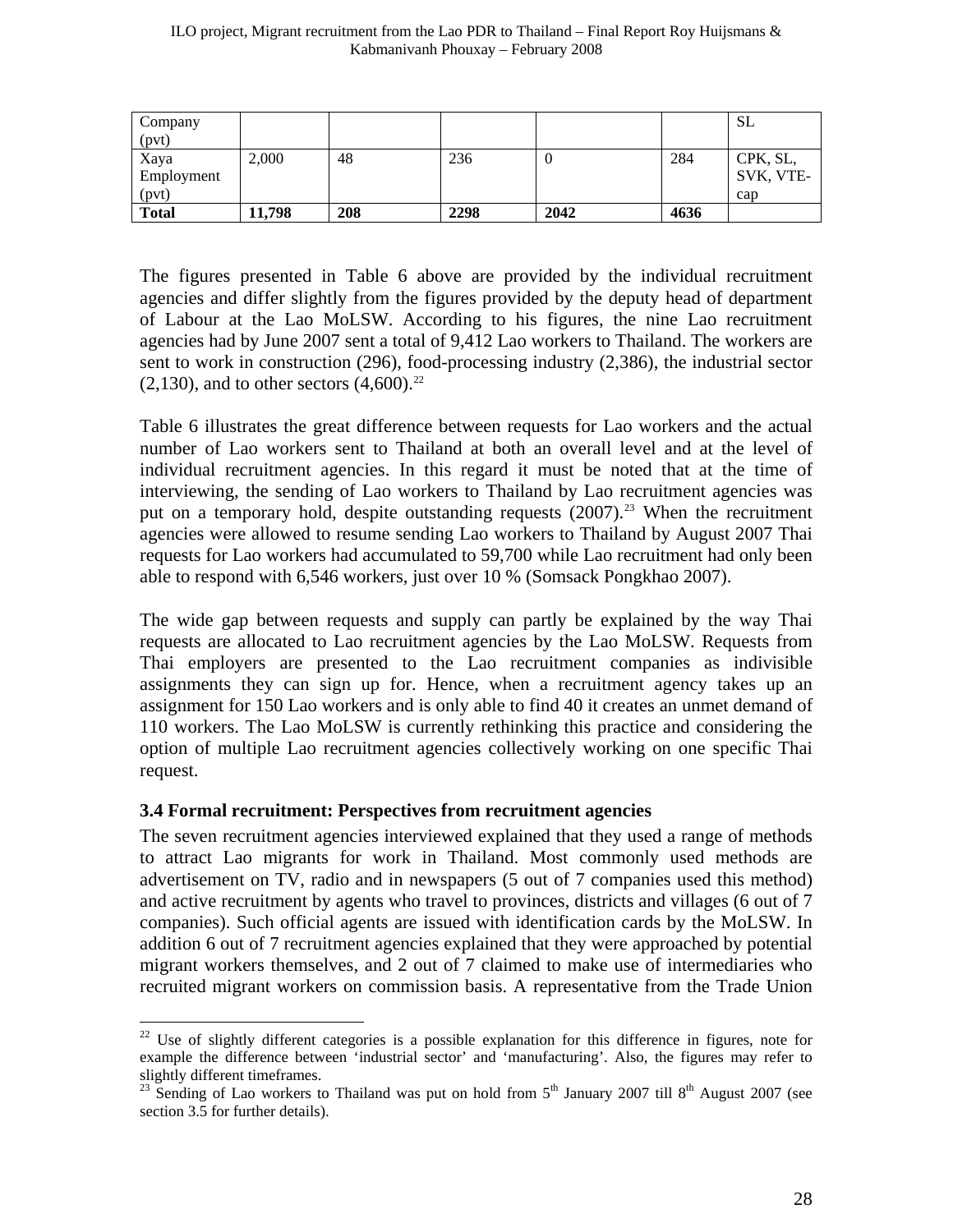| Company (pvt) | | | | | | SL |
|---|---|---|---|---|---|---|
| Xaya Employment (pvt) | 2,000 | 48 | 236 | 0 | 284 | CPK, SL, SVK, VTE-cap |
| **Total** | **11,798** | **208** | **2298** | **2042** | **4636** | |

The figures presented in Table 6 above are provided by the individual recruitment agencies and differ slightly from the figures provided by the deputy head of department of Labour at the Lao MoLSW. According to his figures, the nine Lao recruitment agencies had by June 2007 sent a total of 9,412 Lao workers to Thailand. The workers are sent to work in construction (296), food-processing industry (2,386), the industrial sector (2,130), and to other sectors (4,600).[22]

Table 6 illustrates the great difference between requests for Lao workers and the actual number of Lao workers sent to Thailand at both an overall level and at the level of individual recruitment agencies. In this regard it must be noted that at the time of interviewing, the sending of Lao workers to Thailand by Lao recruitment agencies was put on a temporary hold, despite outstanding requests (2007).[23] When the recruitment agencies were allowed to resume sending Lao workers to Thailand by August 2007 Thai requests for Lao workers had accumulated to 59,700 while Lao recruitment had only been able to respond with 6,546 workers, just over 10 % (Somsack Pongkhao 2007).

The wide gap between requests and supply can partly be explained by the way Thai requests are allocated to Lao recruitment agencies by the Lao MoLSW. Requests from Thai employers are presented to the Lao recruitment companies as indivisible assignments they can sign up for. Hence, when a recruitment agency takes up an assignment for 150 Lao workers and is only able to find 40 it creates an unmet demand of 110 workers. The Lao MoLSW is currently rethinking this practice and considering the option of multiple Lao recruitment agencies collectively working on one specific Thai request.

### 3.4 Formal recruitment: Perspectives from recruitment agencies

The seven recruitment agencies interviewed explained that they used a range of methods to attract Lao migrants for work in Thailand. Most commonly used methods are advertisement on TV, radio and in newspapers (5 out of 7 companies used this method) and active recruitment by agents who travel to provinces, districts and villages (6 out of 7 companies). Such official agents are issued with identification cards by the MoLSW. In addition 6 out of 7 recruitment agencies explained that they were approached by potential migrant workers themselves, and 2 out of 7 claimed to make use of intermediaries who recruited migrant workers on commission basis. A representative from the Trade Union

---

[22] Use of slightly different categories is a possible explanation for this difference in figures, note for example the difference between ‘industrial sector’ and ‘manufacturing’. Also, the figures may refer to slightly different timeframes.

[23] Sending of Lao workers to Thailand was put on hold from 5th January 2007 till 8th August 2007 (see section 3.5 for further details).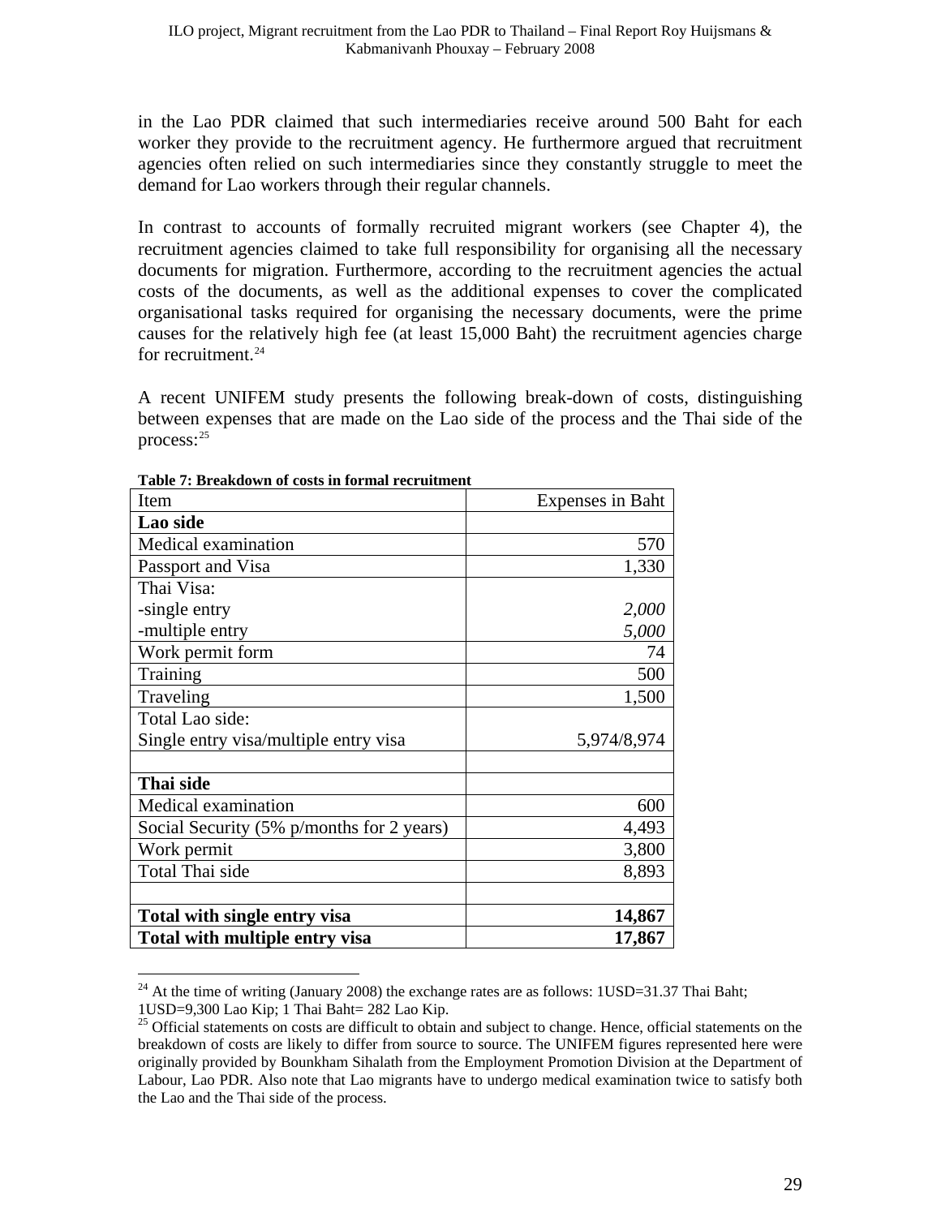in the Lao PDR claimed that such intermediaries receive around 500 Baht for each worker they provide to the recruitment agency. He furthermore argued that recruitment agencies often relied on such intermediaries since they constantly struggle to meet the demand for Lao workers through their regular channels.

In contrast to accounts of formally recruited migrant workers (see Chapter 4), the recruitment agencies claimed to take full responsibility for organising all the necessary documents for migration. Furthermore, according to the recruitment agencies the actual costs of the documents, as well as the additional expenses to cover the complicated organisational tasks required for organising the necessary documents, were the prime causes for the relatively high fee (at least 15,000 Baht) the recruitment agencies charge for recruitment.[24]

A recent UNIFEM study presents the following break-down of costs, distinguishing between expenses that are made on the Lao side of the process and the Thai side of the process:[25]

**Table 7: Breakdown of costs in formal recruitment**

| Item | Expenses in Baht |
|---|---|
| **Lao side** | |
| Medical examination | 570 |
| Passport and Visa | 1,330 |
| Thai Visa:<br>-single entry<br>-multiple entry | <br>*2,000*<br>*5,000* |
| Work permit form | 74 |
| Training | 500 |
| Traveling | 1,500 |
| Total Lao side:<br>Single entry visa/multiple entry visa | <br>5,974/8,974 |
| | |
| **Thai side** | |
| Medical examination | 600 |
| Social Security (5% p/months for 2 years) | 4,493 |
| Work permit | 3,800 |
| Total Thai side | 8,893 |
| | |
| **Total with single entry visa** | **14,867** |
| **Total with multiple entry visa** | **17,867** |

[24] At the time of writing (January 2008) the exchange rates are as follows: 1USD=31.37 Thai Baht; 1USD=9,300 Lao Kip; 1 Thai Baht= 282 Lao Kip.

[25] Official statements on costs are difficult to obtain and subject to change. Hence, official statements on the breakdown of costs are likely to differ from source to source. The UNIFEM figures represented here were originally provided by Bounkham Sihalath from the Employment Promotion Division at the Department of Labour, Lao PDR. Also note that Lao migrants have to undergo medical examination twice to satisfy both the Lao and the Thai side of the process.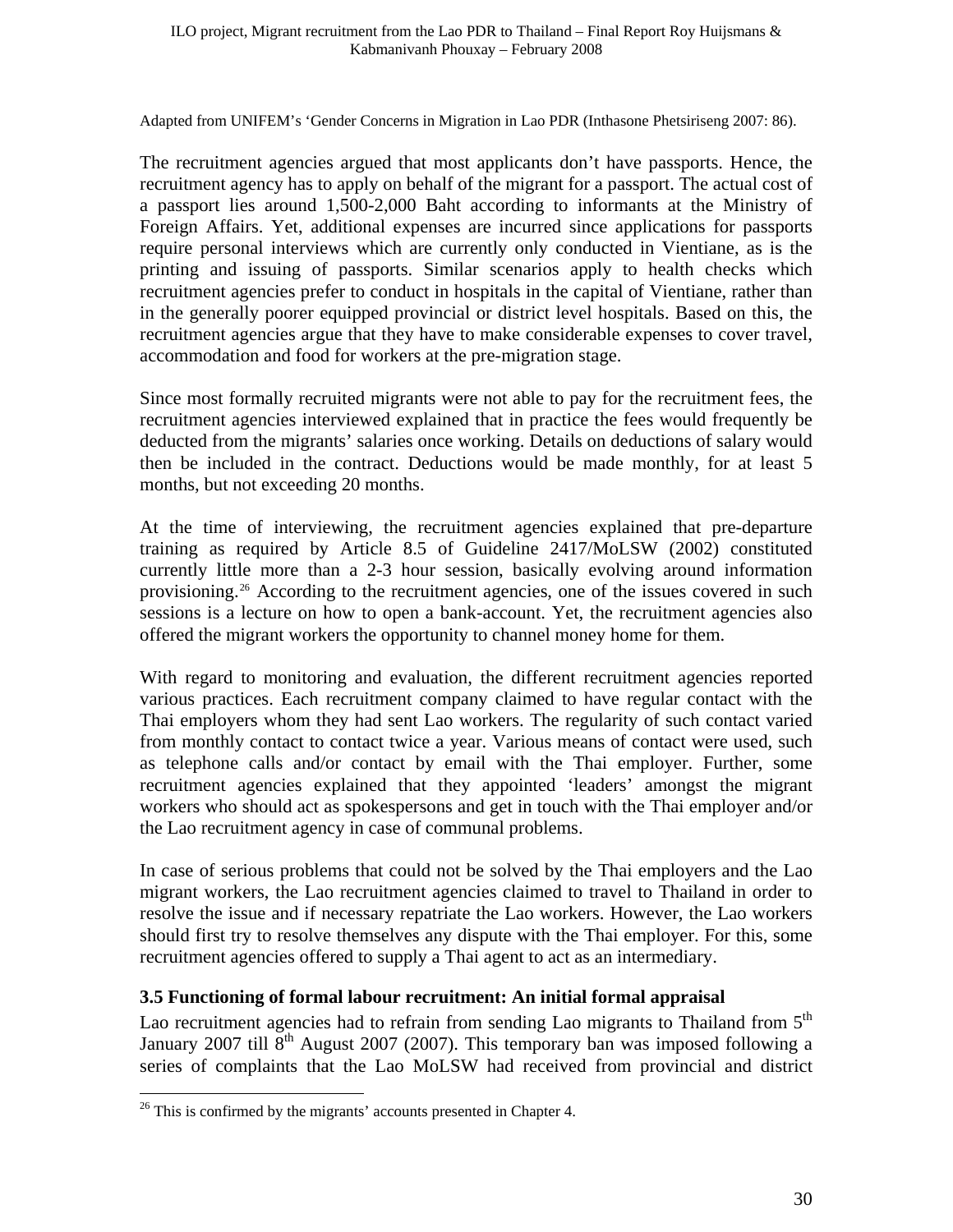Adapted from UNIFEM's 'Gender Concerns in Migration in Lao PDR (Inthasone Phetsiriseng 2007: 86).

The recruitment agencies argued that most applicants don't have passports. Hence, the recruitment agency has to apply on behalf of the migrant for a passport. The actual cost of a passport lies around 1,500-2,000 Baht according to informants at the Ministry of Foreign Affairs. Yet, additional expenses are incurred since applications for passports require personal interviews which are currently only conducted in Vientiane, as is the printing and issuing of passports. Similar scenarios apply to health checks which recruitment agencies prefer to conduct in hospitals in the capital of Vientiane, rather than in the generally poorer equipped provincial or district level hospitals. Based on this, the recruitment agencies argue that they have to make considerable expenses to cover travel, accommodation and food for workers at the pre-migration stage.

Since most formally recruited migrants were not able to pay for the recruitment fees, the recruitment agencies interviewed explained that in practice the fees would frequently be deducted from the migrants' salaries once working. Details on deductions of salary would then be included in the contract. Deductions would be made monthly, for at least 5 months, but not exceeding 20 months.

At the time of interviewing, the recruitment agencies explained that pre-departure training as required by Article 8.5 of Guideline 2417/MoLSW (2002) constituted currently little more than a 2-3 hour session, basically evolving around information provisioning.[26] According to the recruitment agencies, one of the issues covered in such sessions is a lecture on how to open a bank-account. Yet, the recruitment agencies also offered the migrant workers the opportunity to channel money home for them.

With regard to monitoring and evaluation, the different recruitment agencies reported various practices. Each recruitment company claimed to have regular contact with the Thai employers whom they had sent Lao workers. The regularity of such contact varied from monthly contact to contact twice a year. Various means of contact were used, such as telephone calls and/or contact by email with the Thai employer. Further, some recruitment agencies explained that they appointed 'leaders' amongst the migrant workers who should act as spokespersons and get in touch with the Thai employer and/or the Lao recruitment agency in case of communal problems.

In case of serious problems that could not be solved by the Thai employers and the Lao migrant workers, the Lao recruitment agencies claimed to travel to Thailand in order to resolve the issue and if necessary repatriate the Lao workers. However, the Lao workers should first try to resolve themselves any dispute with the Thai employer. For this, some recruitment agencies offered to supply a Thai agent to act as an intermediary.

### 3.5 Functioning of formal labour recruitment: An initial formal appraisal

Lao recruitment agencies had to refrain from sending Lao migrants to Thailand from 5th January 2007 till 8th August 2007 (2007). This temporary ban was imposed following a series of complaints that the Lao MoLSW had received from provincial and district

[26] This is confirmed by the migrants' accounts presented in Chapter 4.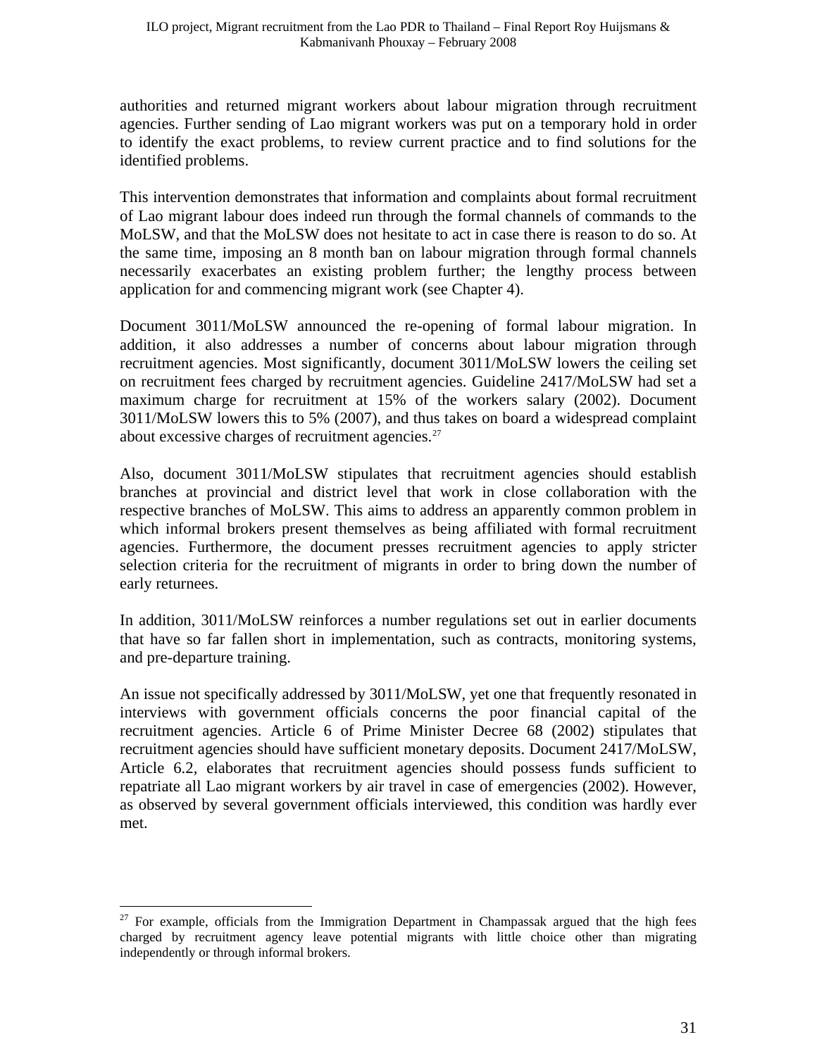authorities and returned migrant workers about labour migration through recruitment agencies. Further sending of Lao migrant workers was put on a temporary hold in order to identify the exact problems, to review current practice and to find solutions for the identified problems.

This intervention demonstrates that information and complaints about formal recruitment of Lao migrant labour does indeed run through the formal channels of commands to the MoLSW, and that the MoLSW does not hesitate to act in case there is reason to do so. At the same time, imposing an 8 month ban on labour migration through formal channels necessarily exacerbates an existing problem further; the lengthy process between application for and commencing migrant work (see Chapter 4).

Document 3011/MoLSW announced the re-opening of formal labour migration. In addition, it also addresses a number of concerns about labour migration through recruitment agencies. Most significantly, document 3011/MoLSW lowers the ceiling set on recruitment fees charged by recruitment agencies. Guideline 2417/MoLSW had set a maximum charge for recruitment at 15% of the workers salary (2002). Document 3011/MoLSW lowers this to 5% (2007), and thus takes on board a widespread complaint about excessive charges of recruitment agencies.[27]

Also, document 3011/MoLSW stipulates that recruitment agencies should establish branches at provincial and district level that work in close collaboration with the respective branches of MoLSW. This aims to address an apparently common problem in which informal brokers present themselves as being affiliated with formal recruitment agencies. Furthermore, the document presses recruitment agencies to apply stricter selection criteria for the recruitment of migrants in order to bring down the number of early returnees.

In addition, 3011/MoLSW reinforces a number regulations set out in earlier documents that have so far fallen short in implementation, such as contracts, monitoring systems, and pre-departure training.

An issue not specifically addressed by 3011/MoLSW, yet one that frequently resonated in interviews with government officials concerns the poor financial capital of the recruitment agencies. Article 6 of Prime Minister Decree 68 (2002) stipulates that recruitment agencies should have sufficient monetary deposits. Document 2417/MoLSW, Article 6.2, elaborates that recruitment agencies should possess funds sufficient to repatriate all Lao migrant workers by air travel in case of emergencies (2002). However, as observed by several government officials interviewed, this condition was hardly ever met.

---

[27] For example, officials from the Immigration Department in Champassak argued that the high fees charged by recruitment agency leave potential migrants with little choice other than migrating independently or through informal brokers.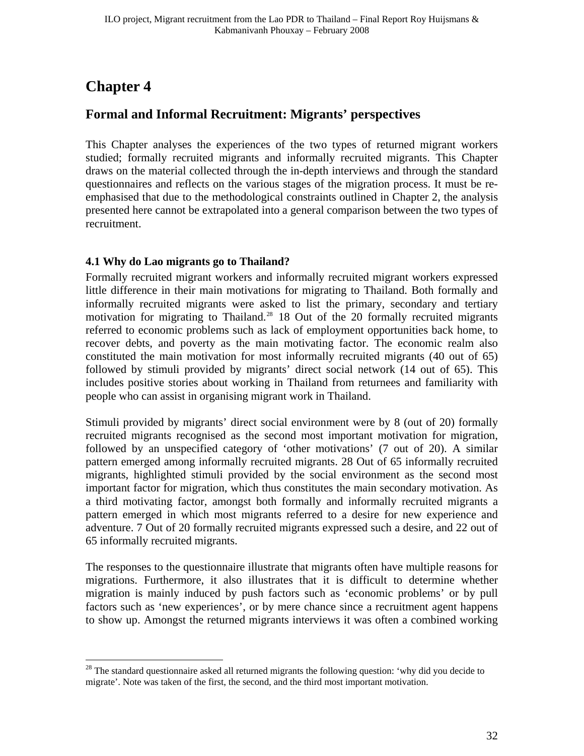# Chapter 4

## Formal and Informal Recruitment: Migrants' perspectives

This Chapter analyses the experiences of the two types of returned migrant workers studied; formally recruited migrants and informally recruited migrants. This Chapter draws on the material collected through the in-depth interviews and through the standard questionnaires and reflects on the various stages of the migration process. It must be re-emphasised that due to the methodological constraints outlined in Chapter 2, the analysis presented here cannot be extrapolated into a general comparison between the two types of recruitment.

### 4.1 Why do Lao migrants go to Thailand?

Formally recruited migrant workers and informally recruited migrant workers expressed little difference in their main motivations for migrating to Thailand. Both formally and informally recruited migrants were asked to list the primary, secondary and tertiary motivation for migrating to Thailand.[28] 18 Out of the 20 formally recruited migrants referred to economic problems such as lack of employment opportunities back home, to recover debts, and poverty as the main motivating factor. The economic realm also constituted the main motivation for most informally recruited migrants (40 out of 65) followed by stimuli provided by migrants' direct social network (14 out of 65). This includes positive stories about working in Thailand from returnees and familiarity with people who can assist in organising migrant work in Thailand.

Stimuli provided by migrants' direct social environment were by 8 (out of 20) formally recruited migrants recognised as the second most important motivation for migration, followed by an unspecified category of 'other motivations' (7 out of 20). A similar pattern emerged among informally recruited migrants. 28 Out of 65 informally recruited migrants, highlighted stimuli provided by the social environment as the second most important factor for migration, which thus constitutes the main secondary motivation. As a third motivating factor, amongst both formally and informally recruited migrants a pattern emerged in which most migrants referred to a desire for new experience and adventure. 7 Out of 20 formally recruited migrants expressed such a desire, and 22 out of 65 informally recruited migrants.

The responses to the questionnaire illustrate that migrants often have multiple reasons for migrations. Furthermore, it also illustrates that it is difficult to determine whether migration is mainly induced by push factors such as 'economic problems' or by pull factors such as 'new experiences', or by mere chance since a recruitment agent happens to show up. Amongst the returned migrants interviews it was often a combined working

---

[28] The standard questionnaire asked all returned migrants the following question: 'why did you decide to migrate'. Note was taken of the first, the second, and the third most important motivation.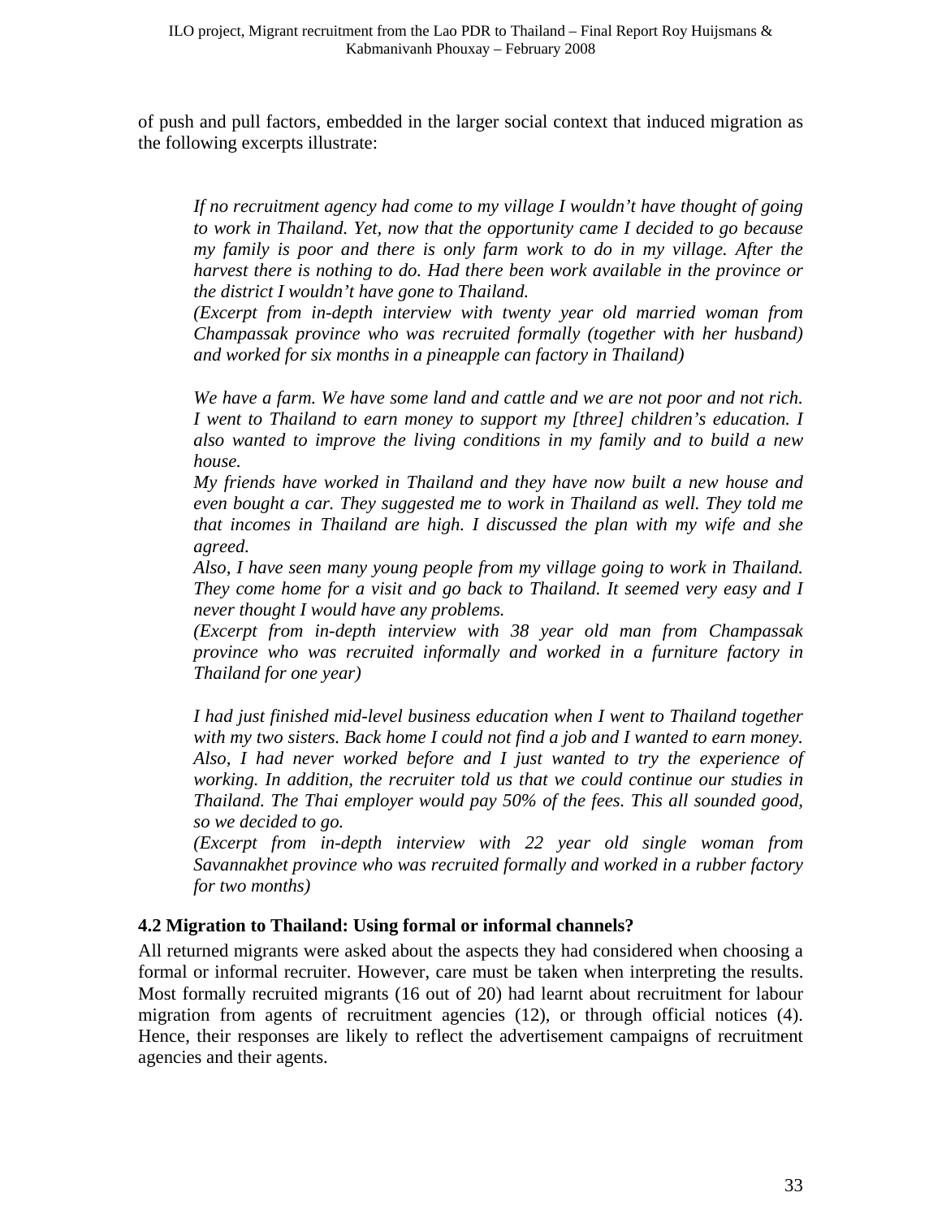of push and pull factors, embedded in the larger social context that induced migration as the following excerpts illustrate:

> *If no recruitment agency had come to my village I wouldn't have thought of going to work in Thailand. Yet, now that the opportunity came I decided to go because my family is poor and there is only farm work to do in my village. After the harvest there is nothing to do. Had there been work available in the province or the district I wouldn't have gone to Thailand.*
> *(Excerpt from in-depth interview with twenty year old married woman from Champassak province who was recruited formally (together with her husband) and worked for six months in a pineapple can factory in Thailand)*

> *We have a farm. We have some land and cattle and we are not poor and not rich. I went to Thailand to earn money to support my [three] children's education. I also wanted to improve the living conditions in my family and to build a new house.*
> *My friends have worked in Thailand and they have now built a new house and even bought a car. They suggested me to work in Thailand as well. They told me that incomes in Thailand are high. I discussed the plan with my wife and she agreed.*
> *Also, I have seen many young people from my village going to work in Thailand. They come home for a visit and go back to Thailand. It seemed very easy and I never thought I would have any problems.*
> *(Excerpt from in-depth interview with 38 year old man from Champassak province who was recruited informally and worked in a furniture factory in Thailand for one year)*

> *I had just finished mid-level business education when I went to Thailand together with my two sisters. Back home I could not find a job and I wanted to earn money. Also, I had never worked before and I just wanted to try the experience of working. In addition, the recruiter told us that we could continue our studies in Thailand. The Thai employer would pay 50% of the fees. This all sounded good, so we decided to go.*
> *(Excerpt from in-depth interview with 22 year old single woman from Savannakhet province who was recruited formally and worked in a rubber factory for two months)*

### 4.2 Migration to Thailand: Using formal or informal channels?

All returned migrants were asked about the aspects they had considered when choosing a formal or informal recruiter. However, care must be taken when interpreting the results. Most formally recruited migrants (16 out of 20) had learnt about recruitment for labour migration from agents of recruitment agencies (12), or through official notices (4). Hence, their responses are likely to reflect the advertisement campaigns of recruitment agencies and their agents.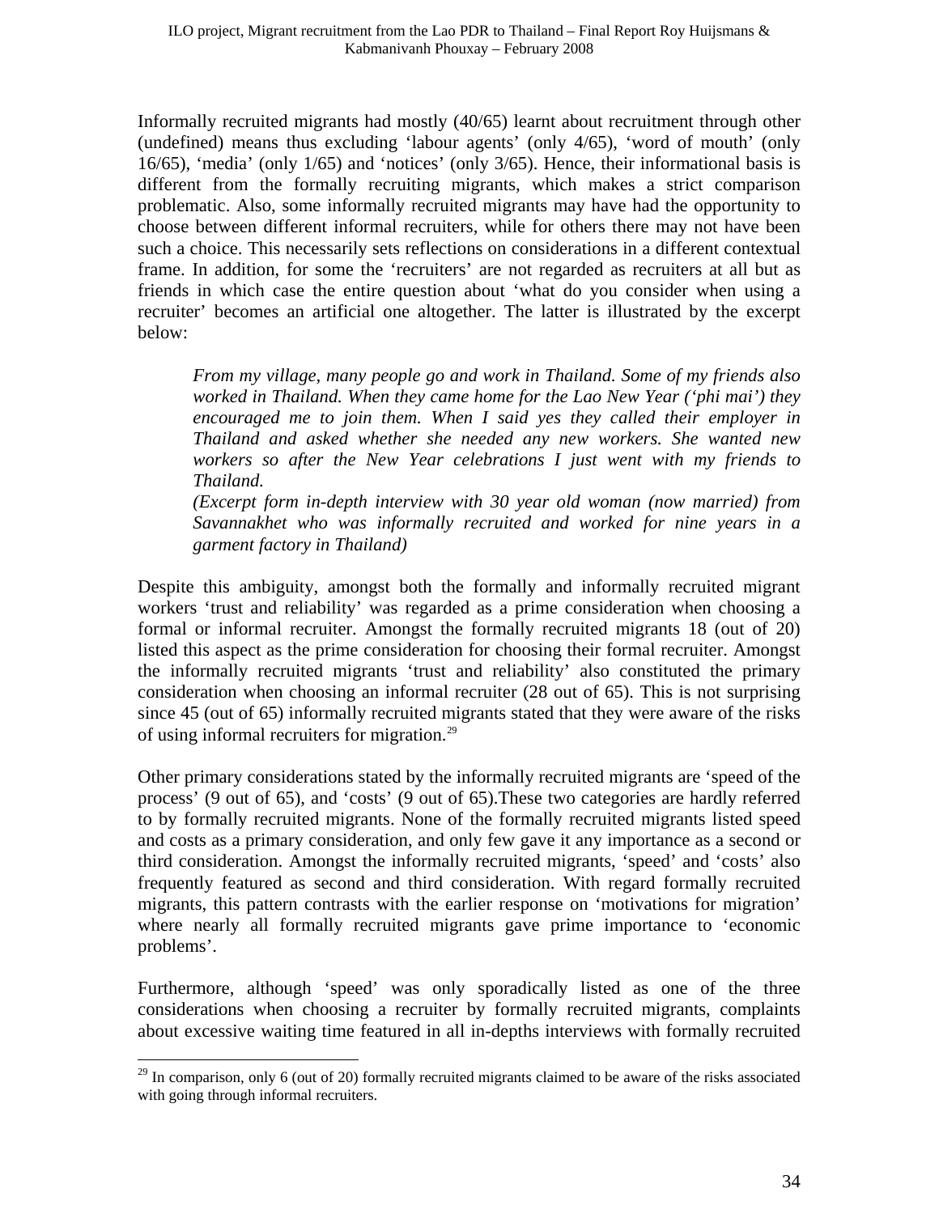Informally recruited migrants had mostly (40/65) learnt about recruitment through other (undefined) means thus excluding 'labour agents' (only 4/65), 'word of mouth' (only 16/65), 'media' (only 1/65) and 'notices' (only 3/65). Hence, their informational basis is different from the formally recruiting migrants, which makes a strict comparison problematic. Also, some informally recruited migrants may have had the opportunity to choose between different informal recruiters, while for others there may not have been such a choice. This necessarily sets reflections on considerations in a different contextual frame. In addition, for some the 'recruiters' are not regarded as recruiters at all but as friends in which case the entire question about 'what do you consider when using a recruiter' becomes an artificial one altogether. The latter is illustrated by the excerpt below:

> *From my village, many people go and work in Thailand. Some of my friends also worked in Thailand. When they came home for the Lao New Year ('phi mai') they encouraged me to join them. When I said yes they called their employer in Thailand and asked whether she needed any new workers. She wanted new workers so after the New Year celebrations I just went with my friends to Thailand.*
> *(Excerpt form in-depth interview with 30 year old woman (now married) from Savannakhet who was informally recruited and worked for nine years in a garment factory in Thailand)*

Despite this ambiguity, amongst both the formally and informally recruited migrant workers 'trust and reliability' was regarded as a prime consideration when choosing a formal or informal recruiter. Amongst the formally recruited migrants 18 (out of 20) listed this aspect as the prime consideration for choosing their formal recruiter. Amongst the informally recruited migrants 'trust and reliability' also constituted the primary consideration when choosing an informal recruiter (28 out of 65). This is not surprising since 45 (out of 65) informally recruited migrants stated that they were aware of the risks of using informal recruiters for migration.[29]

Other primary considerations stated by the informally recruited migrants are 'speed of the process' (9 out of 65), and 'costs' (9 out of 65).These two categories are hardly referred to by formally recruited migrants. None of the formally recruited migrants listed speed and costs as a primary consideration, and only few gave it any importance as a second or third consideration. Amongst the informally recruited migrants, 'speed' and 'costs' also frequently featured as second and third consideration. With regard formally recruited migrants, this pattern contrasts with the earlier response on 'motivations for migration' where nearly all formally recruited migrants gave prime importance to 'economic problems'.

Furthermore, although 'speed' was only sporadically listed as one of the three considerations when choosing a recruiter by formally recruited migrants, complaints about excessive waiting time featured in all in-depths interviews with formally recruited

[29] In comparison, only 6 (out of 20) formally recruited migrants claimed to be aware of the risks associated with going through informal recruiters.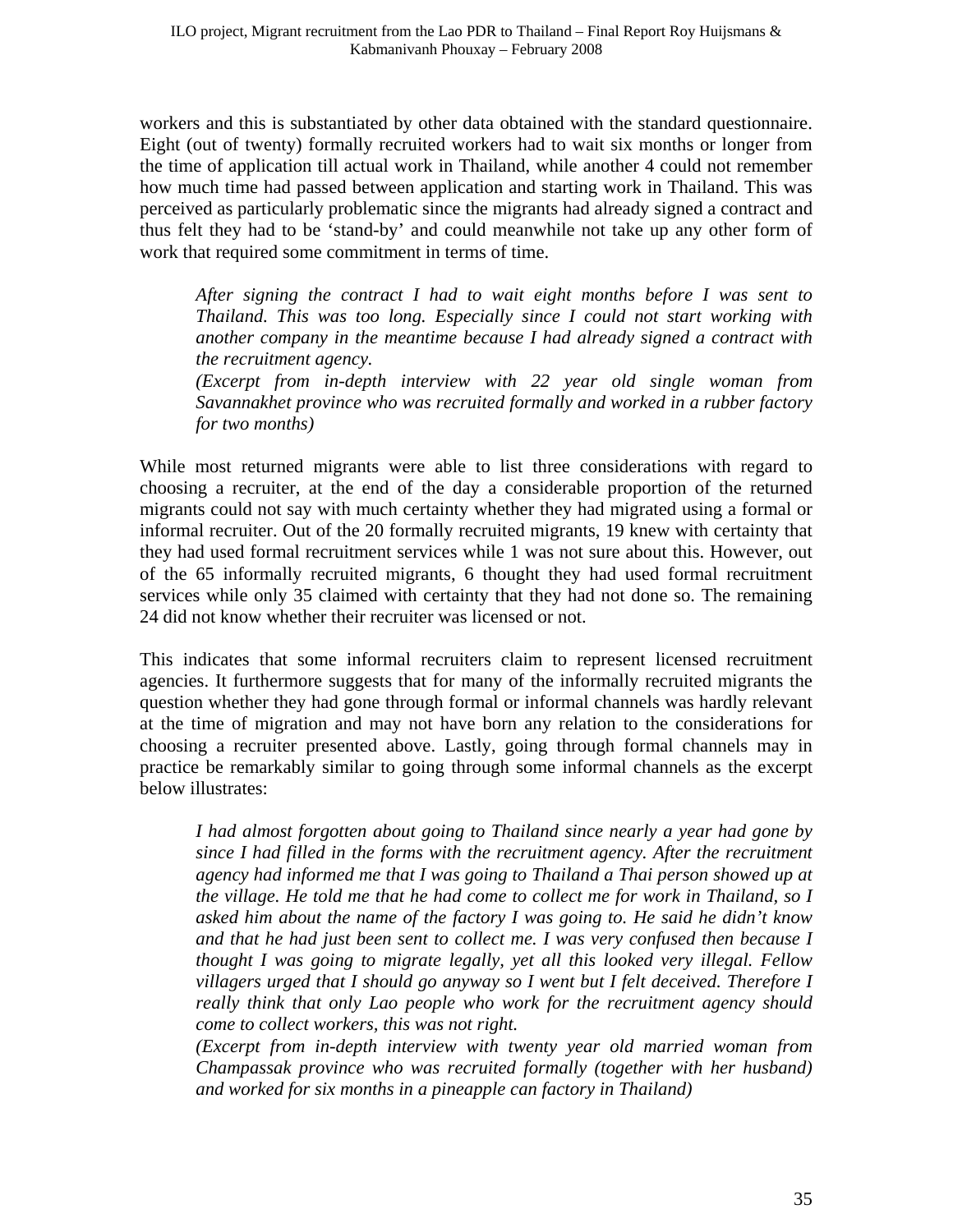workers and this is substantiated by other data obtained with the standard questionnaire. Eight (out of twenty) formally recruited workers had to wait six months or longer from the time of application till actual work in Thailand, while another 4 could not remember how much time had passed between application and starting work in Thailand. This was perceived as particularly problematic since the migrants had already signed a contract and thus felt they had to be 'stand-by' and could meanwhile not take up any other form of work that required some commitment in terms of time.

> *After signing the contract I had to wait eight months before I was sent to Thailand. This was too long. Especially since I could not start working with another company in the meantime because I had already signed a contract with the recruitment agency.*
> *(Excerpt from in-depth interview with 22 year old single woman from Savannakhet province who was recruited formally and worked in a rubber factory for two months)*

While most returned migrants were able to list three considerations with regard to choosing a recruiter, at the end of the day a considerable proportion of the returned migrants could not say with much certainty whether they had migrated using a formal or informal recruiter. Out of the 20 formally recruited migrants, 19 knew with certainty that they had used formal recruitment services while 1 was not sure about this. However, out of the 65 informally recruited migrants, 6 thought they had used formal recruitment services while only 35 claimed with certainty that they had not done so. The remaining 24 did not know whether their recruiter was licensed or not.

This indicates that some informal recruiters claim to represent licensed recruitment agencies. It furthermore suggests that for many of the informally recruited migrants the question whether they had gone through formal or informal channels was hardly relevant at the time of migration and may not have born any relation to the considerations for choosing a recruiter presented above. Lastly, going through formal channels may in practice be remarkably similar to going through some informal channels as the excerpt below illustrates:

> *I had almost forgotten about going to Thailand since nearly a year had gone by since I had filled in the forms with the recruitment agency. After the recruitment agency had informed me that I was going to Thailand a Thai person showed up at the village. He told me that he had come to collect me for work in Thailand, so I asked him about the name of the factory I was going to. He said he didn't know and that he had just been sent to collect me. I was very confused then because I thought I was going to migrate legally, yet all this looked very illegal. Fellow villagers urged that I should go anyway so I went but I felt deceived. Therefore I really think that only Lao people who work for the recruitment agency should come to collect workers, this was not right.*
> *(Excerpt from in-depth interview with twenty year old married woman from Champassak province who was recruited formally (together with her husband) and worked for six months in a pineapple can factory in Thailand)*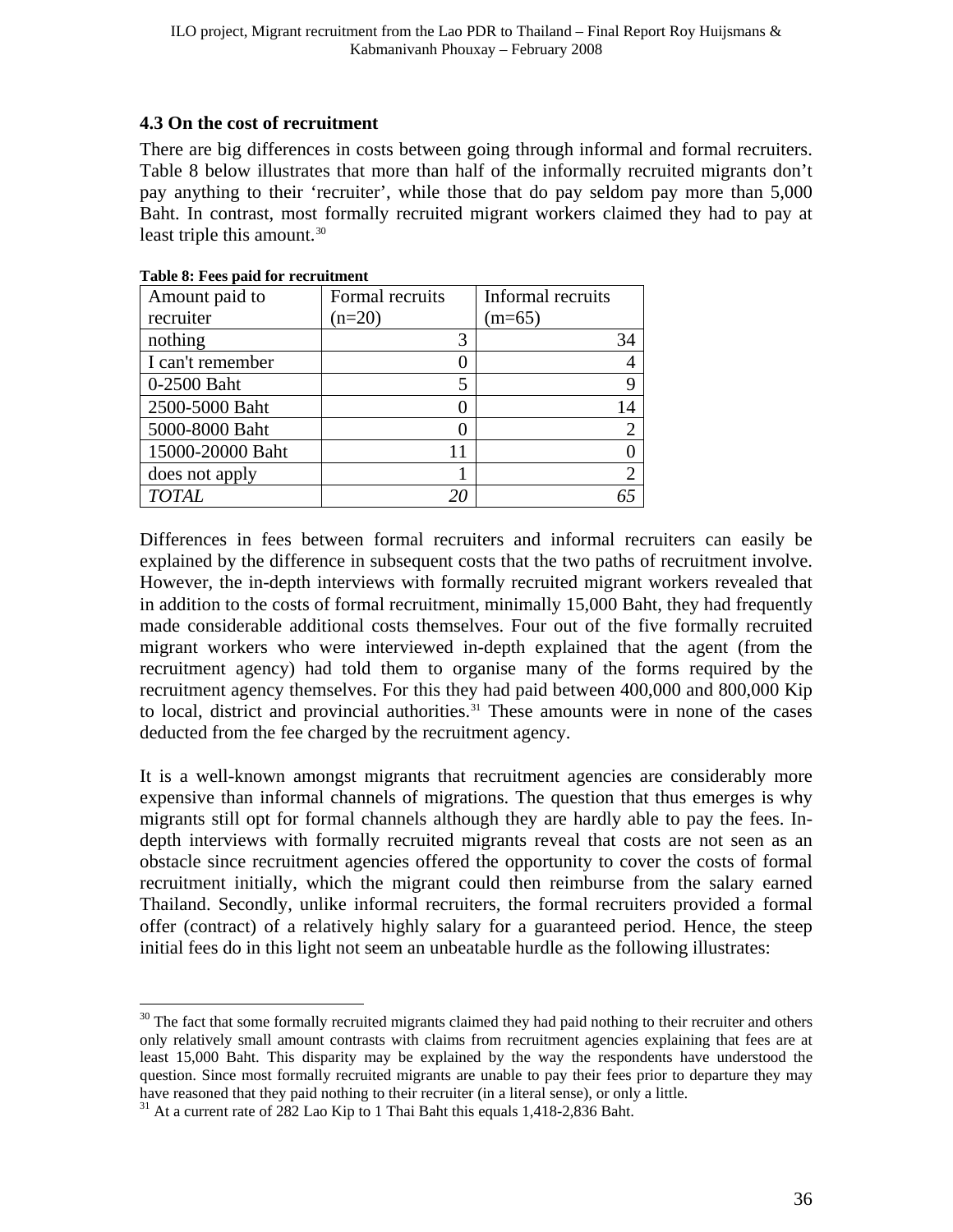### 4.3 On the cost of recruitment

There are big differences in costs between going through informal and formal recruiters. Table 8 below illustrates that more than half of the informally recruited migrants don't pay anything to their 'recruiter', while those that do pay seldom pay more than 5,000 Baht. In contrast, most formally recruited migrant workers claimed they had to pay at least triple this amount.[30]

**Table 8: Fees paid for recruitment**

| Amount paid to recruiter | Formal recruits (n=20) | Informal recruits (m=65) |
|---|---|---|
| nothing | 3 | 34 |
| I can't remember | 0 | 4 |
| 0-2500 Baht | 5 | 9 |
| 2500-5000 Baht | 0 | 14 |
| 5000-8000 Baht | 0 | 2 |
| 15000-20000 Baht | 11 | 0 |
| does not apply | 1 | 2 |
| *TOTAL* | *20* | *65* |

Differences in fees between formal recruiters and informal recruiters can easily be explained by the difference in subsequent costs that the two paths of recruitment involve. However, the in-depth interviews with formally recruited migrant workers revealed that in addition to the costs of formal recruitment, minimally 15,000 Baht, they had frequently made considerable additional costs themselves. Four out of the five formally recruited migrant workers who were interviewed in-depth explained that the agent (from the recruitment agency) had told them to organise many of the forms required by the recruitment agency themselves. For this they had paid between 400,000 and 800,000 Kip to local, district and provincial authorities.[31] These amounts were in none of the cases deducted from the fee charged by the recruitment agency.

It is a well-known amongst migrants that recruitment agencies are considerably more expensive than informal channels of migrations. The question that thus emerges is why migrants still opt for formal channels although they are hardly able to pay the fees. In-depth interviews with formally recruited migrants reveal that costs are not seen as an obstacle since recruitment agencies offered the opportunity to cover the costs of formal recruitment initially, which the migrant could then reimburse from the salary earned Thailand. Secondly, unlike informal recruiters, the formal recruiters provided a formal offer (contract) of a relatively highly salary for a guaranteed period. Hence, the steep initial fees do in this light not seem an unbeatable hurdle as the following illustrates:

---

[30] The fact that some formally recruited migrants claimed they had paid nothing to their recruiter and others only relatively small amount contrasts with claims from recruitment agencies explaining that fees are at least 15,000 Baht. This disparity may be explained by the way the respondents have understood the question. Since most formally recruited migrants are unable to pay their fees prior to departure they may have reasoned that they paid nothing to their recruiter (in a literal sense), or only a little.

[31] At a current rate of 282 Lao Kip to 1 Thai Baht this equals 1,418-2,836 Baht.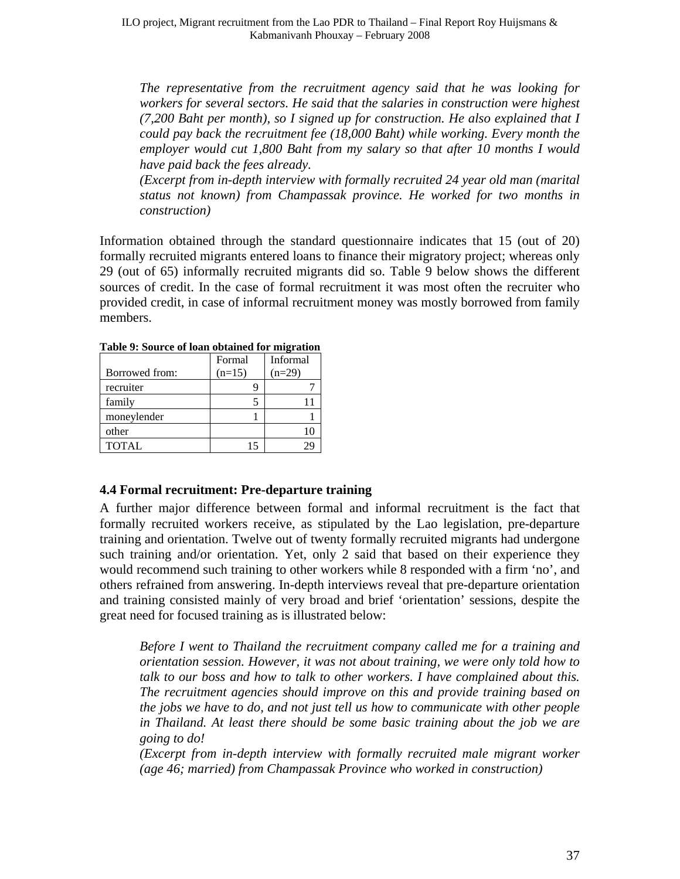> *The representative from the recruitment agency said that he was looking for workers for several sectors. He said that the salaries in construction were highest (7,200 Baht per month), so I signed up for construction. He also explained that I could pay back the recruitment fee (18,000 Baht) while working. Every month the employer would cut 1,800 Baht from my salary so that after 10 months I would have paid back the fees already.*
> *(Excerpt from in-depth interview with formally recruited 24 year old man (marital status not known) from Champassak province. He worked for two months in construction)*

Information obtained through the standard questionnaire indicates that 15 (out of 20) formally recruited migrants entered loans to finance their migratory project; whereas only 29 (out of 65) informally recruited migrants did so. Table 9 below shows the different sources of credit. In the case of formal recruitment it was most often the recruiter who provided credit, in case of informal recruitment money was mostly borrowed from family members.

**Table 9: Source of loan obtained for migration**

| Borrowed from: | Formal (n=15) | Informal (n=29) |
|---|---|---|
| recruiter | 9 | 7 |
| family | 5 | 11 |
| moneylender | 1 | 1 |
| other | | 10 |
| TOTAL | 15 | 29 |

### 4.4 Formal recruitment: Pre-departure training

A further major difference between formal and informal recruitment is the fact that formally recruited workers receive, as stipulated by the Lao legislation, pre-departure training and orientation. Twelve out of twenty formally recruited migrants had undergone such training and/or orientation. Yet, only 2 said that based on their experience they would recommend such training to other workers while 8 responded with a firm 'no', and others refrained from answering. In-depth interviews reveal that pre-departure orientation and training consisted mainly of very broad and brief 'orientation' sessions, despite the great need for focused training as is illustrated below:

> *Before I went to Thailand the recruitment company called me for a training and orientation session. However, it was not about training, we were only told how to talk to our boss and how to talk to other workers. I have complained about this. The recruitment agencies should improve on this and provide training based on the jobs we have to do, and not just tell us how to communicate with other people in Thailand. At least there should be some basic training about the job we are going to do!*
> *(Excerpt from in-depth interview with formally recruited male migrant worker (age 46; married) from Champassak Province who worked in construction)*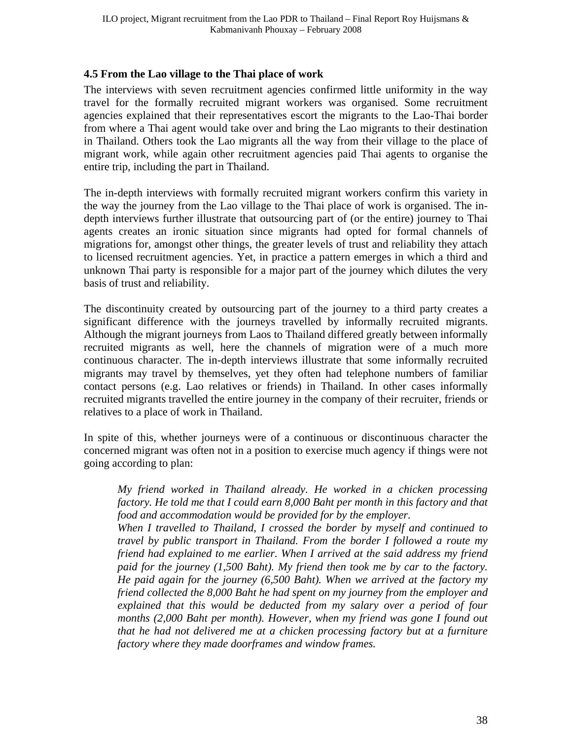### 4.5 From the Lao village to the Thai place of work

The interviews with seven recruitment agencies confirmed little uniformity in the way travel for the formally recruited migrant workers was organised. Some recruitment agencies explained that their representatives escort the migrants to the Lao-Thai border from where a Thai agent would take over and bring the Lao migrants to their destination in Thailand. Others took the Lao migrants all the way from their village to the place of migrant work, while again other recruitment agencies paid Thai agents to organise the entire trip, including the part in Thailand.

The in-depth interviews with formally recruited migrant workers confirm this variety in the way the journey from the Lao village to the Thai place of work is organised. The in-depth interviews further illustrate that outsourcing part of (or the entire) journey to Thai agents creates an ironic situation since migrants had opted for formal channels of migrations for, amongst other things, the greater levels of trust and reliability they attach to licensed recruitment agencies. Yet, in practice a pattern emerges in which a third and unknown Thai party is responsible for a major part of the journey which dilutes the very basis of trust and reliability.

The discontinuity created by outsourcing part of the journey to a third party creates a significant difference with the journeys travelled by informally recruited migrants. Although the migrant journeys from Laos to Thailand differed greatly between informally recruited migrants as well, here the channels of migration were of a much more continuous character. The in-depth interviews illustrate that some informally recruited migrants may travel by themselves, yet they often had telephone numbers of familiar contact persons (e.g. Lao relatives or friends) in Thailand. In other cases informally recruited migrants travelled the entire journey in the company of their recruiter, friends or relatives to a place of work in Thailand.

In spite of this, whether journeys were of a continuous or discontinuous character the concerned migrant was often not in a position to exercise much agency if things were not going according to plan:

> *My friend worked in Thailand already. He worked in a chicken processing factory. He told me that I could earn 8,000 Baht per month in this factory and that food and accommodation would be provided for by the employer.*
> *When I travelled to Thailand, I crossed the border by myself and continued to travel by public transport in Thailand. From the border I followed a route my friend had explained to me earlier. When I arrived at the said address my friend paid for the journey (1,500 Baht). My friend then took me by car to the factory. He paid again for the journey (6,500 Baht). When we arrived at the factory my friend collected the 8,000 Baht he had spent on my journey from the employer and explained that this would be deducted from my salary over a period of four months (2,000 Baht per month). However, when my friend was gone I found out that he had not delivered me at a chicken processing factory but at a furniture factory where they made doorframes and window frames.*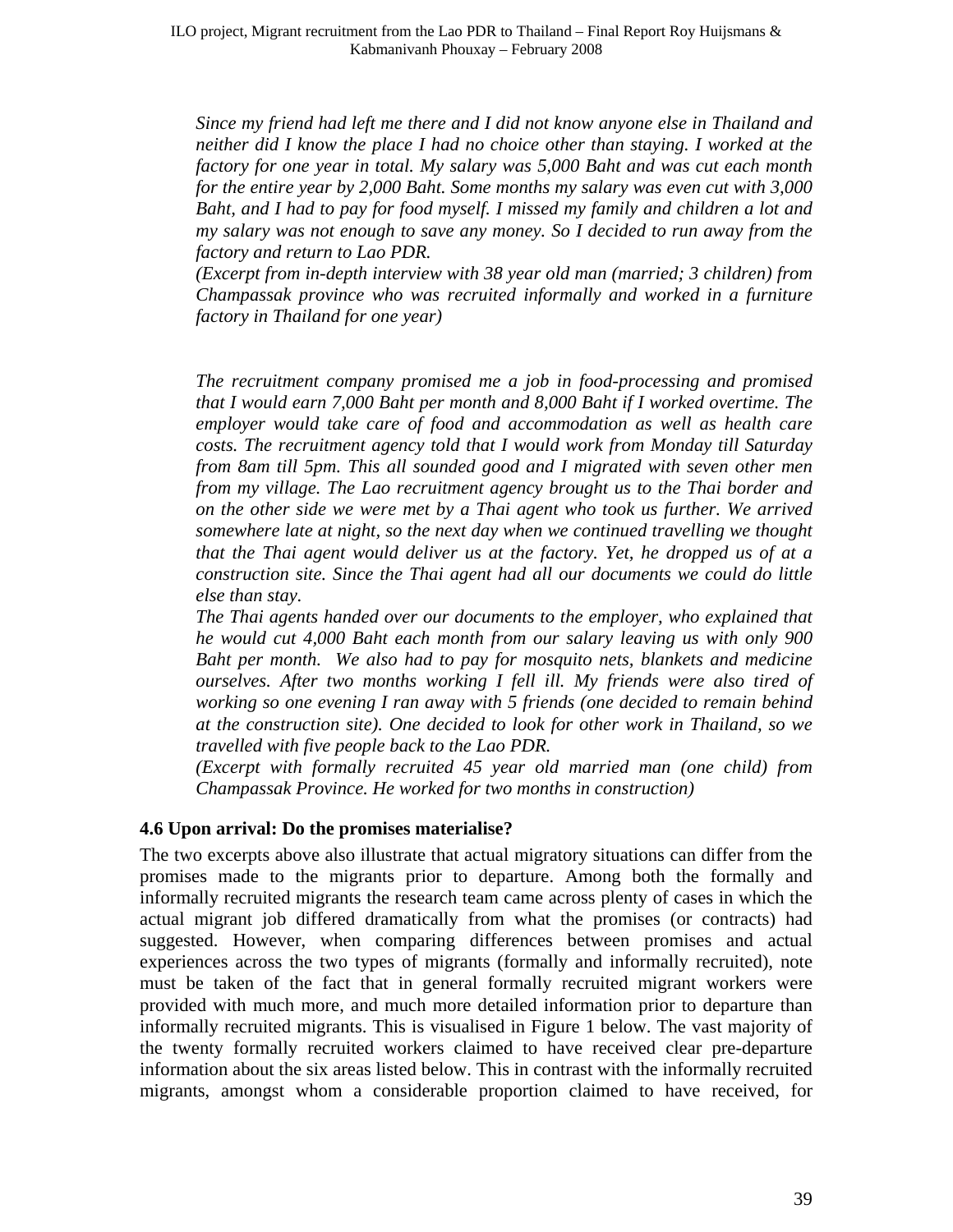*Since my friend had left me there and I did not know anyone else in Thailand and neither did I know the place I had no choice other than staying. I worked at the factory for one year in total. My salary was 5,000 Baht and was cut each month for the entire year by 2,000 Baht. Some months my salary was even cut with 3,000 Baht, and I had to pay for food myself. I missed my family and children a lot and my salary was not enough to save any money. So I decided to run away from the factory and return to Lao PDR.*

*(Excerpt from in-depth interview with 38 year old man (married; 3 children) from Champassak province who was recruited informally and worked in a furniture factory in Thailand for one year)*

*The recruitment company promised me a job in food-processing and promised that I would earn 7,000 Baht per month and 8,000 Baht if I worked overtime. The employer would take care of food and accommodation as well as health care costs. The recruitment agency told that I would work from Monday till Saturday from 8am till 5pm. This all sounded good and I migrated with seven other men from my village. The Lao recruitment agency brought us to the Thai border and on the other side we were met by a Thai agent who took us further. We arrived somewhere late at night, so the next day when we continued travelling we thought that the Thai agent would deliver us at the factory. Yet, he dropped us of at a construction site. Since the Thai agent had all our documents we could do little else than stay.*

*The Thai agents handed over our documents to the employer, who explained that he would cut 4,000 Baht each month from our salary leaving us with only 900 Baht per month. We also had to pay for mosquito nets, blankets and medicine ourselves. After two months working I fell ill. My friends were also tired of working so one evening I ran away with 5 friends (one decided to remain behind at the construction site). One decided to look for other work in Thailand, so we travelled with five people back to the Lao PDR.*

*(Excerpt with formally recruited 45 year old married man (one child) from Champassak Province. He worked for two months in construction)*

**4.6 Upon arrival: Do the promises materialise?**

The two excerpts above also illustrate that actual migratory situations can differ from the promises made to the migrants prior to departure. Among both the formally and informally recruited migrants the research team came across plenty of cases in which the actual migrant job differed dramatically from what the promises (or contracts) had suggested. However, when comparing differences between promises and actual experiences across the two types of migrants (formally and informally recruited), note must be taken of the fact that in general formally recruited migrant workers were provided with much more, and much more detailed information prior to departure than informally recruited migrants. This is visualised in Figure 1 below. The vast majority of the twenty formally recruited workers claimed to have received clear pre-departure information about the six areas listed below. This in contrast with the informally recruited migrants, amongst whom a considerable proportion claimed to have received, for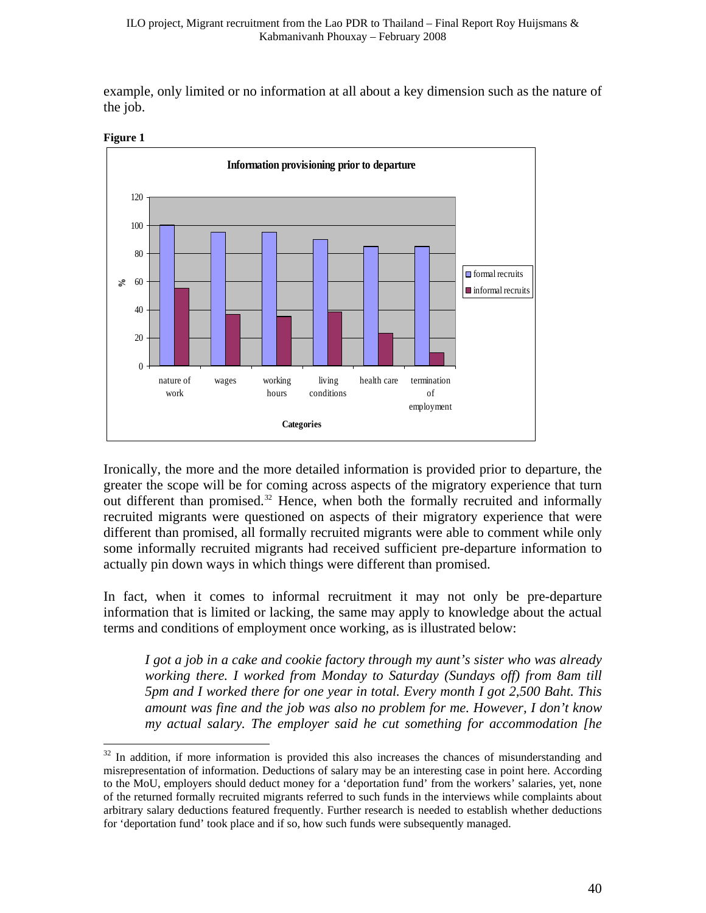example, only limited or no information at all about a key dimension such as the nature of the job.

**Figure 1**

**Information provisioning prior to departure**

Ironically, the more and the more detailed information is provided prior to departure, the greater the scope will be for coming across aspects of the migratory experience that turn out different than promised.[32] Hence, when both the formally recruited and informally recruited migrants were questioned on aspects of their migratory experience that were different than promised, all formally recruited migrants were able to comment while only some informally recruited migrants had received sufficient pre-departure information to actually pin down ways in which things were different than promised.

In fact, when it comes to informal recruitment it may not only be pre-departure information that is limited or lacking, the same may apply to knowledge about the actual terms and conditions of employment once working, as is illustrated below:

> *I got a job in a cake and cookie factory through my aunt's sister who was already working there. I worked from Monday to Saturday (Sundays off) from 8am till 5pm and I worked there for one year in total. Every month I got 2,500 Baht. This amount was fine and the job was also no problem for me. However, I don't know my actual salary. The employer said he cut something for accommodation [he*

[32] In addition, if more information is provided this also increases the chances of misunderstanding and misrepresentation of information. Deductions of salary may be an interesting case in point here. According to the MoU, employers should deduct money for a 'deportation fund' from the workers' salaries, yet, none of the returned formally recruited migrants referred to such funds in the interviews while complaints about arbitrary salary deductions featured frequently. Further research is needed to establish whether deductions for 'deportation fund' took place and if so, how such funds were subsequently managed.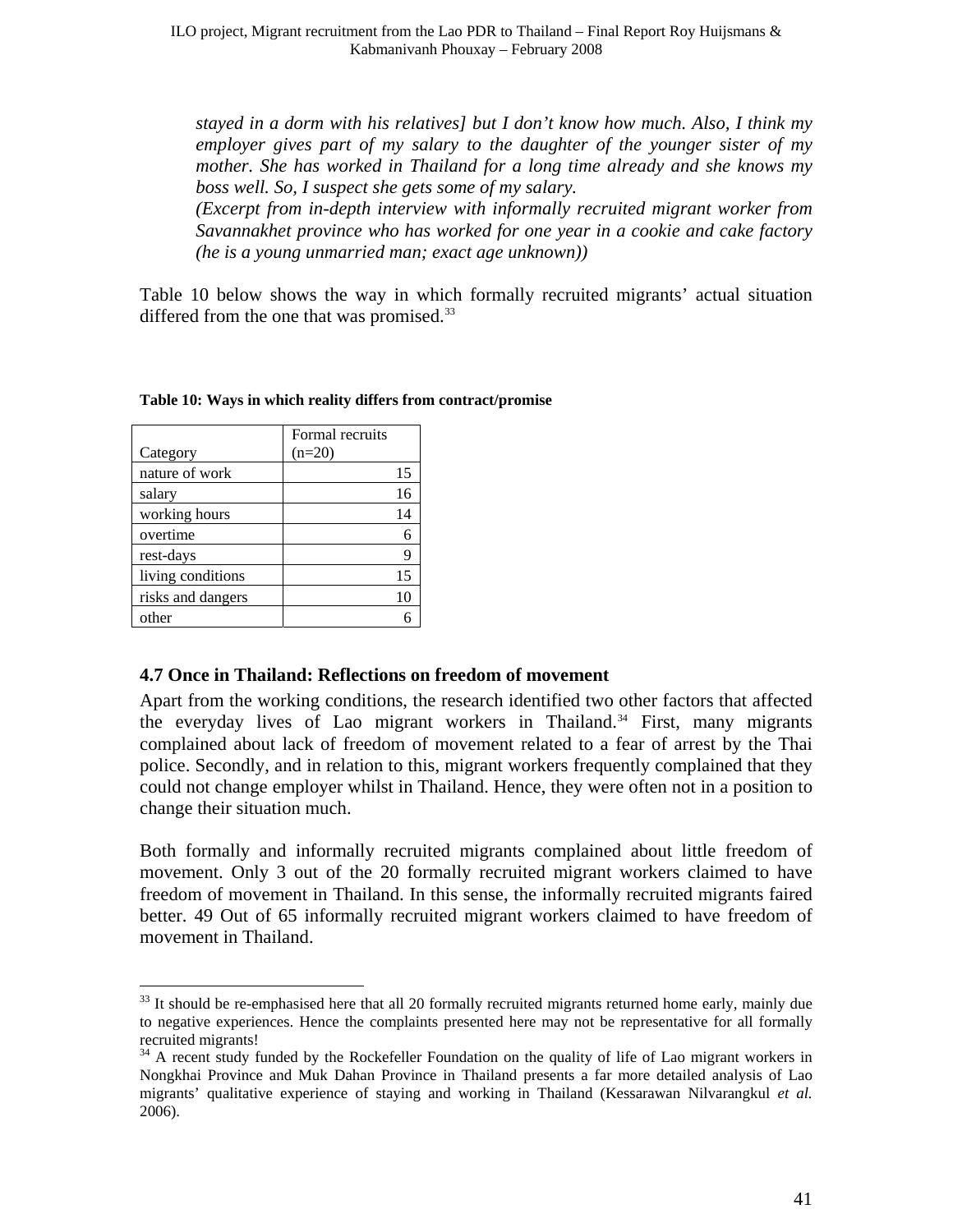*stayed in a dorm with his relatives] but I don't know how much. Also, I think my employer gives part of my salary to the daughter of the younger sister of my mother. She has worked in Thailand for a long time already and she knows my boss well. So, I suspect she gets some of my salary.*
*(Excerpt from in-depth interview with informally recruited migrant worker from Savannakhet province who has worked for one year in a cookie and cake factory (he is a young unmarried man; exact age unknown))*

Table 10 below shows the way in which formally recruited migrants' actual situation differed from the one that was promised.[33]

**Table 10: Ways in which reality differs from contract/promise**

| Category | Formal recruits (n=20) |
|---|---|
| nature of work | 15 |
| salary | 16 |
| working hours | 14 |
| overtime | 6 |
| rest-days | 9 |
| living conditions | 15 |
| risks and dangers | 10 |
| other | 6 |

## 4.7 Once in Thailand: Reflections on freedom of movement

Apart from the working conditions, the research identified two other factors that affected the everyday lives of Lao migrant workers in Thailand.[34] First, many migrants complained about lack of freedom of movement related to a fear of arrest by the Thai police. Secondly, and in relation to this, migrant workers frequently complained that they could not change employer whilst in Thailand. Hence, they were often not in a position to change their situation much.

Both formally and informally recruited migrants complained about little freedom of movement. Only 3 out of the 20 formally recruited migrant workers claimed to have freedom of movement in Thailand. In this sense, the informally recruited migrants faired better. 49 Out of 65 informally recruited migrant workers claimed to have freedom of movement in Thailand.

[33] It should be re-emphasised here that all 20 formally recruited migrants returned home early, mainly due to negative experiences. Hence the complaints presented here may not be representative for all formally recruited migrants!

[34] A recent study funded by the Rockefeller Foundation on the quality of life of Lao migrant workers in Nongkhai Province and Muk Dahan Province in Thailand presents a far more detailed analysis of Lao migrants' qualitative experience of staying and working in Thailand (Kessarawan Nilvarangkul *et al.* 2006).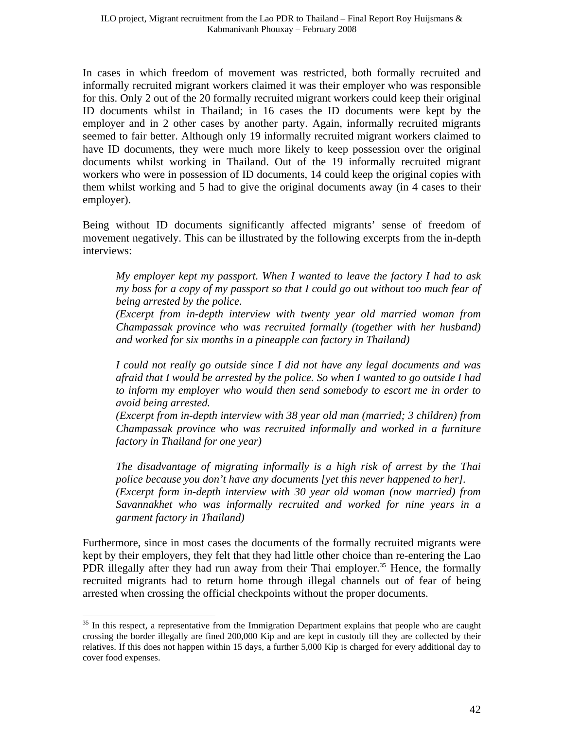In cases in which freedom of movement was restricted, both formally recruited and informally recruited migrant workers claimed it was their employer who was responsible for this. Only 2 out of the 20 formally recruited migrant workers could keep their original ID documents whilst in Thailand; in 16 cases the ID documents were kept by the employer and in 2 other cases by another party. Again, informally recruited migrants seemed to fair better. Although only 19 informally recruited migrant workers claimed to have ID documents, they were much more likely to keep possession over the original documents whilst working in Thailand. Out of the 19 informally recruited migrant workers who were in possession of ID documents, 14 could keep the original copies with them whilst working and 5 had to give the original documents away (in 4 cases to their employer).

Being without ID documents significantly affected migrants' sense of freedom of movement negatively. This can be illustrated by the following excerpts from the in-depth interviews:

> *My employer kept my passport. When I wanted to leave the factory I had to ask my boss for a copy of my passport so that I could go out without too much fear of being arrested by the police.*
> *(Excerpt from in-depth interview with twenty year old married woman from Champassak province who was recruited formally (together with her husband) and worked for six months in a pineapple can factory in Thailand)*
>
> *I could not really go outside since I did not have any legal documents and was afraid that I would be arrested by the police. So when I wanted to go outside I had to inform my employer who would then send somebody to escort me in order to avoid being arrested.*
> *(Excerpt from in-depth interview with 38 year old man (married; 3 children) from Champassak province who was recruited informally and worked in a furniture factory in Thailand for one year)*
>
> *The disadvantage of migrating informally is a high risk of arrest by the Thai police because you don't have any documents [yet this never happened to her].*
> *(Excerpt form in-depth interview with 30 year old woman (now married) from Savannakhet who was informally recruited and worked for nine years in a garment factory in Thailand)*

Furthermore, since in most cases the documents of the formally recruited migrants were kept by their employers, they felt that they had little other choice than re-entering the Lao PDR illegally after they had run away from their Thai employer.[35] Hence, the formally recruited migrants had to return home through illegal channels out of fear of being arrested when crossing the official checkpoints without the proper documents.

---

[35] In this respect, a representative from the Immigration Department explains that people who are caught crossing the border illegally are fined 200,000 Kip and are kept in custody till they are collected by their relatives. If this does not happen within 15 days, a further 5,000 Kip is charged for every additional day to cover food expenses.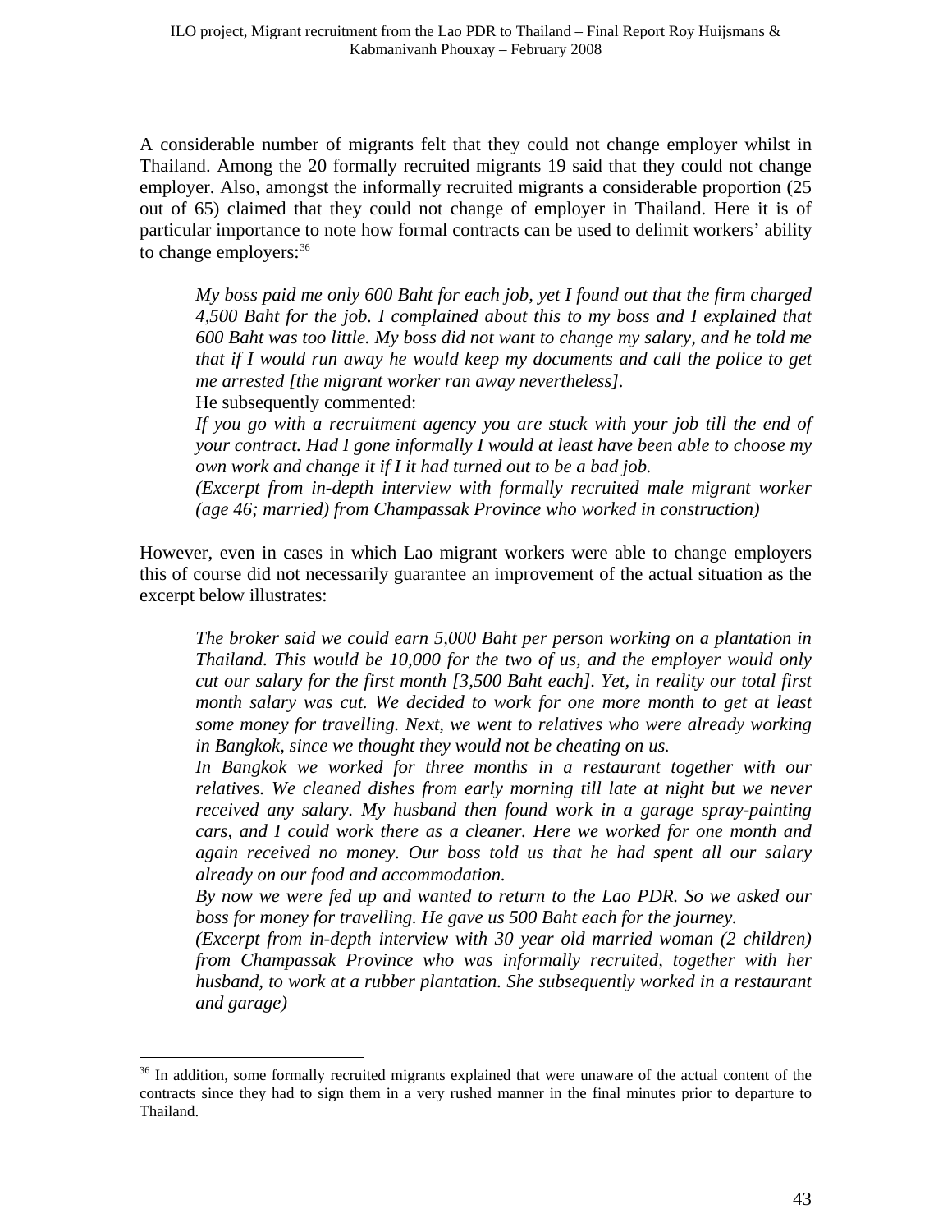A considerable number of migrants felt that they could not change employer whilst in Thailand. Among the 20 formally recruited migrants 19 said that they could not change employer. Also, amongst the informally recruited migrants a considerable proportion (25 out of 65) claimed that they could not change of employer in Thailand. Here it is of particular importance to note how formal contracts can be used to delimit workers' ability to change employers:[36]

> *My boss paid me only 600 Baht for each job, yet I found out that the firm charged 4,500 Baht for the job. I complained about this to my boss and I explained that 600 Baht was too little. My boss did not want to change my salary, and he told me that if I would run away he would keep my documents and call the police to get me arrested [the migrant worker ran away nevertheless].*
>
> He subsequently commented:
>
> *If you go with a recruitment agency you are stuck with your job till the end of your contract. Had I gone informally I would at least have been able to choose my own work and change it if I it had turned out to be a bad job.*
>
> *(Excerpt from in-depth interview with formally recruited male migrant worker (age 46; married) from Champassak Province who worked in construction)*

However, even in cases in which Lao migrant workers were able to change employers this of course did not necessarily guarantee an improvement of the actual situation as the excerpt below illustrates:

> *The broker said we could earn 5,000 Baht per person working on a plantation in Thailand. This would be 10,000 for the two of us, and the employer would only cut our salary for the first month [3,500 Baht each]. Yet, in reality our total first month salary was cut. We decided to work for one more month to get at least some money for travelling. Next, we went to relatives who were already working in Bangkok, since we thought they would not be cheating on us.*
>
> *In Bangkok we worked for three months in a restaurant together with our relatives. We cleaned dishes from early morning till late at night but we never received any salary. My husband then found work in a garage spray-painting cars, and I could work there as a cleaner. Here we worked for one month and again received no money. Our boss told us that he had spent all our salary already on our food and accommodation.*
>
> *By now we were fed up and wanted to return to the Lao PDR. So we asked our boss for money for travelling. He gave us 500 Baht each for the journey.*
>
> *(Excerpt from in-depth interview with 30 year old married woman (2 children) from Champassak Province who was informally recruited, together with her husband, to work at a rubber plantation. She subsequently worked in a restaurant and garage)*

---

[36] In addition, some formally recruited migrants explained that were unaware of the actual content of the contracts since they had to sign them in a very rushed manner in the final minutes prior to departure to Thailand.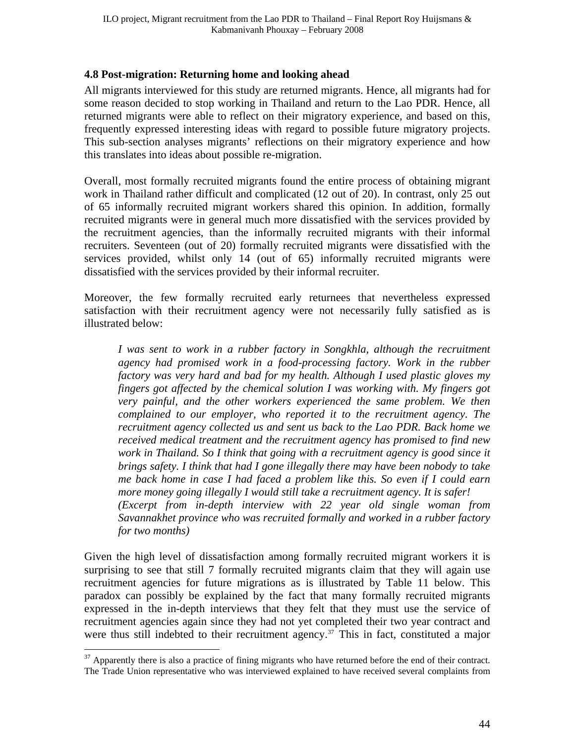### 4.8 Post-migration: Returning home and looking ahead

All migrants interviewed for this study are returned migrants. Hence, all migrants had for some reason decided to stop working in Thailand and return to the Lao PDR. Hence, all returned migrants were able to reflect on their migratory experience, and based on this, frequently expressed interesting ideas with regard to possible future migratory projects. This sub-section analyses migrants' reflections on their migratory experience and how this translates into ideas about possible re-migration.

Overall, most formally recruited migrants found the entire process of obtaining migrant work in Thailand rather difficult and complicated (12 out of 20). In contrast, only 25 out of 65 informally recruited migrant workers shared this opinion. In addition, formally recruited migrants were in general much more dissatisfied with the services provided by the recruitment agencies, than the informally recruited migrants with their informal recruiters. Seventeen (out of 20) formally recruited migrants were dissatisfied with the services provided, whilst only 14 (out of 65) informally recruited migrants were dissatisfied with the services provided by their informal recruiter.

Moreover, the few formally recruited early returnees that nevertheless expressed satisfaction with their recruitment agency were not necessarily fully satisfied as is illustrated below:

> *I was sent to work in a rubber factory in Songkhla, although the recruitment agency had promised work in a food-processing factory. Work in the rubber factory was very hard and bad for my health. Although I used plastic gloves my fingers got affected by the chemical solution I was working with. My fingers got very painful, and the other workers experienced the same problem. We then complained to our employer, who reported it to the recruitment agency. The recruitment agency collected us and sent us back to the Lao PDR. Back home we received medical treatment and the recruitment agency has promised to find new work in Thailand. So I think that going with a recruitment agency is good since it brings safety. I think that had I gone illegally there may have been nobody to take me back home in case I had faced a problem like this. So even if I could earn more money going illegally I would still take a recruitment agency. It is safer!*
> *(Excerpt from in-depth interview with 22 year old single woman from Savannakhet province who was recruited formally and worked in a rubber factory for two months)*

Given the high level of dissatisfaction among formally recruited migrant workers it is surprising to see that still 7 formally recruited migrants claim that they will again use recruitment agencies for future migrations as is illustrated by Table 11 below. This paradox can possibly be explained by the fact that many formally recruited migrants expressed in the in-depth interviews that they felt that they must use the service of recruitment agencies again since they had not yet completed their two year contract and were thus still indebted to their recruitment agency.[37] This in fact, constituted a major

[37] Apparently there is also a practice of fining migrants who have returned before the end of their contract. The Trade Union representative who was interviewed explained to have received several complaints from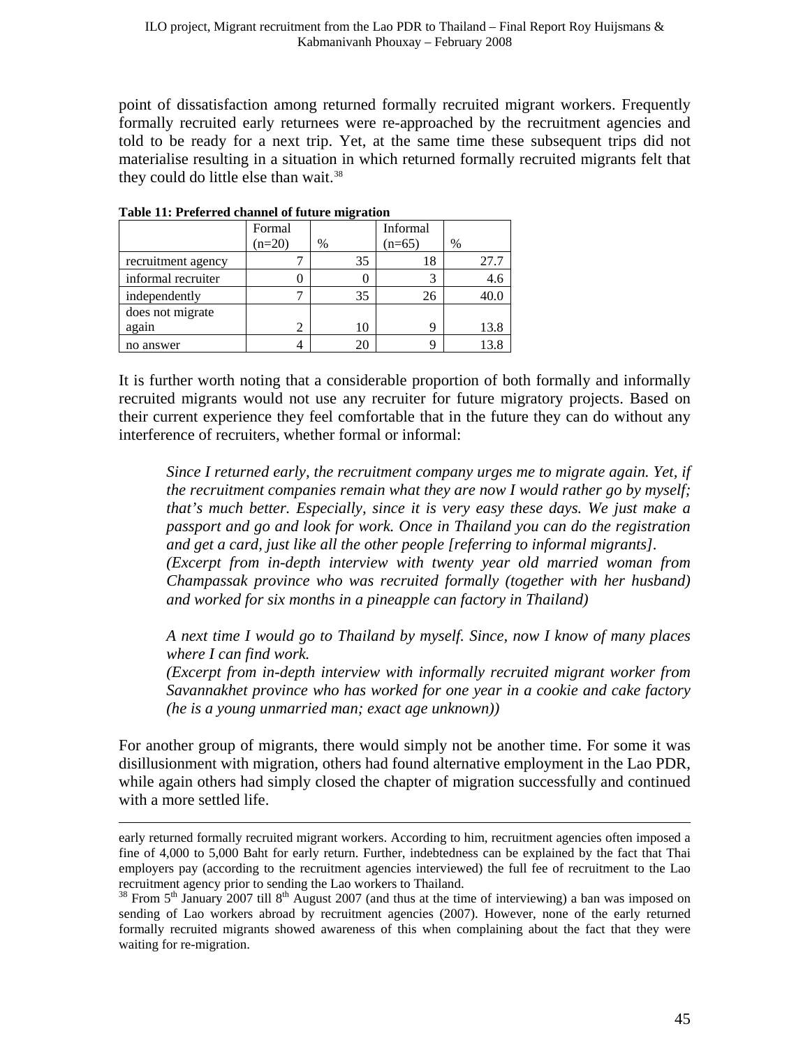point of dissatisfaction among returned formally recruited migrant workers. Frequently formally recruited early returnees were re-approached by the recruitment agencies and told to be ready for a next trip. Yet, at the same time these subsequent trips did not materialise resulting in a situation in which returned formally recruited migrants felt that they could do little else than wait.[38]

**Table 11: Preferred channel of future migration**

| | Formal (n=20) | % | Informal (n=65) | % |
|---|---|---|---|---|
| recruitment agency | 7 | 35 | 18 | 27.7 |
| informal recruiter | 0 | 0 | 3 | 4.6 |
| independently | 7 | 35 | 26 | 40.0 |
| does not migrate again | 2 | 10 | 9 | 13.8 |
| no answer | 4 | 20 | 9 | 13.8 |

It is further worth noting that a considerable proportion of both formally and informally recruited migrants would not use any recruiter for future migratory projects. Based on their current experience they feel comfortable that in the future they can do without any interference of recruiters, whether formal or informal:

> *Since I returned early, the recruitment company urges me to migrate again. Yet, if the recruitment companies remain what they are now I would rather go by myself; that's much better. Especially, since it is very easy these days. We just make a passport and go and look for work. Once in Thailand you can do the registration and get a card, just like all the other people [referring to informal migrants].*
> *(Excerpt from in-depth interview with twenty year old married woman from Champassak province who was recruited formally (together with her husband) and worked for six months in a pineapple can factory in Thailand)*

> *A next time I would go to Thailand by myself. Since, now I know of many places where I can find work.*
> *(Excerpt from in-depth interview with informally recruited migrant worker from Savannakhet province who has worked for one year in a cookie and cake factory (he is a young unmarried man; exact age unknown))*

For another group of migrants, there would simply not be another time. For some it was disillusionment with migration, others had found alternative employment in the Lao PDR, while again others had simply closed the chapter of migration successfully and continued with a more settled life.

---

early returned formally recruited migrant workers. According to him, recruitment agencies often imposed a fine of 4,000 to 5,000 Baht for early return. Further, indebtedness can be explained by the fact that Thai employers pay (according to the recruitment agencies interviewed) the full fee of recruitment to the Lao recruitment agency prior to sending the Lao workers to Thailand.

[38] From 5th January 2007 till 8th August 2007 (and thus at the time of interviewing) a ban was imposed on sending of Lao workers abroad by recruitment agencies (2007). However, none of the early returned formally recruited migrants showed awareness of this when complaining about the fact that they were waiting for re-migration.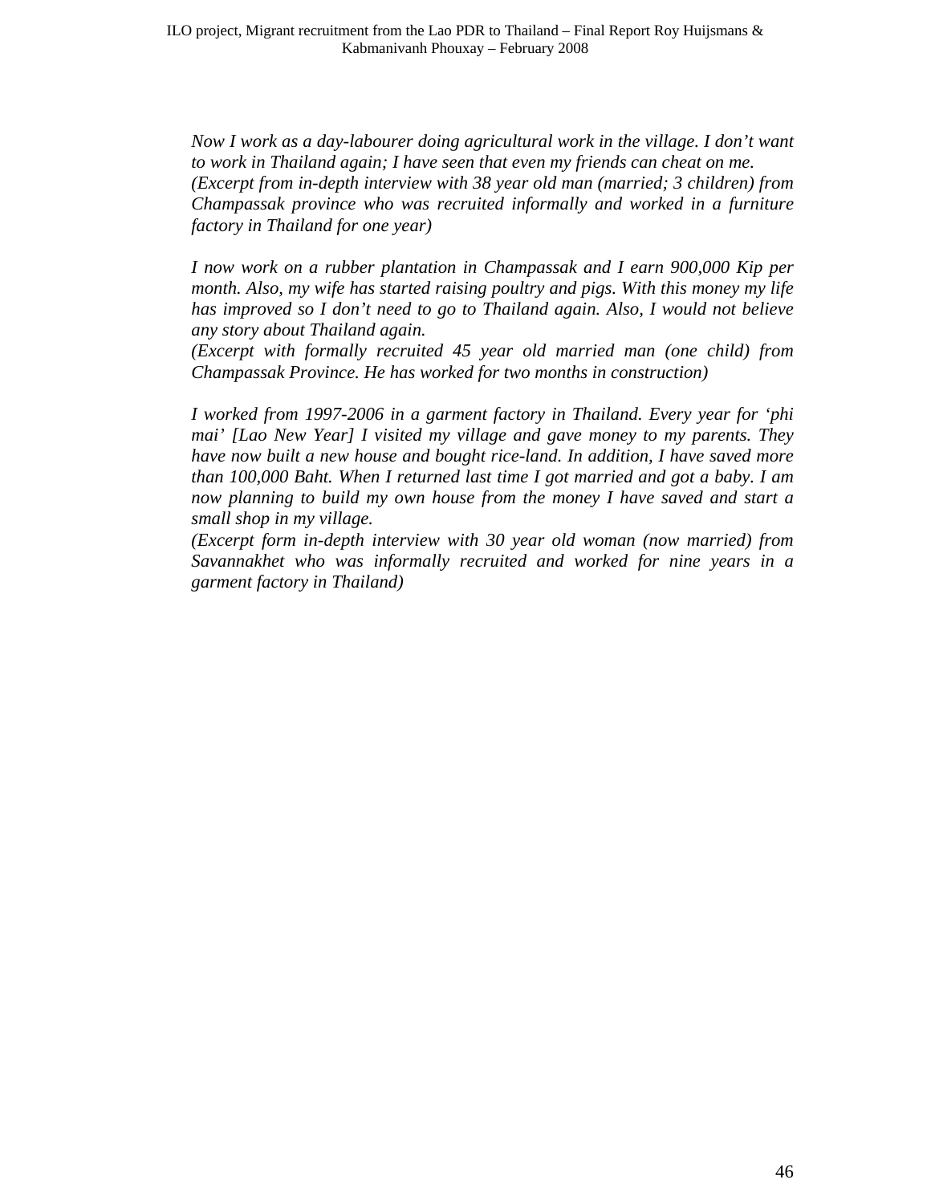*Now I work as a day-labourer doing agricultural work in the village. I don't want to work in Thailand again; I have seen that even my friends can cheat on me.*
*(Excerpt from in-depth interview with 38 year old man (married; 3 children) from Champassak province who was recruited informally and worked in a furniture factory in Thailand for one year)*

*I now work on a rubber plantation in Champassak and I earn 900,000 Kip per month. Also, my wife has started raising poultry and pigs. With this money my life has improved so I don't need to go to Thailand again. Also, I would not believe any story about Thailand again.*
*(Excerpt with formally recruited 45 year old married man (one child) from Champassak Province. He has worked for two months in construction)*

*I worked from 1997-2006 in a garment factory in Thailand. Every year for 'phi mai' [Lao New Year] I visited my village and gave money to my parents. They have now built a new house and bought rice-land. In addition, I have saved more than 100,000 Baht. When I returned last time I got married and got a baby. I am now planning to build my own house from the money I have saved and start a small shop in my village.*
*(Excerpt form in-depth interview with 30 year old woman (now married) from Savannakhet who was informally recruited and worked for nine years in a garment factory in Thailand)*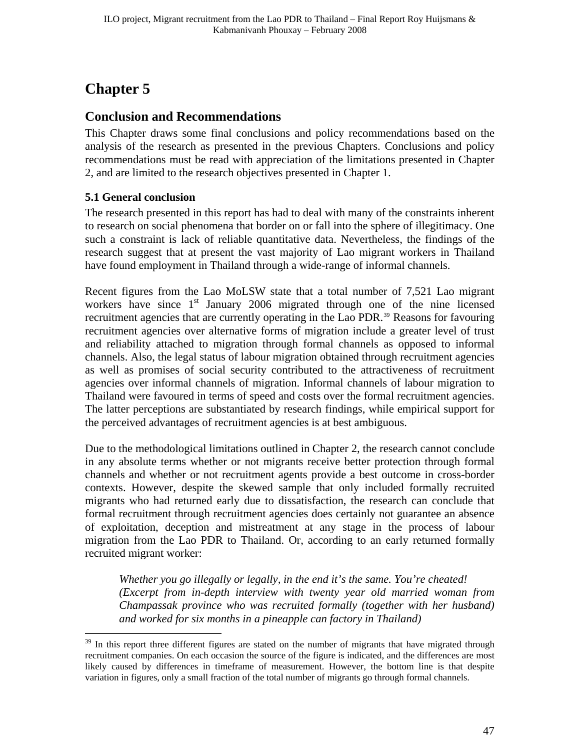# Chapter 5

## Conclusion and Recommendations

This Chapter draws some final conclusions and policy recommendations based on the analysis of the research as presented in the previous Chapters. Conclusions and policy recommendations must be read with appreciation of the limitations presented in Chapter 2, and are limited to the research objectives presented in Chapter 1.

### 5.1 General conclusion

The research presented in this report has had to deal with many of the constraints inherent to research on social phenomena that border on or fall into the sphere of illegitimacy. One such a constraint is lack of reliable quantitative data. Nevertheless, the findings of the research suggest that at present the vast majority of Lao migrant workers in Thailand have found employment in Thailand through a wide-range of informal channels.

Recent figures from the Lao MoLSW state that a total number of 7,521 Lao migrant workers have since 1st January 2006 migrated through one of the nine licensed recruitment agencies that are currently operating in the Lao PDR.[39] Reasons for favouring recruitment agencies over alternative forms of migration include a greater level of trust and reliability attached to migration through formal channels as opposed to informal channels. Also, the legal status of labour migration obtained through recruitment agencies as well as promises of social security contributed to the attractiveness of recruitment agencies over informal channels of migration. Informal channels of labour migration to Thailand were favoured in terms of speed and costs over the formal recruitment agencies. The latter perceptions are substantiated by research findings, while empirical support for the perceived advantages of recruitment agencies is at best ambiguous.

Due to the methodological limitations outlined in Chapter 2, the research cannot conclude in any absolute terms whether or not migrants receive better protection through formal channels and whether or not recruitment agents provide a best outcome in cross-border contexts. However, despite the skewed sample that only included formally recruited migrants who had returned early due to dissatisfaction, the research can conclude that formal recruitment through recruitment agencies does certainly not guarantee an absence of exploitation, deception and mistreatment at any stage in the process of labour migration from the Lao PDR to Thailand. Or, according to an early returned formally recruited migrant worker:

> *Whether you go illegally or legally, in the end it's the same. You're cheated! (Excerpt from in-depth interview with twenty year old married woman from Champassak province who was recruited formally (together with her husband) and worked for six months in a pineapple can factory in Thailand)*

---

[39] In this report three different figures are stated on the number of migrants that have migrated through recruitment companies. On each occasion the source of the figure is indicated, and the differences are most likely caused by differences in timeframe of measurement. However, the bottom line is that despite variation in figures, only a small fraction of the total number of migrants go through formal channels.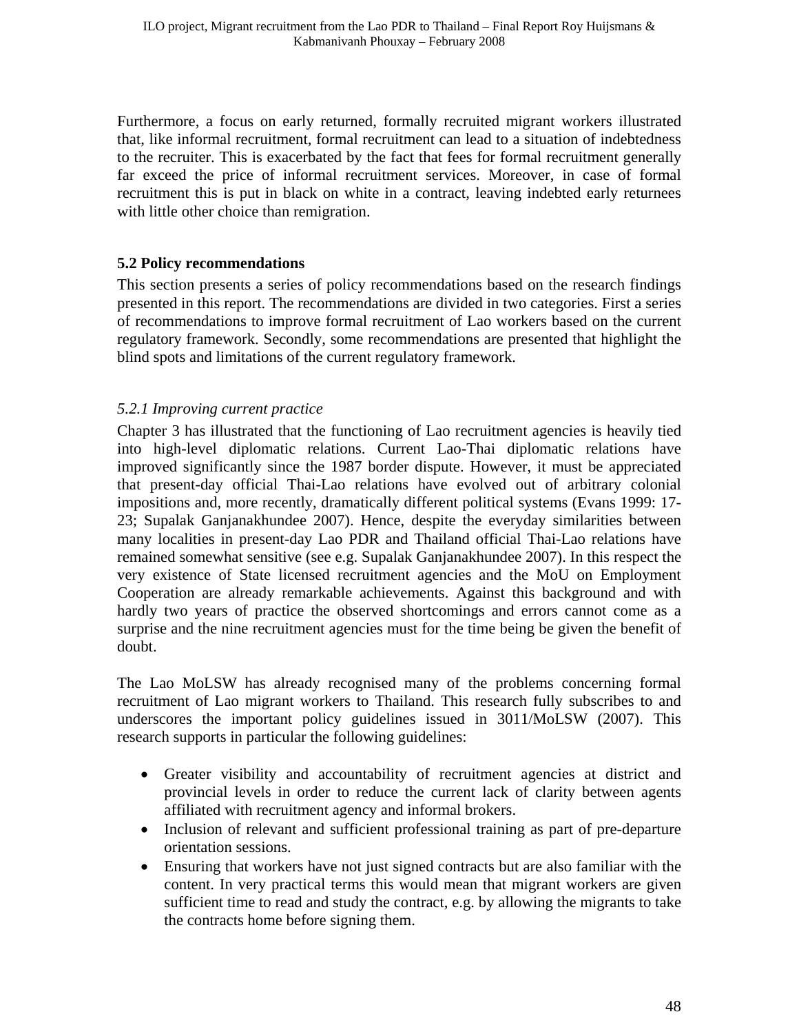Furthermore, a focus on early returned, formally recruited migrant workers illustrated that, like informal recruitment, formal recruitment can lead to a situation of indebtedness to the recruiter. This is exacerbated by the fact that fees for formal recruitment generally far exceed the price of informal recruitment services. Moreover, in case of formal recruitment this is put in black on white in a contract, leaving indebted early returnees with little other choice than remigration.

### 5.2 Policy recommendations

This section presents a series of policy recommendations based on the research findings presented in this report. The recommendations are divided in two categories. First a series of recommendations to improve formal recruitment of Lao workers based on the current regulatory framework. Secondly, some recommendations are presented that highlight the blind spots and limitations of the current regulatory framework.

#### *5.2.1 Improving current practice*

Chapter 3 has illustrated that the functioning of Lao recruitment agencies is heavily tied into high-level diplomatic relations. Current Lao-Thai diplomatic relations have improved significantly since the 1987 border dispute. However, it must be appreciated that present-day official Thai-Lao relations have evolved out of arbitrary colonial impositions and, more recently, dramatically different political systems (Evans 1999: 17-23; Supalak Ganjanakhundee 2007). Hence, despite the everyday similarities between many localities in present-day Lao PDR and Thailand official Thai-Lao relations have remained somewhat sensitive (see e.g. Supalak Ganjanakhundee 2007). In this respect the very existence of State licensed recruitment agencies and the MoU on Employment Cooperation are already remarkable achievements. Against this background and with hardly two years of practice the observed shortcomings and errors cannot come as a surprise and the nine recruitment agencies must for the time being be given the benefit of doubt.

The Lao MoLSW has already recognised many of the problems concerning formal recruitment of Lao migrant workers to Thailand. This research fully subscribes to and underscores the important policy guidelines issued in 3011/MoLSW (2007). This research supports in particular the following guidelines:

- Greater visibility and accountability of recruitment agencies at district and provincial levels in order to reduce the current lack of clarity between agents affiliated with recruitment agency and informal brokers.
- Inclusion of relevant and sufficient professional training as part of pre-departure orientation sessions.
- Ensuring that workers have not just signed contracts but are also familiar with the content. In very practical terms this would mean that migrant workers are given sufficient time to read and study the contract, e.g. by allowing the migrants to take the contracts home before signing them.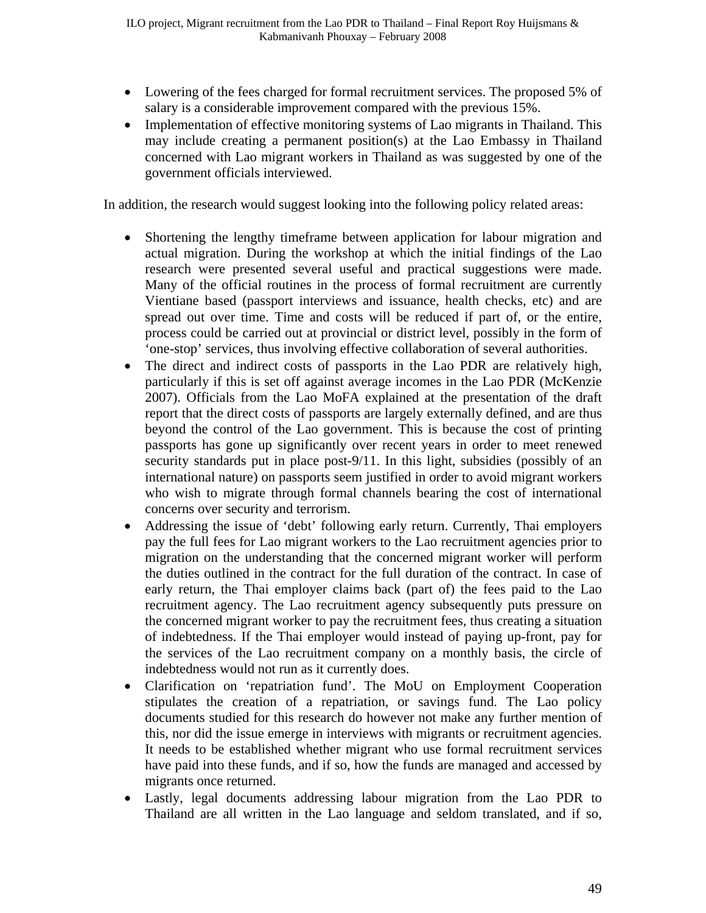- Lowering of the fees charged for formal recruitment services. The proposed 5% of salary is a considerable improvement compared with the previous 15%.
- Implementation of effective monitoring systems of Lao migrants in Thailand. This may include creating a permanent position(s) at the Lao Embassy in Thailand concerned with Lao migrant workers in Thailand as was suggested by one of the government officials interviewed.

In addition, the research would suggest looking into the following policy related areas:

- Shortening the lengthy timeframe between application for labour migration and actual migration. During the workshop at which the initial findings of the Lao research were presented several useful and practical suggestions were made. Many of the official routines in the process of formal recruitment are currently Vientiane based (passport interviews and issuance, health checks, etc) and are spread out over time. Time and costs will be reduced if part of, or the entire, process could be carried out at provincial or district level, possibly in the form of 'one-stop' services, thus involving effective collaboration of several authorities.
- The direct and indirect costs of passports in the Lao PDR are relatively high, particularly if this is set off against average incomes in the Lao PDR (McKenzie 2007). Officials from the Lao MoFA explained at the presentation of the draft report that the direct costs of passports are largely externally defined, and are thus beyond the control of the Lao government. This is because the cost of printing passports has gone up significantly over recent years in order to meet renewed security standards put in place post-9/11. In this light, subsidies (possibly of an international nature) on passports seem justified in order to avoid migrant workers who wish to migrate through formal channels bearing the cost of international concerns over security and terrorism.
- Addressing the issue of 'debt' following early return. Currently, Thai employers pay the full fees for Lao migrant workers to the Lao recruitment agencies prior to migration on the understanding that the concerned migrant worker will perform the duties outlined in the contract for the full duration of the contract. In case of early return, the Thai employer claims back (part of) the fees paid to the Lao recruitment agency. The Lao recruitment agency subsequently puts pressure on the concerned migrant worker to pay the recruitment fees, thus creating a situation of indebtedness. If the Thai employer would instead of paying up-front, pay for the services of the Lao recruitment company on a monthly basis, the circle of indebtedness would not run as it currently does.
- Clarification on 'repatriation fund'. The MoU on Employment Cooperation stipulates the creation of a repatriation, or savings fund. The Lao policy documents studied for this research do however not make any further mention of this, nor did the issue emerge in interviews with migrants or recruitment agencies. It needs to be established whether migrant who use formal recruitment services have paid into these funds, and if so, how the funds are managed and accessed by migrants once returned.
- Lastly, legal documents addressing labour migration from the Lao PDR to Thailand are all written in the Lao language and seldom translated, and if so,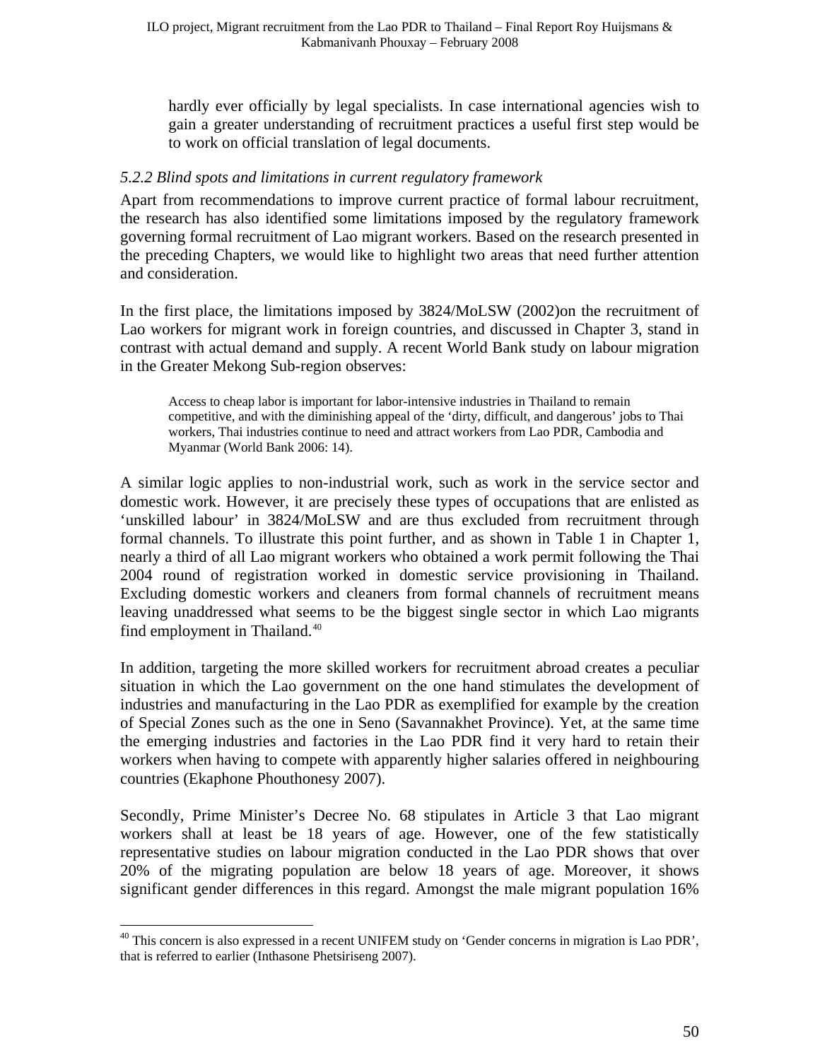hardly ever officially by legal specialists. In case international agencies wish to gain a greater understanding of recruitment practices a useful first step would be to work on official translation of legal documents.

### *5.2.2 Blind spots and limitations in current regulatory framework*

Apart from recommendations to improve current practice of formal labour recruitment, the research has also identified some limitations imposed by the regulatory framework governing formal recruitment of Lao migrant workers. Based on the research presented in the preceding Chapters, we would like to highlight two areas that need further attention and consideration.

In the first place, the limitations imposed by 3824/MoLSW (2002)on the recruitment of Lao workers for migrant work in foreign countries, and discussed in Chapter 3, stand in contrast with actual demand and supply. A recent World Bank study on labour migration in the Greater Mekong Sub-region observes:

> Access to cheap labor is important for labor-intensive industries in Thailand to remain competitive, and with the diminishing appeal of the 'dirty, difficult, and dangerous' jobs to Thai workers, Thai industries continue to need and attract workers from Lao PDR, Cambodia and Myanmar (World Bank 2006: 14).

A similar logic applies to non-industrial work, such as work in the service sector and domestic work. However, it are precisely these types of occupations that are enlisted as 'unskilled labour' in 3824/MoLSW and are thus excluded from recruitment through formal channels. To illustrate this point further, and as shown in Table 1 in Chapter 1, nearly a third of all Lao migrant workers who obtained a work permit following the Thai 2004 round of registration worked in domestic service provisioning in Thailand. Excluding domestic workers and cleaners from formal channels of recruitment means leaving unaddressed what seems to be the biggest single sector in which Lao migrants find employment in Thailand.[40]

In addition, targeting the more skilled workers for recruitment abroad creates a peculiar situation in which the Lao government on the one hand stimulates the development of industries and manufacturing in the Lao PDR as exemplified for example by the creation of Special Zones such as the one in Seno (Savannakhet Province). Yet, at the same time the emerging industries and factories in the Lao PDR find it very hard to retain their workers when having to compete with apparently higher salaries offered in neighbouring countries (Ekaphone Phouthonesy 2007).

Secondly, Prime Minister's Decree No. 68 stipulates in Article 3 that Lao migrant workers shall at least be 18 years of age. However, one of the few statistically representative studies on labour migration conducted in the Lao PDR shows that over 20% of the migrating population are below 18 years of age. Moreover, it shows significant gender differences in this regard. Amongst the male migrant population 16%

---

[40] This concern is also expressed in a recent UNIFEM study on 'Gender concerns in migration is Lao PDR', that is referred to earlier (Inthasone Phetsiriseng 2007).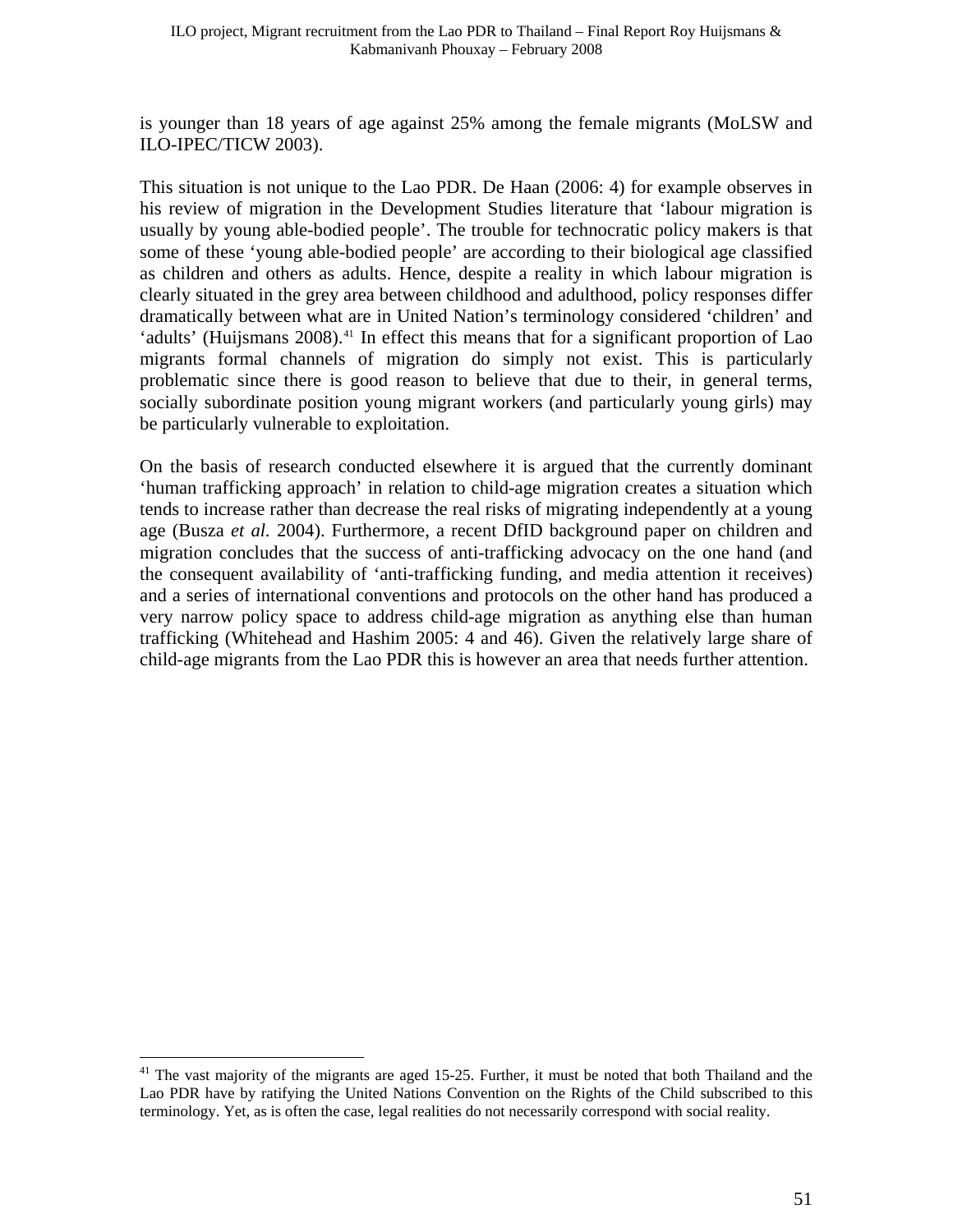is younger than 18 years of age against 25% among the female migrants (MoLSW and ILO-IPEC/TICW 2003).

This situation is not unique to the Lao PDR. De Haan (2006: 4) for example observes in his review of migration in the Development Studies literature that 'labour migration is usually by young able-bodied people'. The trouble for technocratic policy makers is that some of these 'young able-bodied people' are according to their biological age classified as children and others as adults. Hence, despite a reality in which labour migration is clearly situated in the grey area between childhood and adulthood, policy responses differ dramatically between what are in United Nation's terminology considered 'children' and 'adults' (Huijsmans 2008).[41] In effect this means that for a significant proportion of Lao migrants formal channels of migration do simply not exist. This is particularly problematic since there is good reason to believe that due to their, in general terms, socially subordinate position young migrant workers (and particularly young girls) may be particularly vulnerable to exploitation.

On the basis of research conducted elsewhere it is argued that the currently dominant 'human trafficking approach' in relation to child-age migration creates a situation which tends to increase rather than decrease the real risks of migrating independently at a young age (Busza *et al.* 2004). Furthermore, a recent DfID background paper on children and migration concludes that the success of anti-trafficking advocacy on the one hand (and the consequent availability of 'anti-trafficking funding, and media attention it receives) and a series of international conventions and protocols on the other hand has produced a very narrow policy space to address child-age migration as anything else than human trafficking (Whitehead and Hashim 2005: 4 and 46). Given the relatively large share of child-age migrants from the Lao PDR this is however an area that needs further attention.

[41] The vast majority of the migrants are aged 15-25. Further, it must be noted that both Thailand and the Lao PDR have by ratifying the United Nations Convention on the Rights of the Child subscribed to this terminology. Yet, as is often the case, legal realities do not necessarily correspond with social reality.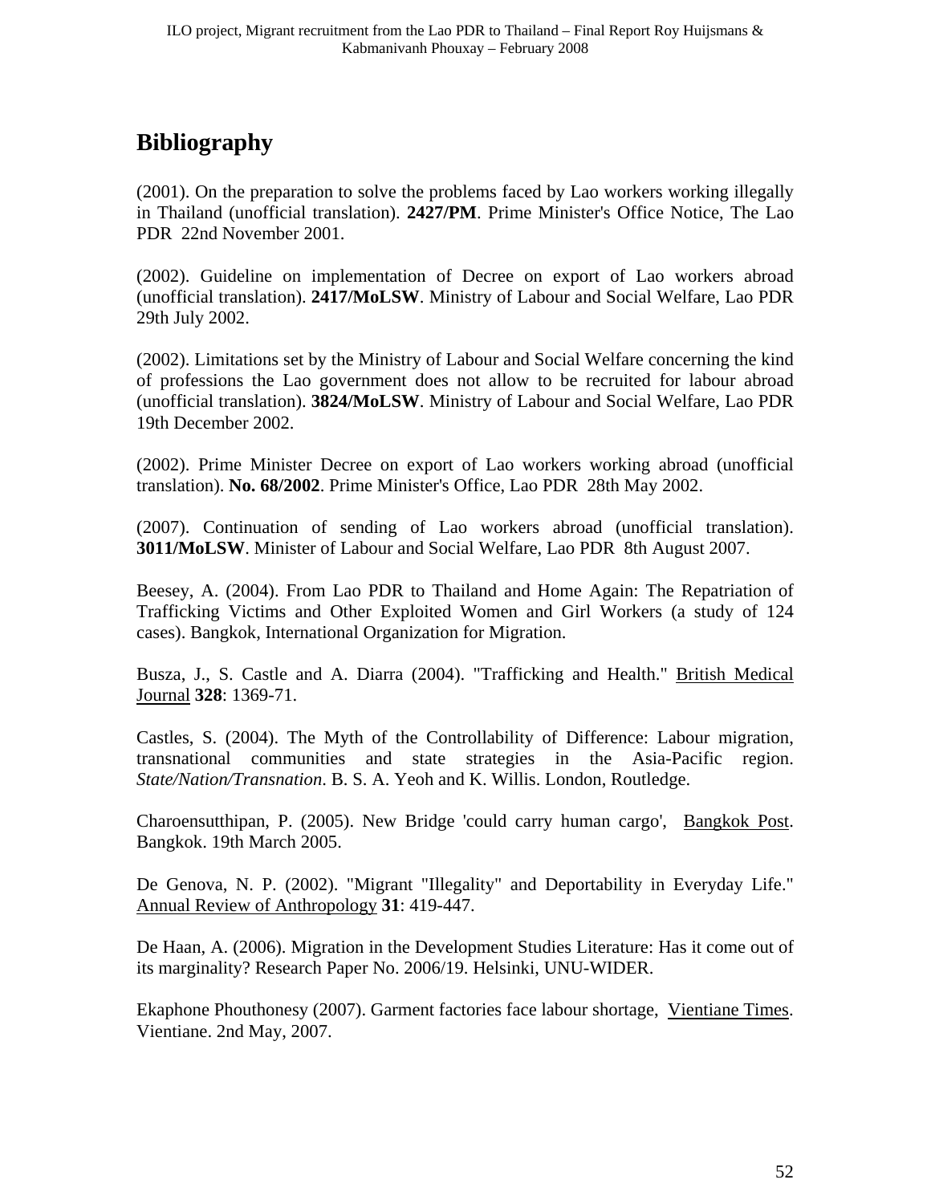# Bibliography

(2001). On the preparation to solve the problems faced by Lao workers working illegally in Thailand (unofficial translation). **2427/PM**. Prime Minister's Office Notice, The Lao PDR 22nd November 2001.

(2002). Guideline on implementation of Decree on export of Lao workers abroad (unofficial translation). **2417/MoLSW**. Ministry of Labour and Social Welfare, Lao PDR 29th July 2002.

(2002). Limitations set by the Ministry of Labour and Social Welfare concerning the kind of professions the Lao government does not allow to be recruited for labour abroad (unofficial translation). **3824/MoLSW**. Ministry of Labour and Social Welfare, Lao PDR 19th December 2002.

(2002). Prime Minister Decree on export of Lao workers working abroad (unofficial translation). **No. 68/2002**. Prime Minister's Office, Lao PDR 28th May 2002.

(2007). Continuation of sending of Lao workers abroad (unofficial translation). **3011/MoLSW**. Minister of Labour and Social Welfare, Lao PDR 8th August 2007.

Beesey, A. (2004). From Lao PDR to Thailand and Home Again: The Repatriation of Trafficking Victims and Other Exploited Women and Girl Workers (a study of 124 cases). Bangkok, International Organization for Migration.

Busza, J., S. Castle and A. Diarra (2004). "Trafficking and Health." British Medical Journal **328**: 1369-71.

Castles, S. (2004). The Myth of the Controllability of Difference: Labour migration, transnational communities and state strategies in the Asia-Pacific region. *State/Nation/Transnation*. B. S. A. Yeoh and K. Willis. London, Routledge.

Charoensutthipan, P. (2005). New Bridge 'could carry human cargo', Bangkok Post. Bangkok. 19th March 2005.

De Genova, N. P. (2002). "Migrant "Illegality" and Deportability in Everyday Life." Annual Review of Anthropology **31**: 419-447.

De Haan, A. (2006). Migration in the Development Studies Literature: Has it come out of its marginality? Research Paper No. 2006/19. Helsinki, UNU-WIDER.

Ekaphone Phouthonesy (2007). Garment factories face labour shortage, Vientiane Times. Vientiane. 2nd May, 2007.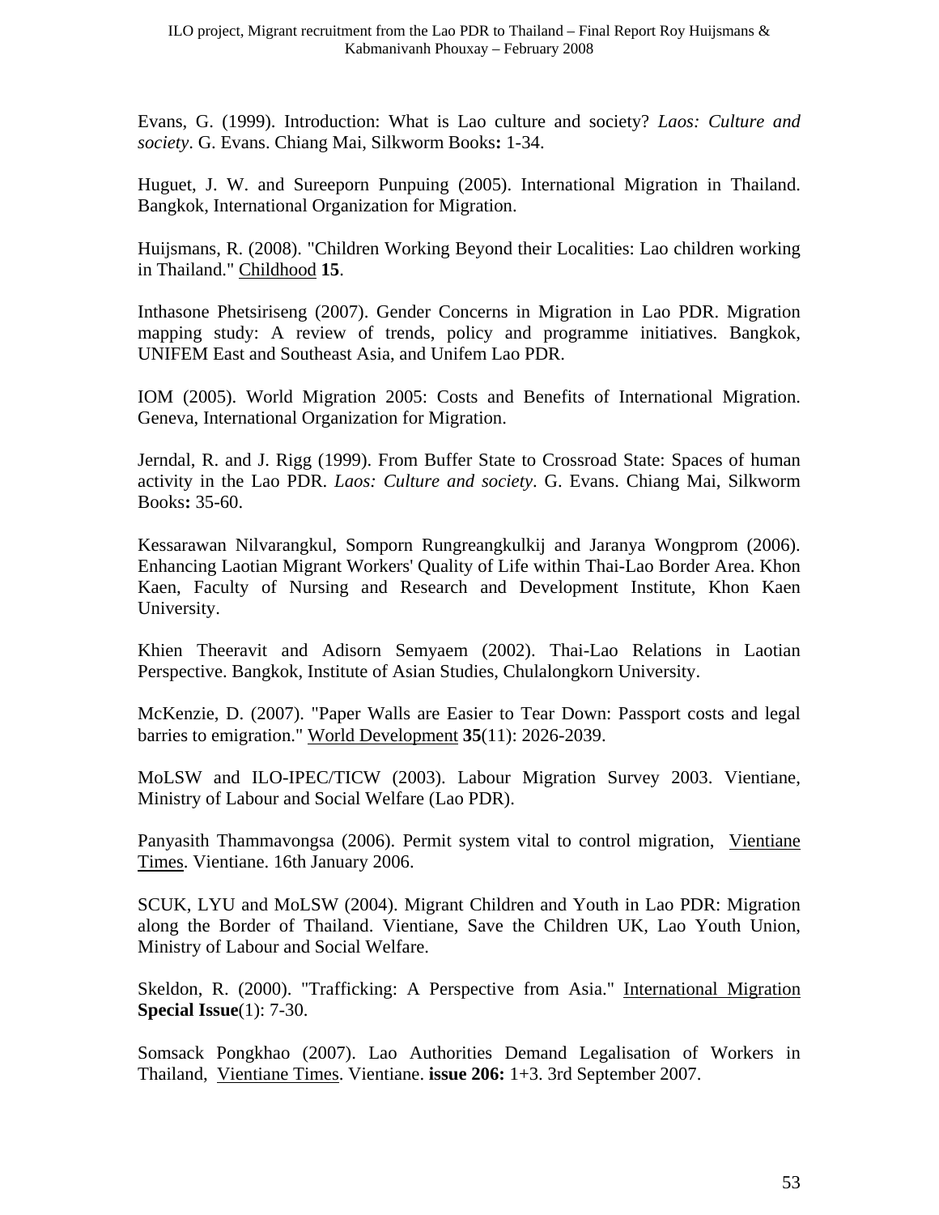Evans, G. (1999). Introduction: What is Lao culture and society? *Laos: Culture and society*. G. Evans. Chiang Mai, Silkworm Books**:** 1-34.

Huguet, J. W. and Sureeporn Punpuing (2005). International Migration in Thailand. Bangkok, International Organization for Migration.

Huijsmans, R. (2008). "Children Working Beyond their Localities: Lao children working in Thailand." Childhood **15**.

Inthasone Phetsiriseng (2007). Gender Concerns in Migration in Lao PDR. Migration mapping study: A review of trends, policy and programme initiatives. Bangkok, UNIFEM East and Southeast Asia, and Unifem Lao PDR.

IOM (2005). World Migration 2005: Costs and Benefits of International Migration. Geneva, International Organization for Migration.

Jerndal, R. and J. Rigg (1999). From Buffer State to Crossroad State: Spaces of human activity in the Lao PDR. *Laos: Culture and society*. G. Evans. Chiang Mai, Silkworm Books**:** 35-60.

Kessarawan Nilvarangkul, Somporn Rungreangkulkij and Jaranya Wongprom (2006). Enhancing Laotian Migrant Workers' Quality of Life within Thai-Lao Border Area. Khon Kaen, Faculty of Nursing and Research and Development Institute, Khon Kaen University.

Khien Theeravit and Adisorn Semyaem (2002). Thai-Lao Relations in Laotian Perspective. Bangkok, Institute of Asian Studies, Chulalongkorn University.

McKenzie, D. (2007). "Paper Walls are Easier to Tear Down: Passport costs and legal barries to emigration." World Development **35**(11): 2026-2039.

MoLSW and ILO-IPEC/TICW (2003). Labour Migration Survey 2003. Vientiane, Ministry of Labour and Social Welfare (Lao PDR).

Panyasith Thammavongsa (2006). Permit system vital to control migration, Vientiane Times. Vientiane. 16th January 2006.

SCUK, LYU and MoLSW (2004). Migrant Children and Youth in Lao PDR: Migration along the Border of Thailand. Vientiane, Save the Children UK, Lao Youth Union, Ministry of Labour and Social Welfare.

Skeldon, R. (2000). "Trafficking: A Perspective from Asia." International Migration **Special Issue**(1): 7-30.

Somsack Pongkhao (2007). Lao Authorities Demand Legalisation of Workers in Thailand, Vientiane Times. Vientiane. **issue 206:** 1+3. 3rd September 2007.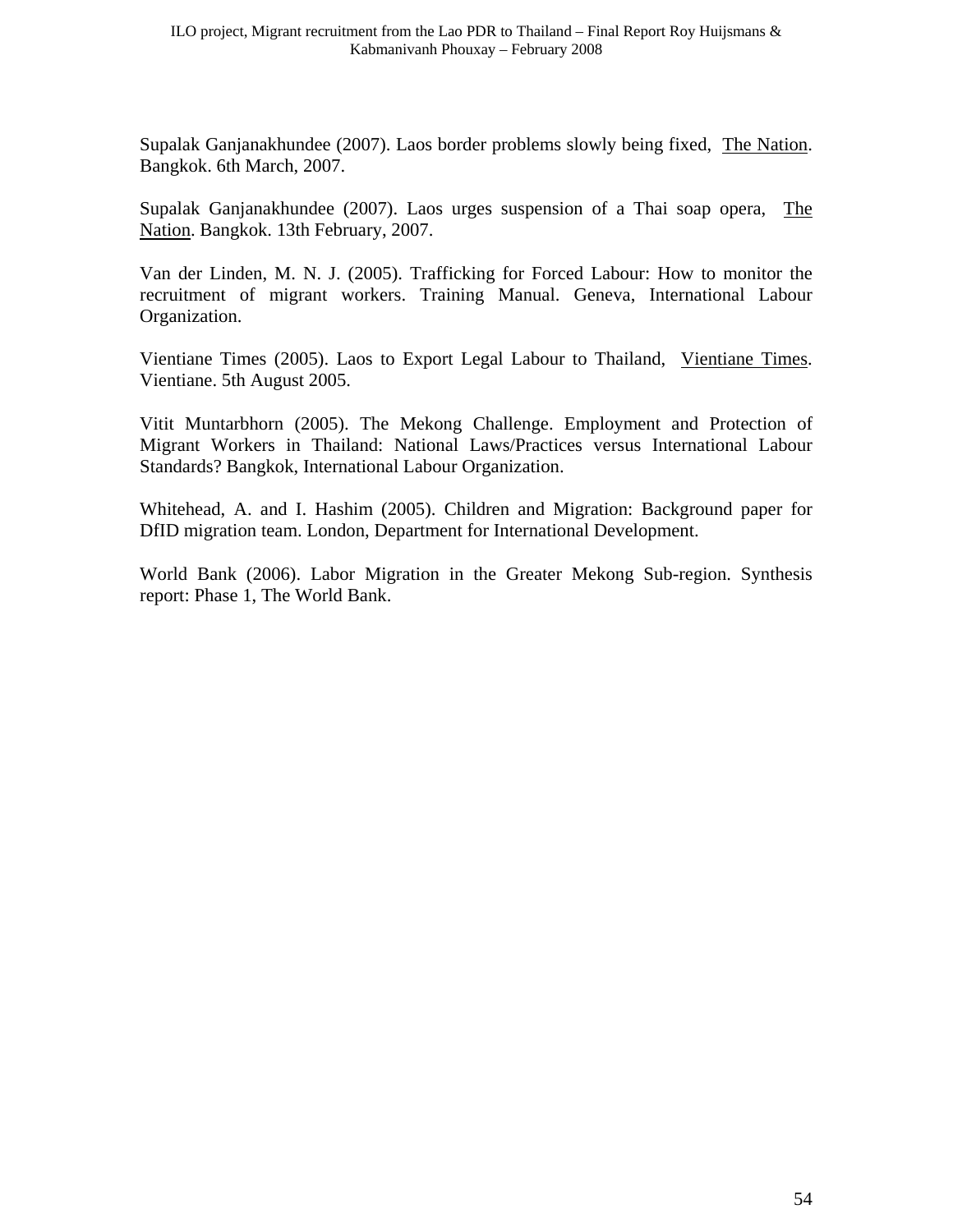Supalak Ganjanakhundee (2007). Laos border problems slowly being fixed, The Nation. Bangkok. 6th March, 2007.

Supalak Ganjanakhundee (2007). Laos urges suspension of a Thai soap opera, The Nation. Bangkok. 13th February, 2007.

Van der Linden, M. N. J. (2005). Trafficking for Forced Labour: How to monitor the recruitment of migrant workers. Training Manual. Geneva, International Labour Organization.

Vientiane Times (2005). Laos to Export Legal Labour to Thailand, Vientiane Times. Vientiane. 5th August 2005.

Vitit Muntarbhorn (2005). The Mekong Challenge. Employment and Protection of Migrant Workers in Thailand: National Laws/Practices versus International Labour Standards? Bangkok, International Labour Organization.

Whitehead, A. and I. Hashim (2005). Children and Migration: Background paper for DfID migration team. London, Department for International Development.

World Bank (2006). Labor Migration in the Greater Mekong Sub-region. Synthesis report: Phase 1, The World Bank.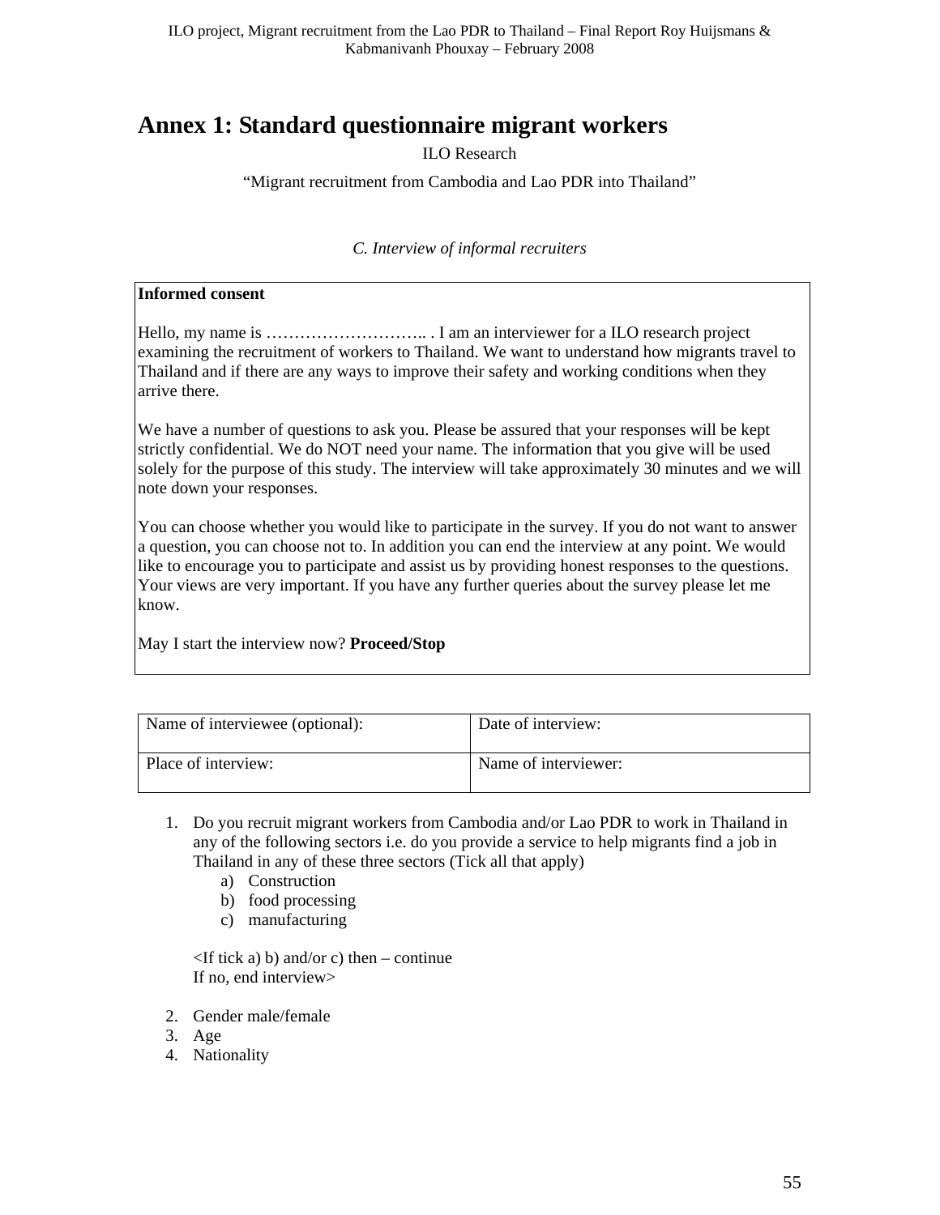# Annex 1: Standard questionnaire migrant workers

ILO Research

"Migrant recruitment from Cambodia and Lao PDR into Thailand"

*C. Interview of informal recruiters*

**Informed consent**

Hello, my name is ……………………….. . I am an interviewer for a ILO research project examining the recruitment of workers to Thailand. We want to understand how migrants travel to Thailand and if there are any ways to improve their safety and working conditions when they arrive there.

We have a number of questions to ask you. Please be assured that your responses will be kept strictly confidential. We do NOT need your name. The information that you give will be used solely for the purpose of this study. The interview will take approximately 30 minutes and we will note down your responses.

You can choose whether you would like to participate in the survey. If you do not want to answer a question, you can choose not to. In addition you can end the interview at any point. We would like to encourage you to participate and assist us by providing honest responses to the questions. Your views are very important. If you have any further queries about the survey please let me know.

May I start the interview now? **Proceed/Stop**

| Name of interviewee (optional): | Date of interview: |
|---|---|
| Place of interview: | Name of interviewer: |

1. Do you recruit migrant workers from Cambodia and/or Lao PDR to work in Thailand in any of the following sectors i.e. do you provide a service to help migrants find a job in Thailand in any of these three sectors (Tick all that apply)
   a) Construction
   b) food processing
   c) manufacturing

   <If tick a) b) and/or c) then – continue
   If no, end interview>

2. Gender male/female
3. Age
4. Nationality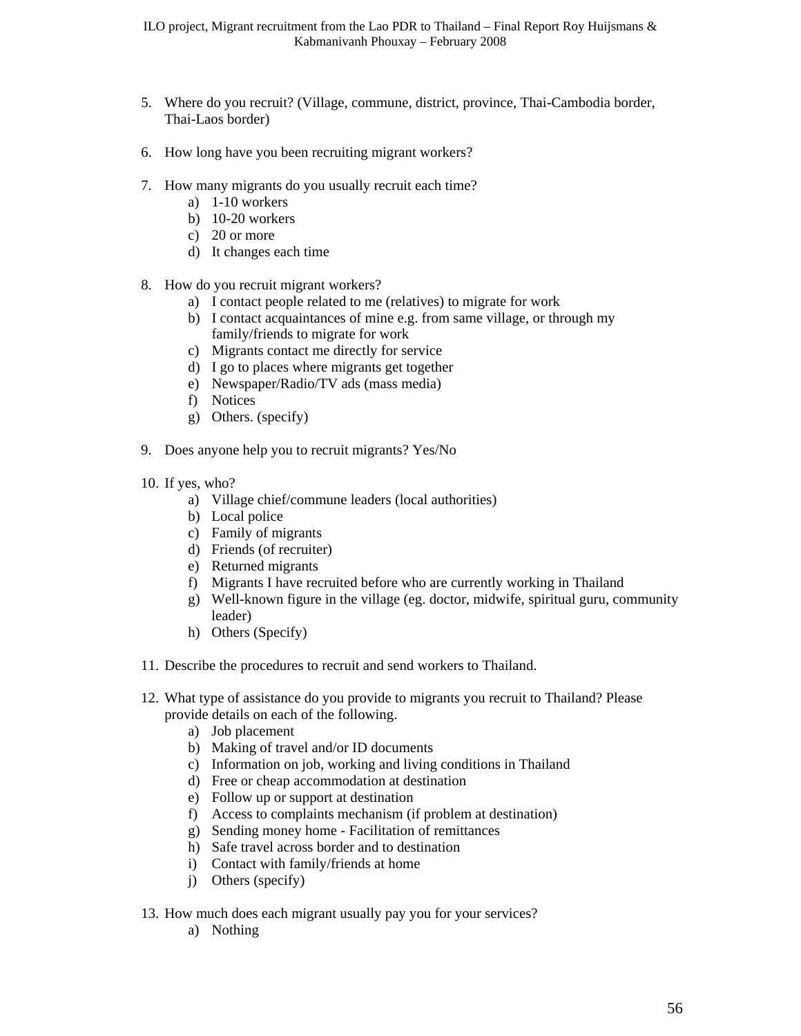5. Where do you recruit? (Village, commune, district, province, Thai-Cambodia border, Thai-Laos border)

6. How long have you been recruiting migrant workers?

7. How many migrants do you usually recruit each time?
    a) 1-10 workers
    b) 10-20 workers
    c) 20 or more
    d) It changes each time

8. How do you recruit migrant workers?
    a) I contact people related to me (relatives) to migrate for work
    b) I contact acquaintances of mine e.g. from same village, or through my family/friends to migrate for work
    c) Migrants contact me directly for service
    d) I go to places where migrants get together
    e) Newspaper/Radio/TV ads (mass media)
    f) Notices
    g) Others. (specify)

9. Does anyone help you to recruit migrants? Yes/No

10. If yes, who?
    a) Village chief/commune leaders (local authorities)
    b) Local police
    c) Family of migrants
    d) Friends (of recruiter)
    e) Returned migrants
    f) Migrants I have recruited before who are currently working in Thailand
    g) Well-known figure in the village (eg. doctor, midwife, spiritual guru, community leader)
    h) Others (Specify)

11. Describe the procedures to recruit and send workers to Thailand.

12. What type of assistance do you provide to migrants you recruit to Thailand? Please provide details on each of the following.
    a) Job placement
    b) Making of travel and/or ID documents
    c) Information on job, working and living conditions in Thailand
    d) Free or cheap accommodation at destination
    e) Follow up or support at destination
    f) Access to complaints mechanism (if problem at destination)
    g) Sending money home - Facilitation of remittances
    h) Safe travel across border and to destination
    i) Contact with family/friends at home
    j) Others (specify)

13. How much does each migrant usually pay you for your services?
    a) Nothing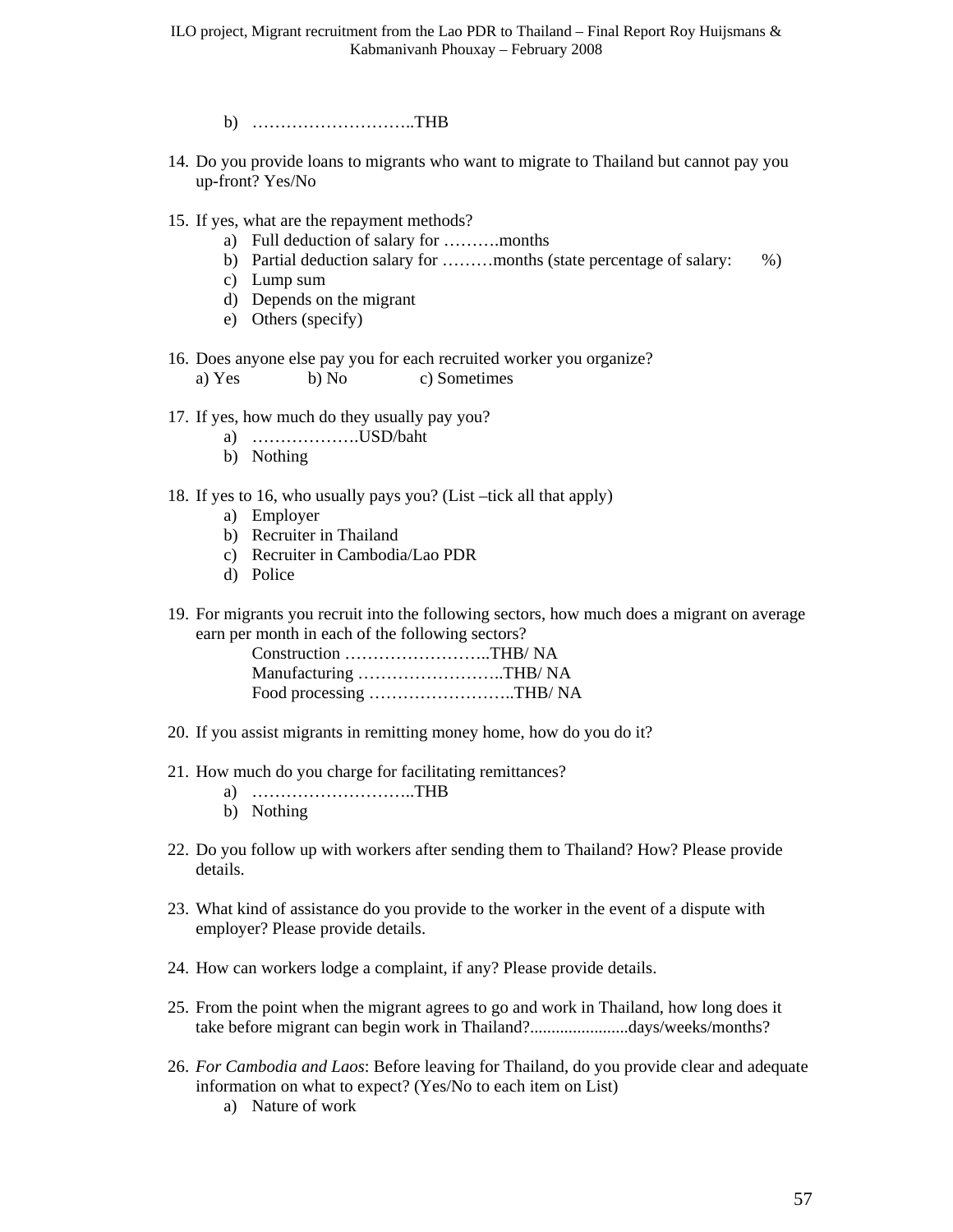b) ………………………..THB

14. Do you provide loans to migrants who want to migrate to Thailand but cannot pay you up-front? Yes/No

15. If yes, what are the repayment methods?
    a) Full deduction of salary for ……….months
    b) Partial deduction salary for ………months (state percentage of salary: %)
    c) Lump sum
    d) Depends on the migrant
    e) Others (specify)

16. Does anyone else pay you for each recruited worker you organize?
    a) Yes b) No c) Sometimes

17. If yes, how much do they usually pay you?
    a) ……………….USD/baht
    b) Nothing

18. If yes to 16, who usually pays you? (List –tick all that apply)
    a) Employer
    b) Recruiter in Thailand
    c) Recruiter in Cambodia/Lao PDR
    d) Police

19. For migrants you recruit into the following sectors, how much does a migrant on average earn per month in each of the following sectors?
    Construction ……………………..THB/ NA
    Manufacturing ……………………..THB/ NA
    Food processing ……………………..THB/ NA

20. If you assist migrants in remitting money home, how do you do it?

21. How much do you charge for facilitating remittances?
    a) ………………………..THB
    b) Nothing

22. Do you follow up with workers after sending them to Thailand? How? Please provide details.

23. What kind of assistance do you provide to the worker in the event of a dispute with employer? Please provide details.

24. How can workers lodge a complaint, if any? Please provide details.

25. From the point when the migrant agrees to go and work in Thailand, how long does it take before migrant can begin work in Thailand?......................days/weeks/months?

26. *For Cambodia and Laos*: Before leaving for Thailand, do you provide clear and adequate information on what to expect? (Yes/No to each item on List)
    a) Nature of work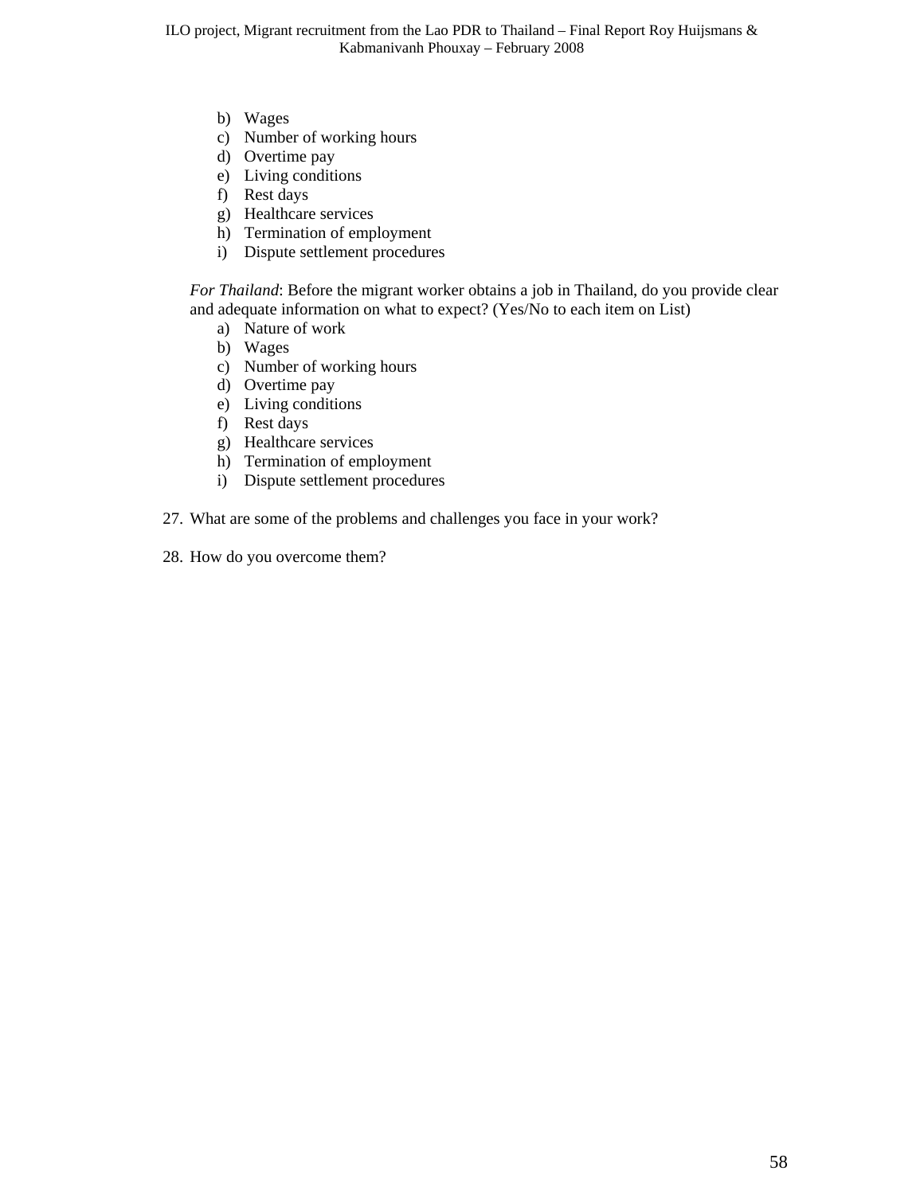b) Wages
c) Number of working hours
d) Overtime pay
e) Living conditions
f) Rest days
g) Healthcare services
h) Termination of employment
i) Dispute settlement procedures

*For Thailand*: Before the migrant worker obtains a job in Thailand, do you provide clear and adequate information on what to expect? (Yes/No to each item on List)

a) Nature of work
b) Wages
c) Number of working hours
d) Overtime pay
e) Living conditions
f) Rest days
g) Healthcare services
h) Termination of employment
i) Dispute settlement procedures

27. What are some of the problems and challenges you face in your work?

28. How do you overcome them?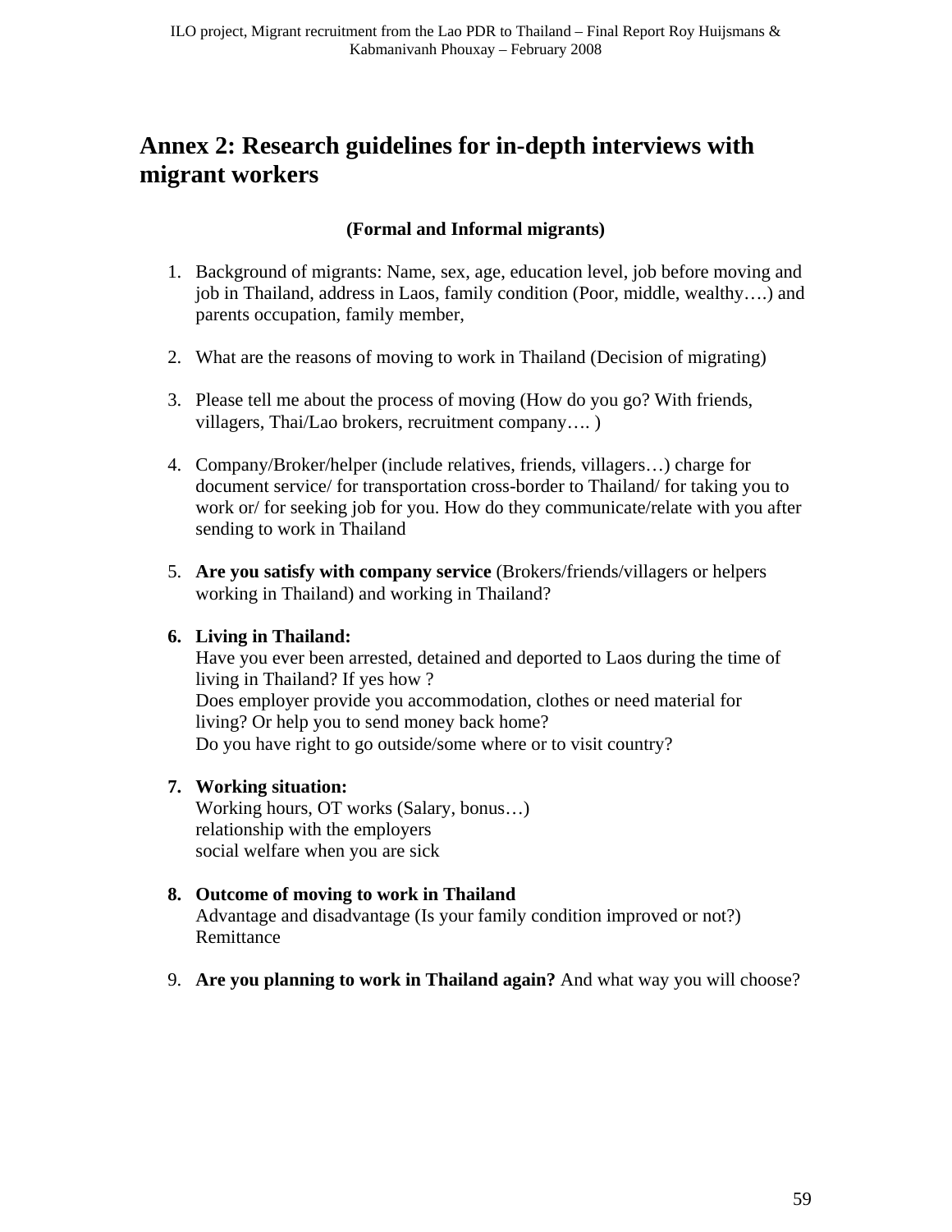# Annex 2: Research guidelines for in-depth interviews with migrant workers

**(Formal and Informal migrants)**

1. Background of migrants: Name, sex, age, education level, job before moving and job in Thailand, address in Laos, family condition (Poor, middle, wealthy….) and parents occupation, family member,

2. What are the reasons of moving to work in Thailand (Decision of migrating)

3. Please tell me about the process of moving (How do you go? With friends, villagers, Thai/Lao brokers, recruitment company…. )

4. Company/Broker/helper (include relatives, friends, villagers…) charge for document service/ for transportation cross-border to Thailand/ for taking you to work or/ for seeking job for you. How do they communicate/relate with you after sending to work in Thailand

5. **Are you satisfy with company service** (Brokers/friends/villagers or helpers working in Thailand) and working in Thailand?

6. **Living in Thailand:**
   Have you ever been arrested, detained and deported to Laos during the time of living in Thailand? If yes how ?
   Does employer provide you accommodation, clothes or need material for living? Or help you to send money back home?
   Do you have right to go outside/some where or to visit country?

7. **Working situation:**
   Working hours, OT works (Salary, bonus…)
   relationship with the employers
   social welfare when you are sick

8. **Outcome of moving to work in Thailand**
   Advantage and disadvantage (Is your family condition improved or not?)
   Remittance

9. **Are you planning to work in Thailand again?** And what way you will choose?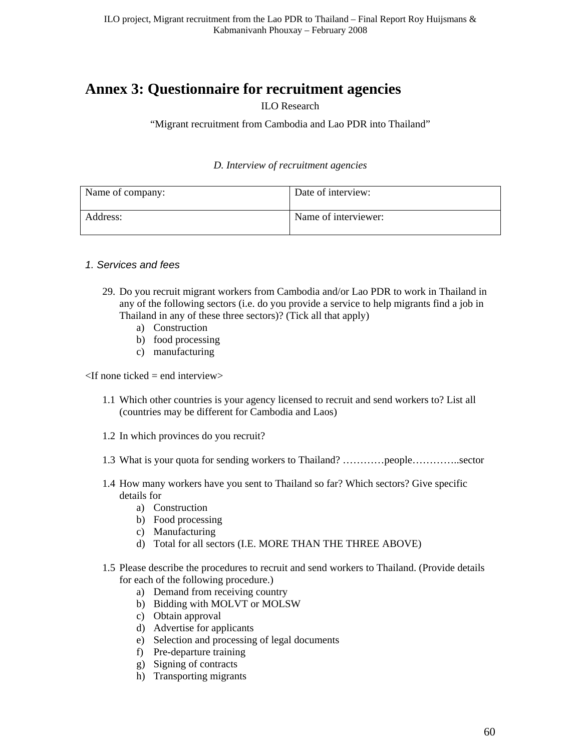# Annex 3: Questionnaire for recruitment agencies

ILO Research

"Migrant recruitment from Cambodia and Lao PDR into Thailand"

*D. Interview of recruitment agencies*

| Name of company: | Date of interview: |
|---|---|
| Address: | Name of interviewer: |

*1. Services and fees*

29. Do you recruit migrant workers from Cambodia and/or Lao PDR to work in Thailand in any of the following sectors (i.e. do you provide a service to help migrants find a job in Thailand in any of these three sectors)? (Tick all that apply)
    a) Construction
    b) food processing
    c) manufacturing

<If none ticked = end interview>

1.1 Which other countries is your agency licensed to recruit and send workers to? List all (countries may be different for Cambodia and Laos)

1.2 In which provinces do you recruit?

1.3 What is your quota for sending workers to Thailand? …………people…………..sector

1.4 How many workers have you sent to Thailand so far? Which sectors? Give specific details for
    a) Construction
    b) Food processing
    c) Manufacturing
    d) Total for all sectors (I.E. MORE THAN THE THREE ABOVE)

1.5 Please describe the procedures to recruit and send workers to Thailand. (Provide details for each of the following procedure.)
    a) Demand from receiving country
    b) Bidding with MOLVT or MOLSW
    c) Obtain approval
    d) Advertise for applicants
    e) Selection and processing of legal documents
    f) Pre-departure training
    g) Signing of contracts
    h) Transporting migrants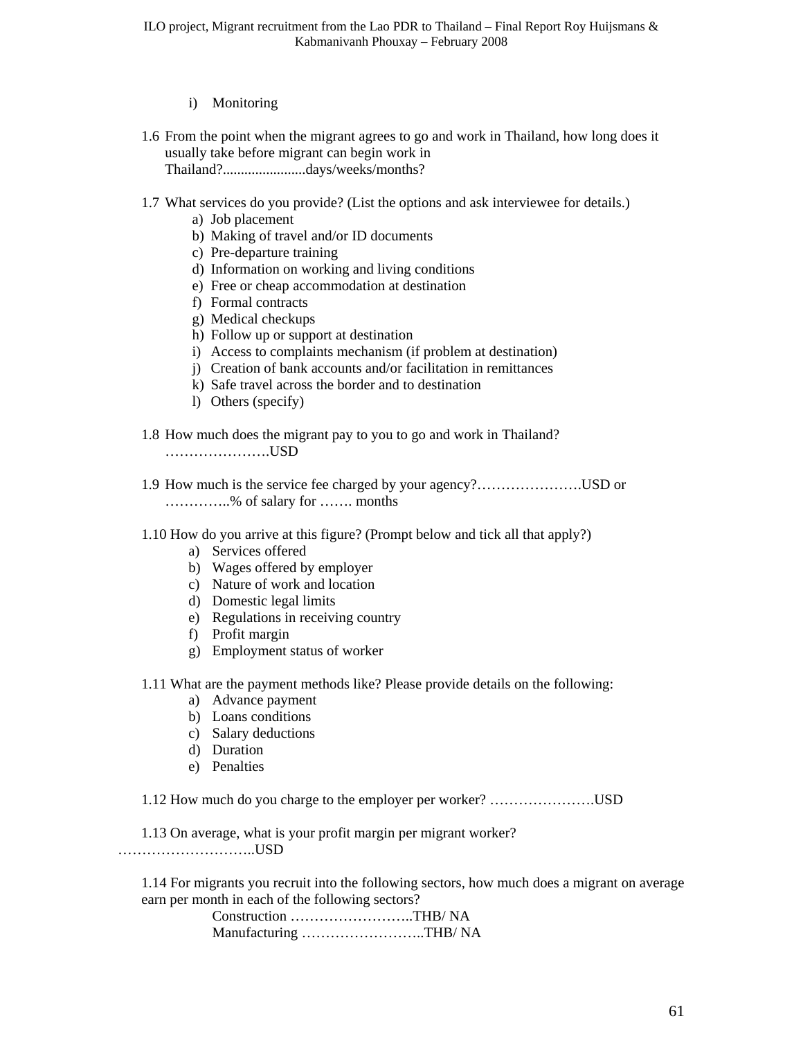i) Monitoring

1.6 From the point when the migrant agrees to go and work in Thailand, how long does it usually take before migrant can begin work in Thailand?.......................days/weeks/months?

1.7 What services do you provide? (List the options and ask interviewee for details.)
   a) Job placement
   b) Making of travel and/or ID documents
   c) Pre-departure training
   d) Information on working and living conditions
   e) Free or cheap accommodation at destination
   f) Formal contracts
   g) Medical checkups
   h) Follow up or support at destination
   i) Access to complaints mechanism (if problem at destination)
   j) Creation of bank accounts and/or facilitation in remittances
   k) Safe travel across the border and to destination
   l) Others (specify)

1.8 How much does the migrant pay to you to go and work in Thailand? ………………….USD

1.9 How much is the service fee charged by your agency?………………….USD or …………..% of salary for ……. months

1.10 How do you arrive at this figure? (Prompt below and tick all that apply?)
   a) Services offered
   b) Wages offered by employer
   c) Nature of work and location
   d) Domestic legal limits
   e) Regulations in receiving country
   f) Profit margin
   g) Employment status of worker

1.11 What are the payment methods like? Please provide details on the following:
   a) Advance payment
   b) Loans conditions
   c) Salary deductions
   d) Duration
   e) Penalties

1.12 How much do you charge to the employer per worker? ………………….USD

1.13 On average, what is your profit margin per migrant worker? ………………………..USD

1.14 For migrants you recruit into the following sectors, how much does a migrant on average earn per month in each of the following sectors?

Construction ……………………..THB/ NA

Manufacturing ……………………..THB/ NA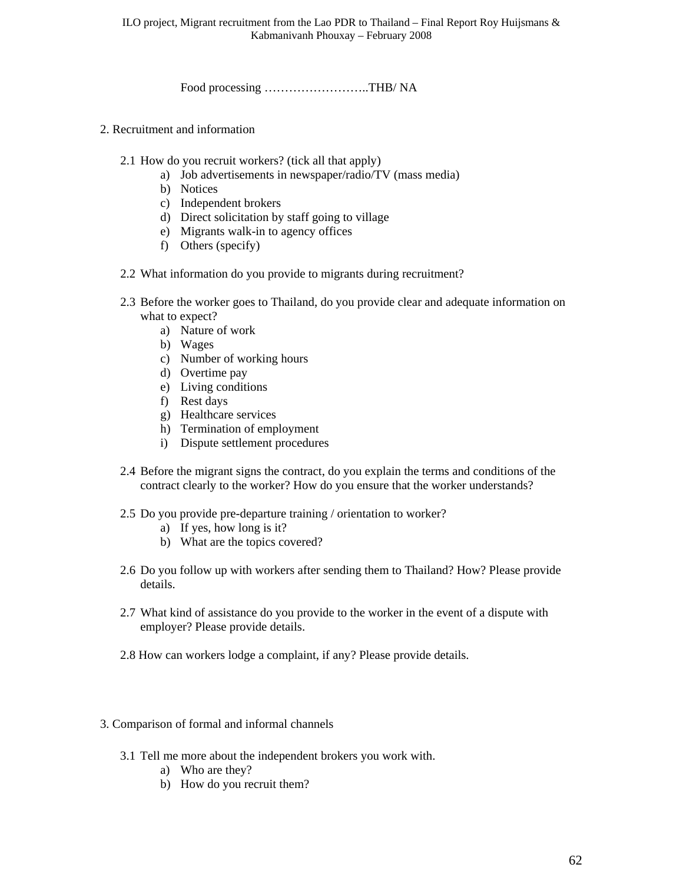Food processing ……………………..THB/ NA

2. Recruitment and information

2.1 How do you recruit workers? (tick all that apply)
   a) Job advertisements in newspaper/radio/TV (mass media)
   b) Notices
   c) Independent brokers
   d) Direct solicitation by staff going to village
   e) Migrants walk-in to agency offices
   f) Others (specify)

2.2 What information do you provide to migrants during recruitment?

2.3 Before the worker goes to Thailand, do you provide clear and adequate information on what to expect?
   a) Nature of work
   b) Wages
   c) Number of working hours
   d) Overtime pay
   e) Living conditions
   f) Rest days
   g) Healthcare services
   h) Termination of employment
   i) Dispute settlement procedures

2.4 Before the migrant signs the contract, do you explain the terms and conditions of the contract clearly to the worker? How do you ensure that the worker understands?

2.5 Do you provide pre-departure training / orientation to worker?
   a) If yes, how long is it?
   b) What are the topics covered?

2.6 Do you follow up with workers after sending them to Thailand? How? Please provide details.

2.7 What kind of assistance do you provide to the worker in the event of a dispute with employer? Please provide details.

2.8 How can workers lodge a complaint, if any? Please provide details.

3. Comparison of formal and informal channels

3.1 Tell me more about the independent brokers you work with.
   a) Who are they?
   b) How do you recruit them?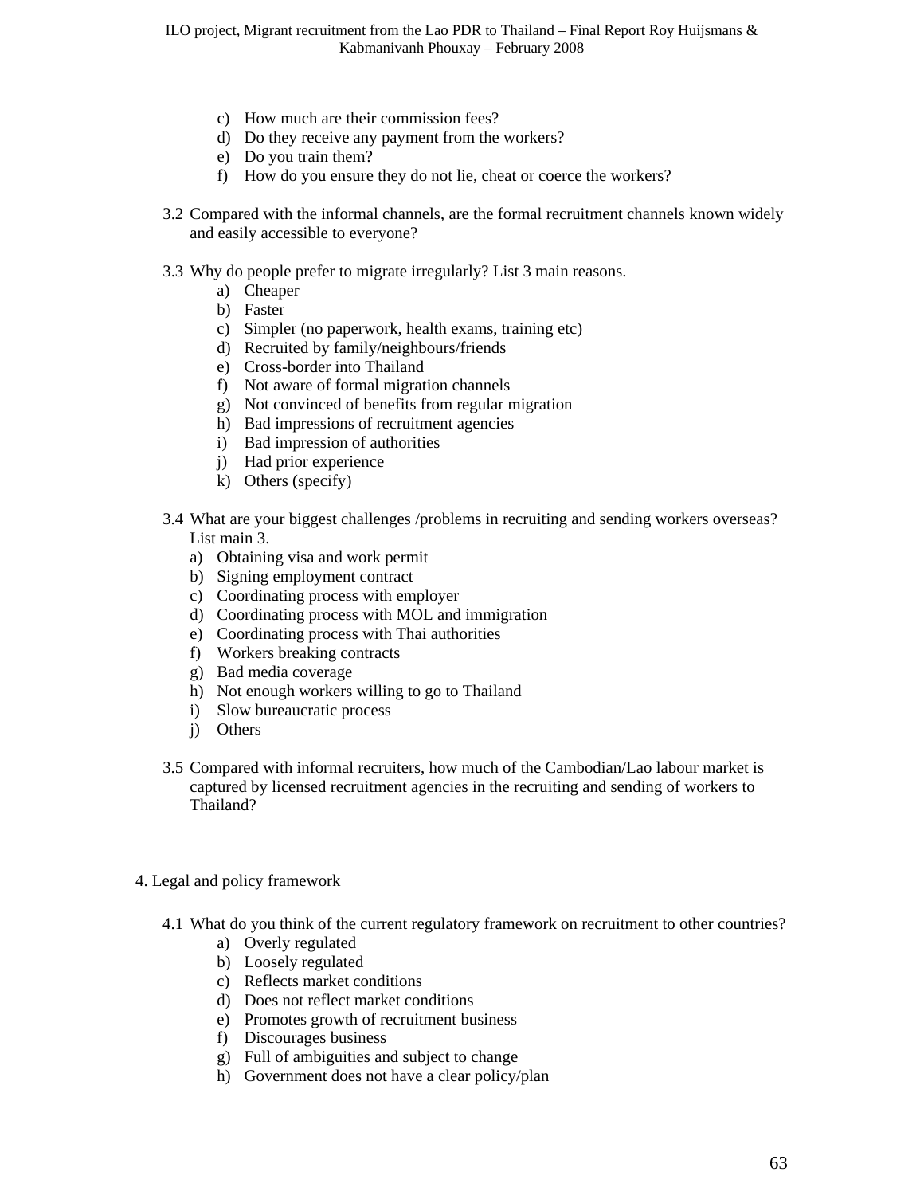c) How much are their commission fees?
   d) Do they receive any payment from the workers?
   e) Do you train them?
   f) How do you ensure they do not lie, cheat or coerce the workers?

3.2 Compared with the informal channels, are the formal recruitment channels known widely and easily accessible to everyone?

3.3 Why do people prefer to migrate irregularly? List 3 main reasons.
   a) Cheaper
   b) Faster
   c) Simpler (no paperwork, health exams, training etc)
   d) Recruited by family/neighbours/friends
   e) Cross-border into Thailand
   f) Not aware of formal migration channels
   g) Not convinced of benefits from regular migration
   h) Bad impressions of recruitment agencies
   i) Bad impression of authorities
   j) Had prior experience
   k) Others (specify)

3.4 What are your biggest challenges /problems in recruiting and sending workers overseas? List main 3.
   a) Obtaining visa and work permit
   b) Signing employment contract
   c) Coordinating process with employer
   d) Coordinating process with MOL and immigration
   e) Coordinating process with Thai authorities
   f) Workers breaking contracts
   g) Bad media coverage
   h) Not enough workers willing to go to Thailand
   i) Slow bureaucratic process
   j) Others

3.5 Compared with informal recruiters, how much of the Cambodian/Lao labour market is captured by licensed recruitment agencies in the recruiting and sending of workers to Thailand?

4. Legal and policy framework

4.1 What do you think of the current regulatory framework on recruitment to other countries?
   a) Overly regulated
   b) Loosely regulated
   c) Reflects market conditions
   d) Does not reflect market conditions
   e) Promotes growth of recruitment business
   f) Discourages business
   g) Full of ambiguities and subject to change
   h) Government does not have a clear policy/plan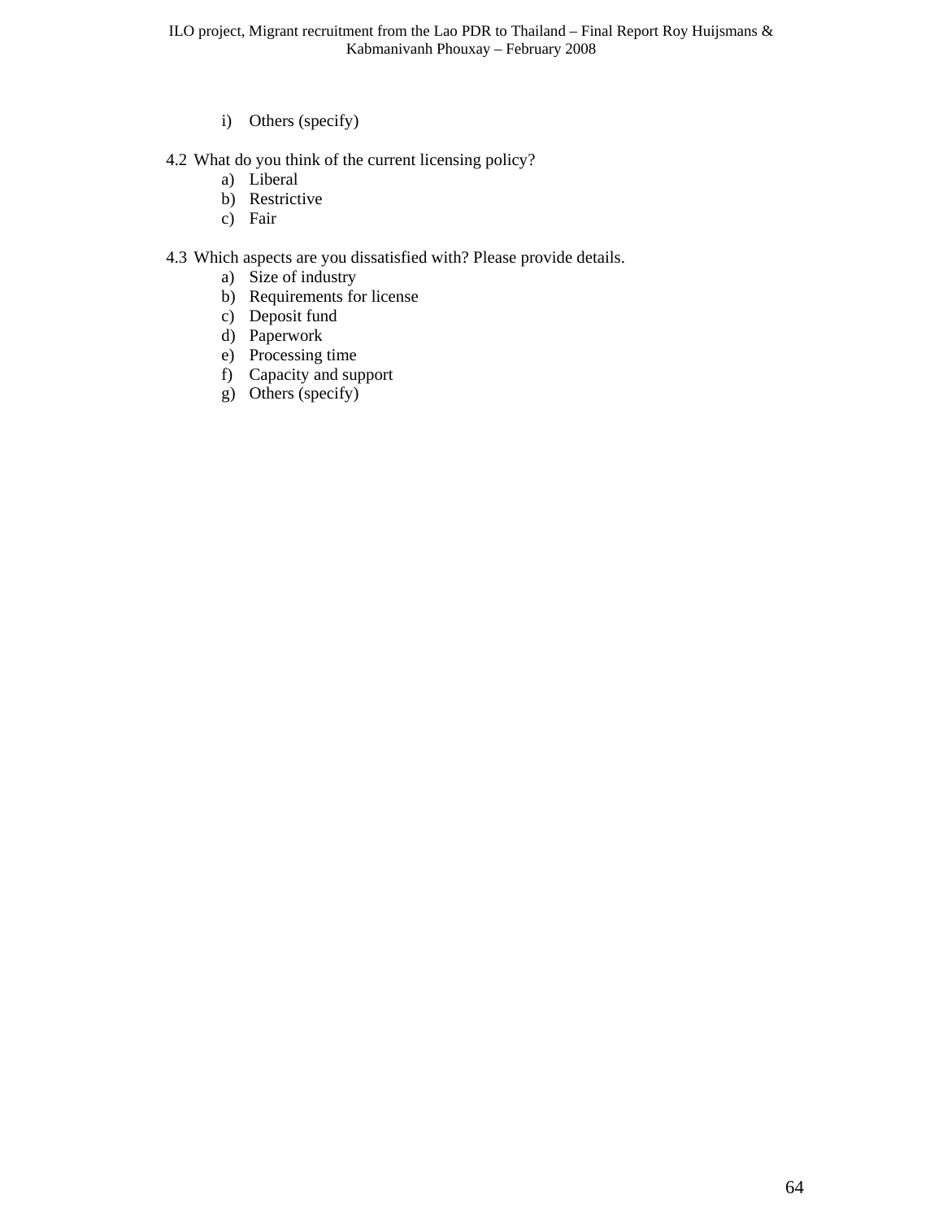i) Others (specify)

4.2 What do you think of the current licensing policy?

a) Liberal
b) Restrictive
c) Fair

4.3 Which aspects are you dissatisfied with? Please provide details.

a) Size of industry
b) Requirements for license
c) Deposit fund
d) Paperwork
e) Processing time
f) Capacity and support
g) Others (specify)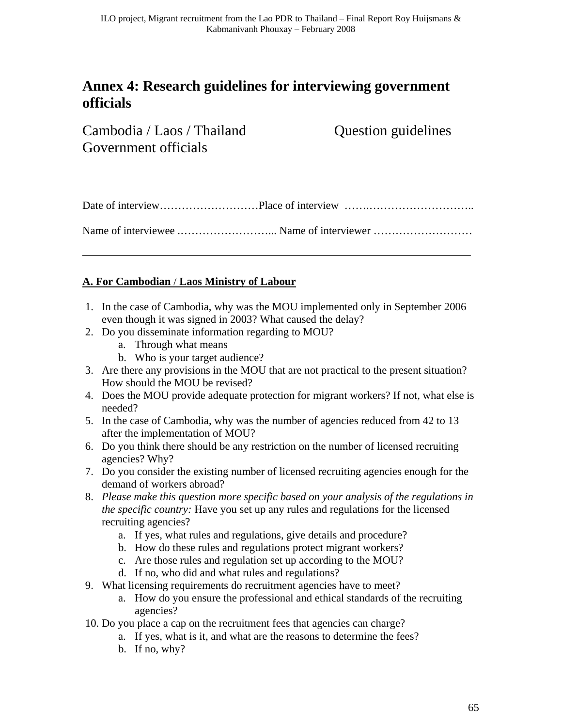# Annex 4: Research guidelines for interviewing government officials

Cambodia / Laos / Thailand Question guidelines
Government officials

Date of interview………………………Place of interview …….………………………..

Name of interviewee .……………………... Name of interviewer ………………………

---

**A. For Cambodian / Laos Ministry of Labour**

1. In the case of Cambodia, why was the MOU implemented only in September 2006 even though it was signed in 2003? What caused the delay?
2. Do you disseminate information regarding to MOU?
   a. Through what means
   b. Who is your target audience?
3. Are there any provisions in the MOU that are not practical to the present situation? How should the MOU be revised?
4. Does the MOU provide adequate protection for migrant workers? If not, what else is needed?
5. In the case of Cambodia, why was the number of agencies reduced from 42 to 13 after the implementation of MOU?
6. Do you think there should be any restriction on the number of licensed recruiting agencies? Why?
7. Do you consider the existing number of licensed recruiting agencies enough for the demand of workers abroad?
8. *Please make this question more specific based on your analysis of the regulations in the specific country:* Have you set up any rules and regulations for the licensed recruiting agencies?
   a. If yes, what rules and regulations, give details and procedure?
   b. How do these rules and regulations protect migrant workers?
   c. Are those rules and regulation set up according to the MOU?
   d. If no, who did and what rules and regulations?
9. What licensing requirements do recruitment agencies have to meet?
   a. How do you ensure the professional and ethical standards of the recruiting agencies?
10. Do you place a cap on the recruitment fees that agencies can charge?
    a. If yes, what is it, and what are the reasons to determine the fees?
    b. If no, why?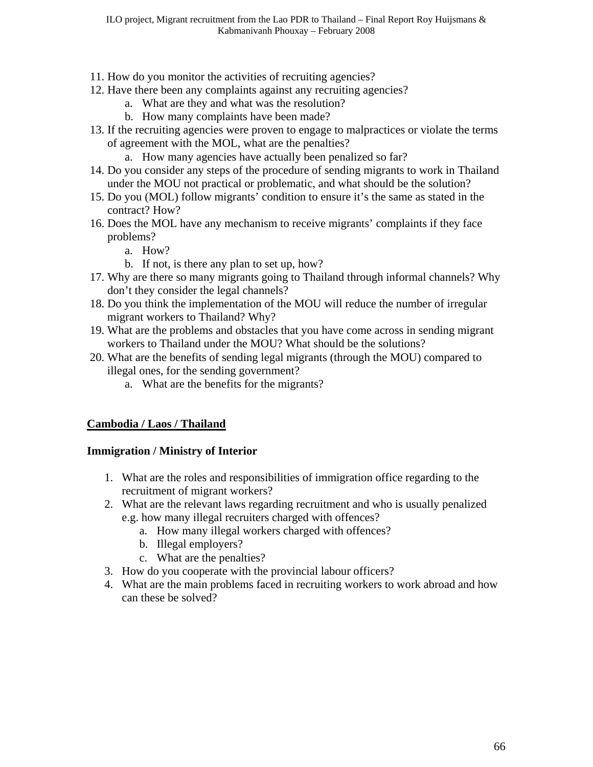11. How do you monitor the activities of recruiting agencies?
12. Have there been any complaints against any recruiting agencies?
    a. What are they and what was the resolution?
    b. How many complaints have been made?
13. If the recruiting agencies were proven to engage to malpractices or violate the terms of agreement with the MOL, what are the penalties?
    a. How many agencies have actually been penalized so far?
14. Do you consider any steps of the procedure of sending migrants to work in Thailand under the MOU not practical or problematic, and what should be the solution?
15. Do you (MOL) follow migrants' condition to ensure it's the same as stated in the contract? How?
16. Does the MOL have any mechanism to receive migrants' complaints if they face problems?
    a. How?
    b. If not, is there any plan to set up, how?
17. Why are there so many migrants going to Thailand through informal channels? Why don't they consider the legal channels?
18. Do you think the implementation of the MOU will reduce the number of irregular migrant workers to Thailand? Why?
19. What are the problems and obstacles that you have come across in sending migrant workers to Thailand under the MOU? What should be the solutions?
20. What are the benefits of sending legal migrants (through the MOU) compared to illegal ones, for the sending government?
    a. What are the benefits for the migrants?

**Cambodia / Laos / Thailand**

**Immigration / Ministry of Interior**

1. What are the roles and responsibilities of immigration office regarding to the recruitment of migrant workers?
2. What are the relevant laws regarding recruitment and who is usually penalized e.g. how many illegal recruiters charged with offences?
    a. How many illegal workers charged with offences?
    b. Illegal employers?
    c. What are the penalties?
3. How do you cooperate with the provincial labour officers?
4. What are the main problems faced in recruiting workers to work abroad and how can these be solved?